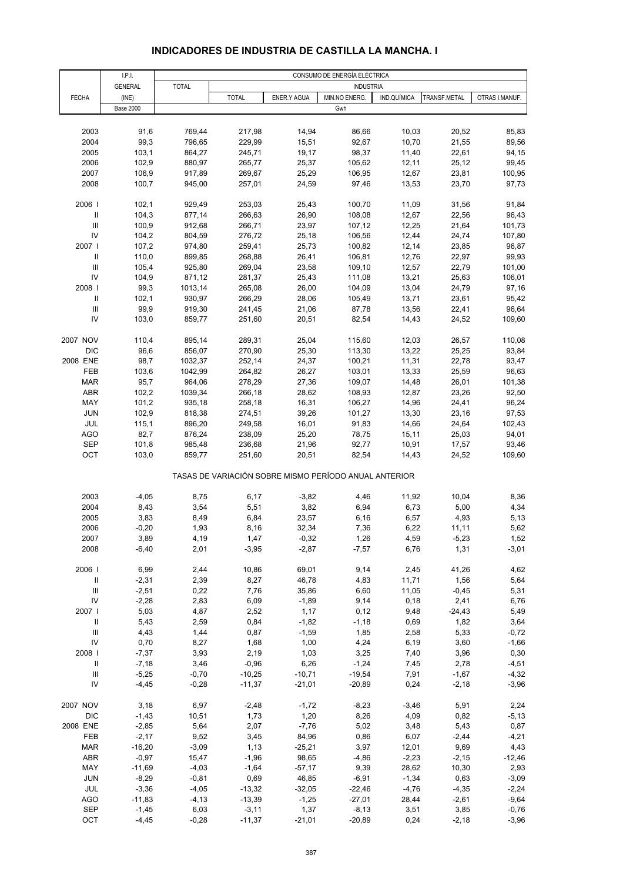# INDICADORES DE INDUSTRIA DE CASTILLA LA MANCHA. I

| FECHA | I.P.I. GENERAL (INE) Base 2000 | CONSUMO DE ENERGÍA ELÉCTRICA TOTAL | INDUSTRIA TOTAL | ENER.Y AGUA | MIN.NO ENERG. | IND.QUÍMICA | TRANSF.METAL | OTRAS I.MANUF. |
|---|---|---|---|---|---|---|---|---|
| | | Gwh | | | | | | |
| 2003 | 91,6 | 769,44 | 217,98 | 14,94 | 86,66 | 10,03 | 20,52 | 85,83 |
| 2004 | 99,3 | 796,65 | 229,99 | 15,51 | 92,67 | 10,70 | 21,55 | 89,56 |
| 2005 | 103,1 | 864,27 | 245,71 | 19,17 | 98,37 | 11,40 | 22,61 | 94,15 |
| 2006 | 102,9 | 880,97 | 265,77 | 25,37 | 105,62 | 12,11 | 25,12 | 99,45 |
| 2007 | 106,9 | 917,89 | 269,67 | 25,29 | 106,95 | 12,67 | 23,81 | 100,95 |
| 2008 | 100,7 | 945,00 | 257,01 | 24,59 | 97,46 | 13,53 | 23,70 | 97,73 |
| 2006 I | 102,1 | 929,49 | 253,03 | 25,43 | 100,70 | 11,09 | 31,56 | 91,84 |
| II | 104,3 | 877,14 | 266,63 | 26,90 | 108,08 | 12,67 | 22,56 | 96,43 |
| III | 100,9 | 912,68 | 266,71 | 23,97 | 107,12 | 12,25 | 21,64 | 101,73 |
| IV | 104,2 | 804,59 | 276,72 | 25,18 | 106,56 | 12,44 | 24,74 | 107,80 |
| 2007 I | 107,2 | 974,80 | 259,41 | 25,73 | 100,82 | 12,14 | 23,85 | 96,87 |
| II | 110,0 | 899,85 | 268,88 | 26,41 | 106,81 | 12,76 | 22,97 | 99,93 |
| III | 105,4 | 925,80 | 269,04 | 23,58 | 109,10 | 12,57 | 22,79 | 101,00 |
| IV | 104,9 | 871,12 | 281,37 | 25,43 | 111,08 | 13,21 | 25,63 | 106,01 |
| 2008 I | 99,3 | 1013,14 | 265,08 | 26,00 | 104,09 | 13,04 | 24,79 | 97,16 |
| II | 102,1 | 930,97 | 266,29 | 28,06 | 105,49 | 13,71 | 23,61 | 95,42 |
| III | 99,9 | 919,30 | 241,45 | 21,06 | 87,78 | 13,56 | 22,41 | 96,64 |
| IV | 103,0 | 859,77 | 251,60 | 20,51 | 82,54 | 14,43 | 24,52 | 109,60 |
| 2007 NOV | 110,4 | 895,14 | 289,31 | 25,04 | 115,60 | 12,03 | 26,57 | 110,08 |
| DIC | 96,6 | 856,07 | 270,90 | 25,30 | 113,30 | 13,22 | 25,25 | 93,84 |
| 2008 ENE | 98,7 | 1032,37 | 252,14 | 24,37 | 100,21 | 11,31 | 22,78 | 93,47 |
| FEB | 103,6 | 1042,99 | 264,82 | 26,27 | 103,01 | 13,33 | 25,59 | 96,63 |
| MAR | 95,7 | 964,06 | 278,29 | 27,36 | 109,07 | 14,48 | 26,01 | 101,38 |
| ABR | 102,2 | 1039,34 | 266,18 | 28,62 | 108,93 | 12,87 | 23,26 | 92,50 |
| MAY | 101,2 | 935,18 | 258,18 | 16,31 | 106,27 | 14,96 | 24,41 | 96,24 |
| JUN | 102,9 | 818,38 | 274,51 | 39,26 | 101,27 | 13,30 | 23,16 | 97,53 |
| JUL | 115,1 | 896,20 | 249,58 | 16,01 | 91,83 | 14,66 | 24,64 | 102,43 |
| AGO | 82,7 | 876,24 | 238,09 | 25,20 | 78,75 | 15,11 | 25,03 | 94,01 |
| SEP | 101,8 | 985,48 | 236,68 | 21,96 | 92,77 | 10,91 | 17,57 | 93,46 |
| OCT | 103,0 | 859,77 | 251,60 | 20,51 | 82,54 | 14,43 | 24,52 | 109,60 |
| | TASAS DE VARIACIÓN SOBRE MISMO PERÍODO ANUAL ANTERIOR | | | | | | | |
| 2003 | -4,05 | 8,75 | 6,17 | -3,82 | 4,46 | 11,92 | 10,04 | 8,36 |
| 2004 | 8,43 | 3,54 | 5,51 | 3,82 | 6,94 | 6,73 | 5,00 | 4,34 |
| 2005 | 3,83 | 8,49 | 6,84 | 23,57 | 6,16 | 6,57 | 4,93 | 5,13 |
| 2006 | -0,20 | 1,93 | 8,16 | 32,34 | 7,36 | 6,22 | 11,11 | 5,62 |
| 2007 | 3,89 | 4,19 | 1,47 | -0,32 | 1,26 | 4,59 | -5,23 | 1,52 |
| 2008 | -6,40 | 2,01 | -3,95 | -2,87 | -7,57 | 6,76 | 1,31 | -3,01 |
| 2006 I | 6,99 | 2,44 | 10,86 | 69,01 | 9,14 | 2,45 | 41,26 | 4,62 |
| II | -2,31 | 2,39 | 8,27 | 46,78 | 4,83 | 11,71 | 1,56 | 5,64 |
| III | -2,51 | 0,22 | 7,76 | 35,86 | 6,60 | 11,05 | -0,45 | 5,31 |
| IV | -2,28 | 2,83 | 6,09 | -1,89 | 9,14 | 0,18 | 2,41 | 6,76 |
| 2007 I | 5,03 | 4,87 | 2,52 | 1,17 | 0,12 | 9,48 | -24,43 | 5,49 |
| II | 5,43 | 2,59 | 0,84 | -1,82 | -1,18 | 0,69 | 1,82 | 3,64 |
| III | 4,43 | 1,44 | 0,87 | -1,59 | 1,85 | 2,58 | 5,33 | -0,72 |
| IV | 0,70 | 8,27 | 1,68 | 1,00 | 4,24 | 6,19 | 3,60 | -1,66 |
| 2008 I | -7,37 | 3,93 | 2,19 | 1,03 | 3,25 | 7,40 | 3,96 | 0,30 |
| II | -7,18 | 3,46 | -0,96 | 6,26 | -1,24 | 7,45 | 2,78 | -4,51 |
| III | -5,25 | -0,70 | -10,25 | -10,71 | -19,54 | 7,91 | -1,67 | -4,32 |
| IV | -4,45 | -0,28 | -11,37 | -21,01 | -20,89 | 0,24 | -2,18 | -3,96 |
| 2007 NOV | 3,18 | 6,97 | -2,48 | -1,72 | -8,23 | -3,46 | 5,91 | 2,24 |
| DIC | -1,43 | 10,51 | 1,73 | 1,20 | 8,26 | 4,09 | 0,82 | -5,13 |
| 2008 ENE | -2,85 | 5,64 | 2,07 | -7,76 | 5,02 | 3,48 | 5,43 | 0,87 |
| FEB | -2,17 | 9,52 | 3,45 | 84,96 | 0,86 | 6,07 | -2,44 | -4,21 |
| MAR | -16,20 | -3,09 | 1,13 | -25,21 | 3,97 | 12,01 | 9,69 | 4,43 |
| ABR | -0,97 | 15,47 | -1,96 | 98,65 | -4,86 | -2,23 | -2,15 | -12,46 |
| MAY | -11,69 | -4,03 | -1,64 | -57,17 | 9,39 | 28,62 | 10,30 | 2,93 |
| JUN | -8,29 | -0,81 | 0,69 | 46,85 | -6,91 | -1,34 | 0,63 | -3,09 |
| JUL | -3,36 | -4,05 | -13,32 | -32,05 | -22,46 | -4,76 | -4,35 | -2,24 |
| AGO | -11,83 | -4,13 | -13,39 | -1,25 | -27,01 | 28,44 | -2,61 | -9,64 |
| SEP | -1,45 | 6,03 | -3,11 | 1,37 | -8,13 | 3,51 | 3,85 | -0,76 |
| OCT | -4,45 | -0,28 | -11,37 | -21,01 | -20,89 | 0,24 | -2,18 | -3,96 |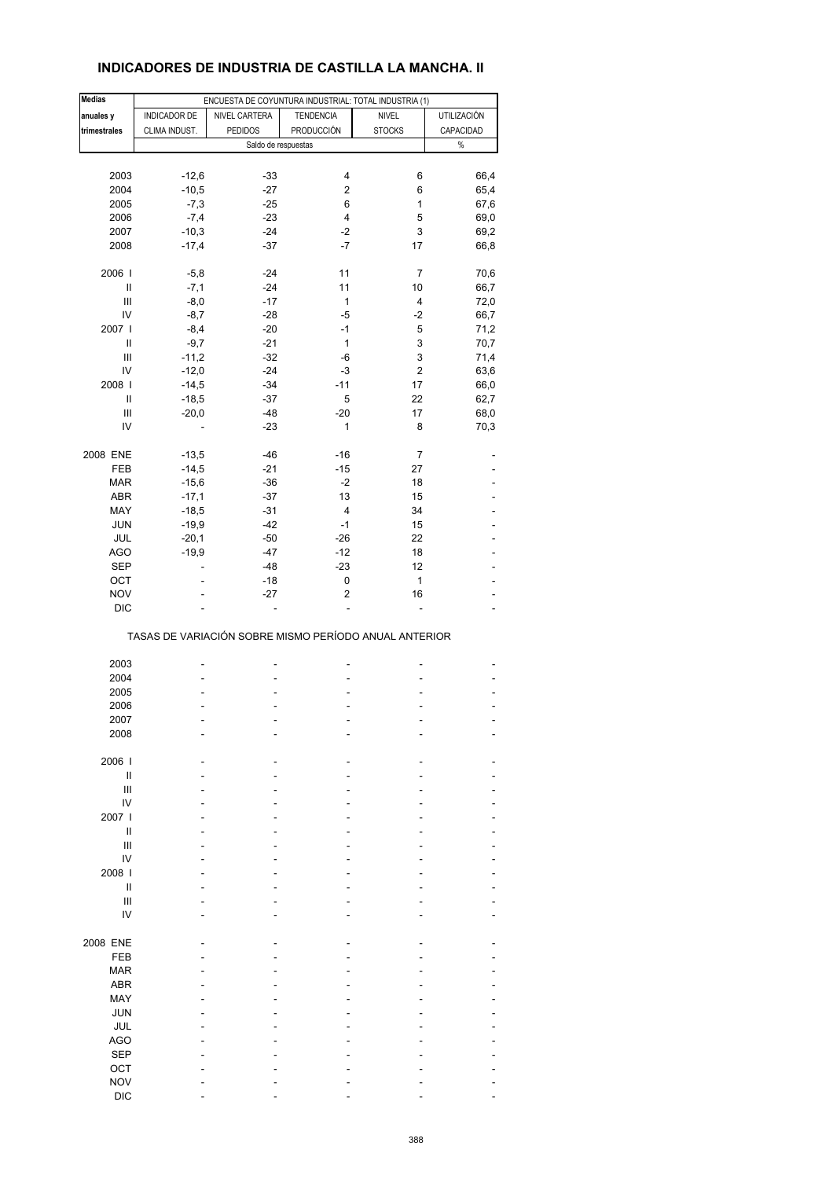# INDICADORES DE INDUSTRIA DE CASTILLA LA MANCHA. II

| Medias anuales y trimestrales | ENCUESTA DE COYUNTURA INDUSTRIAL: TOTAL INDUSTRIA (1) | | | | |
|---|---|---|---|---|---|
| | INDICADOR DE CLIMA INDUST. | NIVEL CARTERA PEDIDOS | TENDENCIA PRODUCCIÓN | NIVEL STOCKS | UTILIZACIÓN CAPACIDAD |
| | Saldo de respuestas | | | | % |
| 2003 | -12,6 | -33 | 4 | 6 | 66,4 |
| 2004 | -10,5 | -27 | 2 | 6 | 65,4 |
| 2005 | -7,3 | -25 | 6 | 1 | 67,6 |
| 2006 | -7,4 | -23 | 4 | 5 | 69,0 |
| 2007 | -10,3 | -24 | -2 | 3 | 69,2 |
| 2008 | -17,4 | -37 | -7 | 17 | 66,8 |
| 2006 I | -5,8 | -24 | 11 | 7 | 70,6 |
| II | -7,1 | -24 | 11 | 10 | 66,7 |
| III | -8,0 | -17 | 1 | 4 | 72,0 |
| IV | -8,7 | -28 | -5 | -2 | 66,7 |
| 2007 I | -8,4 | -20 | -1 | 5 | 71,2 |
| II | -9,7 | -21 | 1 | 3 | 70,7 |
| III | -11,2 | -32 | -6 | 3 | 71,4 |
| IV | -12,0 | -24 | -3 | 2 | 63,6 |
| 2008 I | -14,5 | -34 | -11 | 17 | 66,0 |
| II | -18,5 | -37 | 5 | 22 | 62,7 |
| III | -20,0 | -48 | -20 | 17 | 68,0 |
| IV | - | -23 | 1 | 8 | 70,3 |
| 2008 ENE | -13,5 | -46 | -16 | 7 | - |
| FEB | -14,5 | -21 | -15 | 27 | - |
| MAR | -15,6 | -36 | -2 | 18 | - |
| ABR | -17,1 | -37 | 13 | 15 | - |
| MAY | -18,5 | -31 | 4 | 34 | - |
| JUN | -19,9 | -42 | -1 | 15 | - |
| JUL | -20,1 | -50 | -26 | 22 | - |
| AGO | -19,9 | -47 | -12 | 18 | - |
| SEP | - | -48 | -23 | 12 | - |
| OCT | - | -18 | 0 | 1 | - |
| NOV | - | -27 | 2 | 16 | - |
| DIC | - | - | - | - | - |
| | TASAS DE VARIACIÓN SOBRE MISMO PERÍODO ANUAL ANTERIOR | | | | |
| 2003 | - | - | - | - | - |
| 2004 | - | - | - | - | - |
| 2005 | - | - | - | - | - |
| 2006 | - | - | - | - | - |
| 2007 | - | - | - | - | - |
| 2008 | - | - | - | - | - |
| 2006 I | - | - | - | - | - |
| II | - | - | - | - | - |
| III | - | - | - | - | - |
| IV | - | - | - | - | - |
| 2007 I | - | - | - | - | - |
| II | - | - | - | - | - |
| III | - | - | - | - | - |
| IV | - | - | - | - | - |
| 2008 I | - | - | - | - | - |
| II | - | - | - | - | - |
| III | - | - | - | - | - |
| IV | - | - | - | - | - |
| 2008 ENE | - | - | - | - | - |
| FEB | - | - | - | - | - |
| MAR | - | - | - | - | - |
| ABR | - | - | - | - | - |
| MAY | - | - | - | - | - |
| JUN | - | - | - | - | - |
| JUL | - | - | - | - | - |
| AGO | - | - | - | - | - |
| SEP | - | - | - | - | - |
| OCT | - | - | - | - | - |
| NOV | - | - | - | - | - |
| DIC | - | - | - | - | - |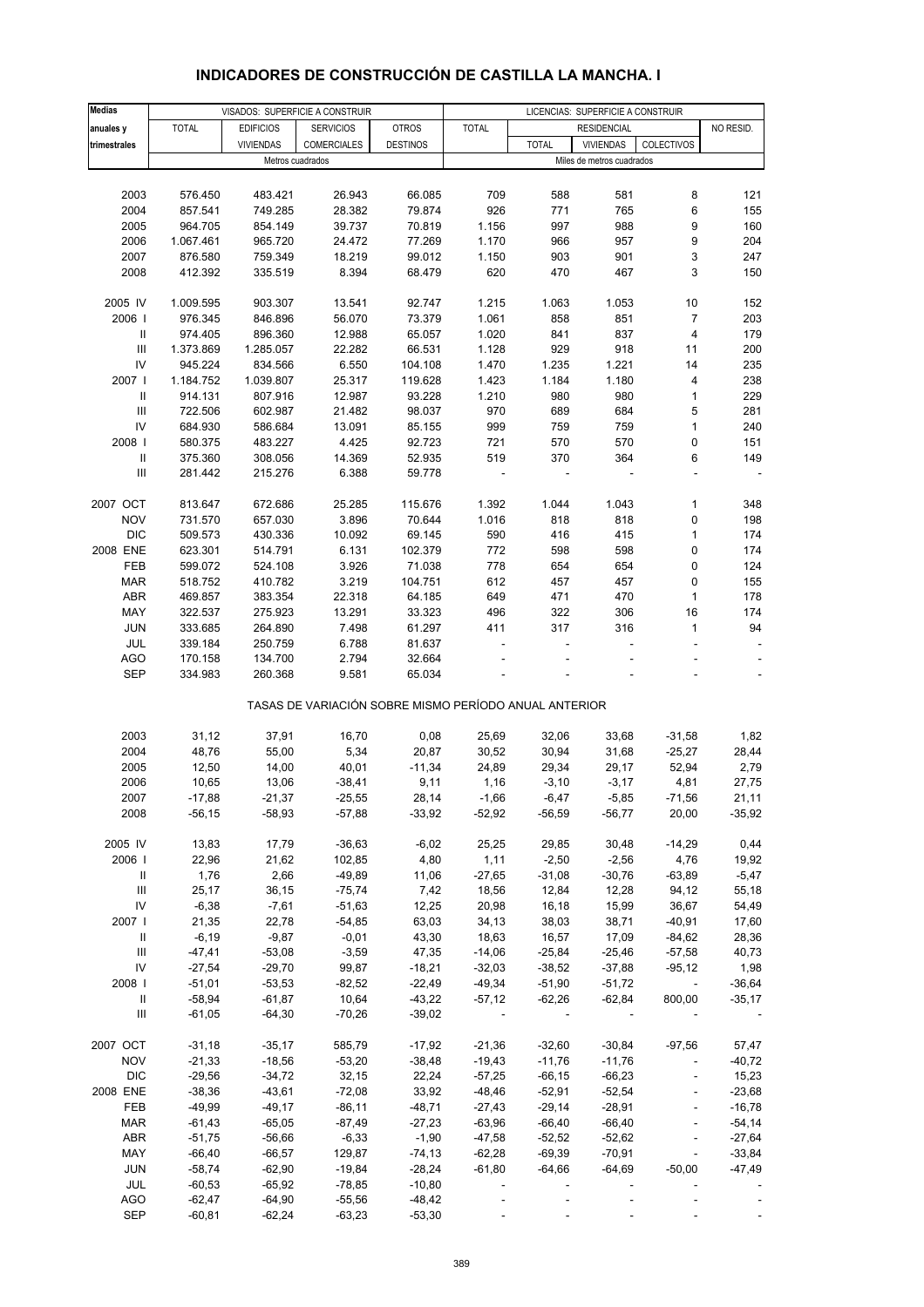# INDICADORES DE CONSTRUCCIÓN DE CASTILLA LA MANCHA. I

| Medias anuales y trimestrales | VISADOS: SUPERFICIE A CONSTRUIR | | | | LICENCIAS: SUPERFICIE A CONSTRUIR | | | | |
|---|---|---|---|---|---|---|---|---|---|
| | TOTAL | EDIFICIOS VIVIENDAS | SERVICIOS COMERCIALES | OTROS DESTINOS | TOTAL | RESIDENCIAL | | | NO RESID. |
| | | | | | | TOTAL | VIVIENDAS | COLECTIVOS | |
| | Metros cuadrados | | | | Miles de metros cuadrados | | | | |
| 2003 | 576.450 | 483.421 | 26.943 | 66.085 | 709 | 588 | 581 | 8 | 121 |
| 2004 | 857.541 | 749.285 | 28.382 | 79.874 | 926 | 771 | 765 | 6 | 155 |
| 2005 | 964.705 | 854.149 | 39.737 | 70.819 | 1.156 | 997 | 988 | 9 | 160 |
| 2006 | 1.067.461 | 965.720 | 24.472 | 77.269 | 1.170 | 966 | 957 | 9 | 204 |
| 2007 | 876.580 | 759.349 | 18.219 | 99.012 | 1.150 | 903 | 901 | 3 | 247 |
| 2008 | 412.392 | 335.519 | 8.394 | 68.479 | 620 | 470 | 467 | 3 | 150 |
| 2005 IV | 1.009.595 | 903.307 | 13.541 | 92.747 | 1.215 | 1.063 | 1.053 | 10 | 152 |
| 2006 I | 976.345 | 846.896 | 56.070 | 73.379 | 1.061 | 858 | 851 | 7 | 203 |
| II | 974.405 | 896.360 | 12.988 | 65.057 | 1.020 | 841 | 837 | 4 | 179 |
| III | 1.373.869 | 1.285.057 | 22.282 | 66.531 | 1.128 | 929 | 918 | 11 | 200 |
| IV | 945.224 | 834.566 | 6.550 | 104.108 | 1.470 | 1.235 | 1.221 | 14 | 235 |
| 2007 I | 1.184.752 | 1.039.807 | 25.317 | 119.628 | 1.423 | 1.184 | 1.180 | 4 | 238 |
| II | 914.131 | 807.916 | 12.987 | 93.228 | 1.210 | 980 | 980 | 1 | 229 |
| III | 722.506 | 602.987 | 21.482 | 98.037 | 970 | 689 | 684 | 5 | 281 |
| IV | 684.930 | 586.684 | 13.091 | 85.155 | 999 | 759 | 759 | 1 | 240 |
| 2008 I | 580.375 | 483.227 | 4.425 | 92.723 | 721 | 570 | 570 | 0 | 151 |
| II | 375.360 | 308.056 | 14.369 | 52.935 | 519 | 370 | 364 | 6 | 149 |
| III | 281.442 | 215.276 | 6.388 | 59.778 | - | - | - | - | - |
| 2007 OCT | 813.647 | 672.686 | 25.285 | 115.676 | 1.392 | 1.044 | 1.043 | 1 | 348 |
| NOV | 731.570 | 657.030 | 3.896 | 70.644 | 1.016 | 818 | 818 | 0 | 198 |
| DIC | 509.573 | 430.336 | 10.092 | 69.145 | 590 | 416 | 415 | 1 | 174 |
| 2008 ENE | 623.301 | 514.791 | 6.131 | 102.379 | 772 | 598 | 598 | 0 | 174 |
| FEB | 599.072 | 524.108 | 3.926 | 71.038 | 778 | 654 | 654 | 0 | 124 |
| MAR | 518.752 | 410.782 | 3.219 | 104.751 | 612 | 457 | 457 | 0 | 155 |
| ABR | 469.857 | 383.354 | 22.318 | 64.185 | 649 | 471 | 470 | 1 | 178 |
| MAY | 322.537 | 275.923 | 13.291 | 33.323 | 496 | 322 | 306 | 16 | 174 |
| JUN | 333.685 | 264.890 | 7.498 | 61.297 | 411 | 317 | 316 | 1 | 94 |
| JUL | 339.184 | 250.759 | 6.788 | 81.637 | - | - | - | - | - |
| AGO | 170.158 | 134.700 | 2.794 | 32.664 | - | - | - | - | - |
| SEP | 334.983 | 260.368 | 9.581 | 65.034 | - | - | - | - | - |
| **TASAS DE VARIACIÓN SOBRE MISMO PERÍODO ANUAL ANTERIOR** | | | | | | | | | |
| 2003 | 31,12 | 37,91 | 16,70 | 0,08 | 25,69 | 32,06 | 33,68 | -31,58 | 1,82 |
| 2004 | 48,76 | 55,00 | 5,34 | 20,87 | 30,52 | 30,94 | 31,68 | -25,27 | 28,44 |
| 2005 | 12,50 | 14,00 | 40,01 | -11,34 | 24,89 | 29,34 | 29,17 | 52,94 | 2,79 |
| 2006 | 10,65 | 13,06 | -38,41 | 9,11 | 1,16 | -3,10 | -3,17 | 4,81 | 27,75 |
| 2007 | -17,88 | -21,37 | -25,55 | 28,14 | -1,66 | -6,47 | -5,85 | -71,56 | 21,11 |
| 2008 | -56,15 | -58,93 | -57,88 | -33,92 | -52,92 | -56,59 | -56,77 | 20,00 | -35,92 |
| 2005 IV | 13,83 | 17,79 | -36,63 | -6,02 | 25,25 | 29,85 | 30,48 | -14,29 | 0,44 |
| 2006 I | 22,96 | 21,62 | 102,85 | 4,80 | 1,11 | -2,50 | -2,56 | 4,76 | 19,92 |
| II | 1,76 | 2,66 | -49,89 | 11,06 | -27,65 | -31,08 | -30,76 | -63,89 | -5,47 |
| III | 25,17 | 36,15 | -75,74 | 7,42 | 18,56 | 12,84 | 12,28 | 94,12 | 55,18 |
| IV | -6,38 | -7,61 | -51,63 | 12,25 | 20,98 | 16,18 | 15,99 | 36,67 | 54,49 |
| 2007 I | 21,35 | 22,78 | -54,85 | 63,03 | 34,13 | 38,03 | 38,71 | -40,91 | 17,60 |
| II | -6,19 | -9,87 | -0,01 | 43,30 | 18,63 | 16,57 | 17,09 | -84,62 | 28,36 |
| III | -47,41 | -53,08 | -3,59 | 47,35 | -14,06 | -25,84 | -25,46 | -57,58 | 40,73 |
| IV | -27,54 | -29,70 | 99,87 | -18,21 | -32,03 | -38,52 | -37,88 | -95,12 | 1,98 |
| 2008 I | -51,01 | -53,53 | -82,52 | -22,49 | -49,34 | -51,90 | -51,72 | - | -36,64 |
| II | -58,94 | -61,87 | 10,64 | -43,22 | -57,12 | -62,26 | -62,84 | 800,00 | -35,17 |
| III | -61,05 | -64,30 | -70,26 | -39,02 | - | - | - | - | - |
| 2007 OCT | -31,18 | -35,17 | 585,79 | -17,92 | -21,36 | -32,60 | -30,84 | -97,56 | 57,47 |
| NOV | -21,33 | -18,56 | -53,20 | -38,48 | -19,43 | -11,76 | -11,76 | - | -40,72 |
| DIC | -29,56 | -34,72 | 32,15 | 22,24 | -57,25 | -66,15 | -66,23 | - | 15,23 |
| 2008 ENE | -38,36 | -43,61 | -72,08 | 33,92 | -48,46 | -52,91 | -52,54 | - | -23,68 |
| FEB | -49,99 | -49,17 | -86,11 | -48,71 | -27,43 | -29,14 | -28,91 | - | -16,78 |
| MAR | -61,43 | -65,05 | -87,49 | -27,23 | -63,96 | -66,40 | -66,40 | - | -54,14 |
| ABR | -51,75 | -56,66 | -6,33 | -1,90 | -47,58 | -52,52 | -52,62 | - | -27,64 |
| MAY | -66,40 | -66,57 | 129,87 | -74,13 | -62,28 | -69,39 | -70,91 | - | -33,84 |
| JUN | -58,74 | -62,90 | -19,84 | -28,24 | -61,80 | -64,66 | -64,69 | -50,00 | -47,49 |
| JUL | -60,53 | -65,92 | -78,85 | -10,80 | - | - | - | - | - |
| AGO | -62,47 | -64,90 | -55,56 | -48,42 | - | - | - | - | - |
| SEP | -60,81 | -62,24 | -63,23 | -53,30 | - | - | - | - | - |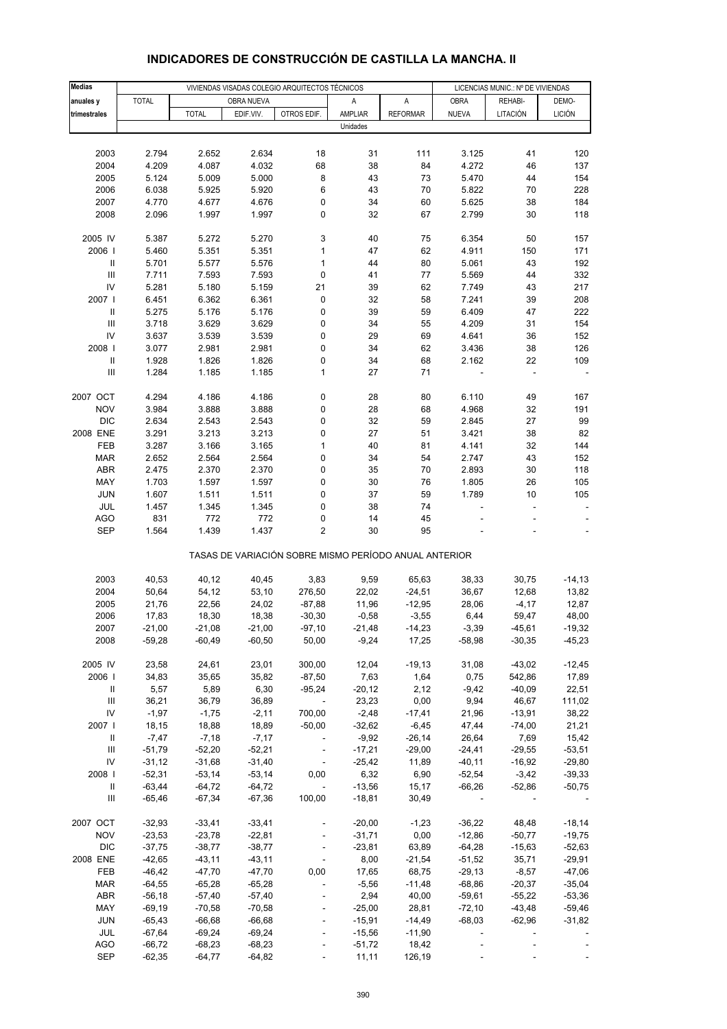# INDICADORES DE CONSTRUCCIÓN DE CASTILLA LA MANCHA. II

| Medias anuales y trimestrales | VIVIENDAS VISADAS COLEGIO ARQUITECTOS TÉCNICOS | | | | | | LICENCIAS MUNIC.: Nº DE VIVIENDAS | | |
|---|---|---|---|---|---|---|---|---|---|
| | TOTAL | OBRA NUEVA | | | A | A | OBRA | REHABI- | DEMO- |
| | | TOTAL | EDIF.VIV. | OTROS EDIF. | AMPLIAR | REFORMAR | NUEVA | LITACIÓN | LICIÓN |
| | Unidades | | | | | | | | |
| 2003 | 2.794 | 2.652 | 2.634 | 18 | 31 | 111 | 3.125 | 41 | 120 |
| 2004 | 4.209 | 4.087 | 4.032 | 68 | 38 | 84 | 4.272 | 46 | 137 |
| 2005 | 5.124 | 5.009 | 5.000 | 8 | 43 | 73 | 5.470 | 44 | 154 |
| 2006 | 6.038 | 5.925 | 5.920 | 6 | 43 | 70 | 5.822 | 70 | 228 |
| 2007 | 4.770 | 4.677 | 4.676 | 0 | 34 | 60 | 5.625 | 38 | 184 |
| 2008 | 2.096 | 1.997 | 1.997 | 0 | 32 | 67 | 2.799 | 30 | 118 |
| 2005 IV | 5.387 | 5.272 | 5.270 | 3 | 40 | 75 | 6.354 | 50 | 157 |
| 2006 I | 5.460 | 5.351 | 5.351 | 1 | 47 | 62 | 4.911 | 150 | 171 |
| II | 5.701 | 5.577 | 5.576 | 1 | 44 | 80 | 5.061 | 43 | 192 |
| III | 7.711 | 7.593 | 7.593 | 0 | 41 | 77 | 5.569 | 44 | 332 |
| IV | 5.281 | 5.180 | 5.159 | 21 | 39 | 62 | 7.749 | 43 | 217 |
| 2007 I | 6.451 | 6.362 | 6.361 | 0 | 32 | 58 | 7.241 | 39 | 208 |
| II | 5.275 | 5.176 | 5.176 | 0 | 39 | 59 | 6.409 | 47 | 222 |
| III | 3.718 | 3.629 | 3.629 | 0 | 34 | 55 | 4.209 | 31 | 154 |
| IV | 3.637 | 3.539 | 3.539 | 0 | 29 | 69 | 4.641 | 36 | 152 |
| 2008 I | 3.077 | 2.981 | 2.981 | 0 | 34 | 62 | 3.436 | 38 | 126 |
| II | 1.928 | 1.826 | 1.826 | 0 | 34 | 68 | 2.162 | 22 | 109 |
| III | 1.284 | 1.185 | 1.185 | 1 | 27 | 71 | - | - | - |
| 2007 OCT | 4.294 | 4.186 | 4.186 | 0 | 28 | 80 | 6.110 | 49 | 167 |
| NOV | 3.984 | 3.888 | 3.888 | 0 | 28 | 68 | 4.968 | 32 | 191 |
| DIC | 2.634 | 2.543 | 2.543 | 0 | 32 | 59 | 2.845 | 27 | 99 |
| 2008 ENE | 3.291 | 3.213 | 3.213 | 0 | 27 | 51 | 3.421 | 38 | 82 |
| FEB | 3.287 | 3.166 | 3.165 | 1 | 40 | 81 | 4.141 | 32 | 144 |
| MAR | 2.652 | 2.564 | 2.564 | 0 | 34 | 54 | 2.747 | 43 | 152 |
| ABR | 2.475 | 2.370 | 2.370 | 0 | 35 | 70 | 2.893 | 30 | 118 |
| MAY | 1.703 | 1.597 | 1.597 | 0 | 30 | 76 | 1.805 | 26 | 105 |
| JUN | 1.607 | 1.511 | 1.511 | 0 | 37 | 59 | 1.789 | 10 | 105 |
| JUL | 1.457 | 1.345 | 1.345 | 0 | 38 | 74 | - | - | - |
| AGO | 831 | 772 | 772 | 0 | 14 | 45 | - | - | - |
| SEP | 1.564 | 1.439 | 1.437 | 2 | 30 | 95 | - | - | - |
| | TASAS DE VARIACIÓN SOBRE MISMO PERÍODO ANUAL ANTERIOR | | | | | | | | |
| 2003 | 40,53 | 40,12 | 40,45 | 3,83 | 9,59 | 65,63 | 38,33 | 30,75 | -14,13 |
| 2004 | 50,64 | 54,12 | 53,10 | 276,50 | 22,02 | -24,51 | 36,67 | 12,68 | 13,82 |
| 2005 | 21,76 | 22,56 | 24,02 | -87,88 | 11,96 | -12,95 | 28,06 | -4,17 | 12,87 |
| 2006 | 17,83 | 18,30 | 18,38 | -30,30 | -0,58 | -3,55 | 6,44 | 59,47 | 48,00 |
| 2007 | -21,00 | -21,08 | -21,00 | -97,10 | -21,48 | -14,23 | -3,39 | -45,61 | -19,32 |
| 2008 | -59,28 | -60,49 | -60,50 | 50,00 | -9,24 | 17,25 | -58,98 | -30,35 | -45,23 |
| 2005 IV | 23,58 | 24,61 | 23,01 | 300,00 | 12,04 | -19,13 | 31,08 | -43,02 | -12,45 |
| 2006 I | 34,83 | 35,65 | 35,82 | -87,50 | 7,63 | 1,64 | 0,75 | 542,86 | 17,89 |
| II | 5,57 | 5,89 | 6,30 | -95,24 | -20,12 | 2,12 | -9,42 | -40,09 | 22,51 |
| III | 36,21 | 36,79 | 36,89 | - | 23,23 | 0,00 | 9,94 | 46,67 | 111,02 |
| IV | -1,97 | -1,75 | -2,11 | 700,00 | -2,48 | -17,41 | 21,96 | -13,91 | 38,22 |
| 2007 I | 18,15 | 18,88 | 18,89 | -50,00 | -32,62 | -6,45 | 47,44 | -74,00 | 21,21 |
| II | -7,47 | -7,18 | -7,17 | - | -9,92 | -26,14 | 26,64 | 7,69 | 15,42 |
| III | -51,79 | -52,20 | -52,21 | - | -17,21 | -29,00 | -24,41 | -29,55 | -53,51 |
| IV | -31,12 | -31,68 | -31,40 | - | -25,42 | 11,89 | -40,11 | -16,92 | -29,80 |
| 2008 I | -52,31 | -53,14 | -53,14 | 0,00 | 6,32 | 6,90 | -52,54 | -3,42 | -39,33 |
| II | -63,44 | -64,72 | -64,72 | - | -13,56 | 15,17 | -66,26 | -52,86 | -50,75 |
| III | -65,46 | -67,34 | -67,36 | 100,00 | -18,81 | 30,49 | - | - | - |
| 2007 OCT | -32,93 | -33,41 | -33,41 | - | -20,00 | -1,23 | -36,22 | 48,48 | -18,14 |
| NOV | -23,53 | -23,78 | -22,81 | - | -31,71 | 0,00 | -12,86 | -50,77 | -19,75 |
| DIC | -37,75 | -38,77 | -38,77 | - | -23,81 | 63,89 | -64,28 | -15,63 | -52,63 |
| 2008 ENE | -42,65 | -43,11 | -43,11 | - | 8,00 | -21,54 | -51,52 | 35,71 | -29,91 |
| FEB | -46,42 | -47,70 | -47,70 | 0,00 | 17,65 | 68,75 | -29,13 | -8,57 | -47,06 |
| MAR | -64,55 | -65,28 | -65,28 | - | -5,56 | -11,48 | -68,86 | -20,37 | -35,04 |
| ABR | -56,18 | -57,40 | -57,40 | - | 2,94 | 40,00 | -59,61 | -55,22 | -53,36 |
| MAY | -69,19 | -70,58 | -70,58 | - | -25,00 | 28,81 | -72,10 | -43,48 | -59,46 |
| JUN | -65,43 | -66,68 | -66,68 | - | -15,91 | -14,49 | -68,03 | -62,96 | -31,82 |
| JUL | -67,64 | -69,24 | -69,24 | - | -15,56 | -11,90 | - | - | - |
| AGO | -66,72 | -68,23 | -68,23 | - | -51,72 | 18,42 | - | - | - |
| SEP | -62,35 | -64,77 | -64,82 | - | 11,11 | 126,19 | - | - | - |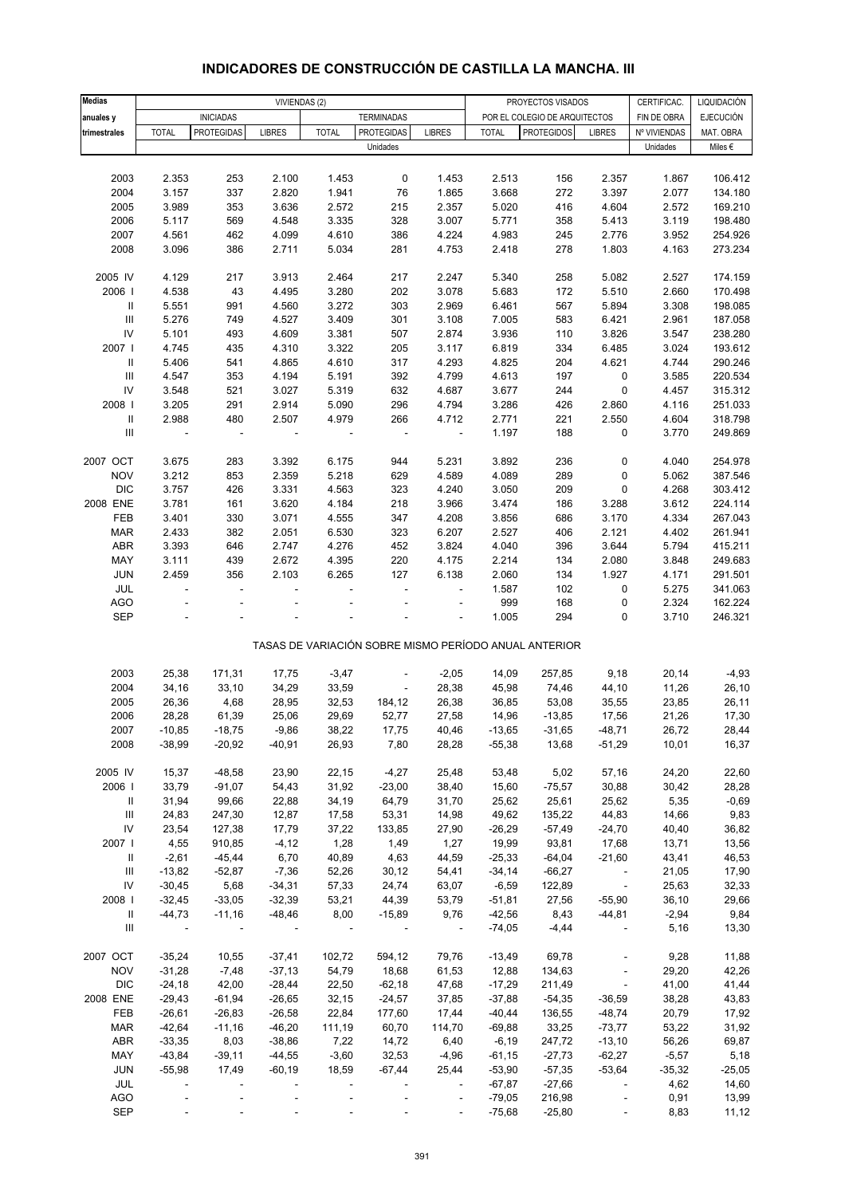# INDICADORES DE CONSTRUCCIÓN DE CASTILLA LA MANCHA. III

| Medias anuales y trimestrales | VIVIENDAS (2) | | | | | | PROYECTOS VISADOS POR EL COLEGIO DE ARQUITECTOS | | | CERTIFICAC. FIN DE OBRA | LIQUIDACIÓN EJECUCIÓN MAT. OBRA |
|---|---|---|---|---|---|---|---|---|---|---|---|
| | INICIADAS | | | TERMINADAS | | | | | | | |
| | TOTAL | PROTEGIDAS | LIBRES | TOTAL | PROTEGIDAS | LIBRES | TOTAL | PROTEGIDOS | LIBRES | Nº VIVIENDAS | |
| | Unidades | | | | | | | | | Unidades | Miles € |
| 2003 | 2.353 | 253 | 2.100 | 1.453 | 0 | 1.453 | 2.513 | 156 | 2.357 | 1.867 | 106.412 |
| 2004 | 3.157 | 337 | 2.820 | 1.941 | 76 | 1.865 | 3.668 | 272 | 3.397 | 2.077 | 134.180 |
| 2005 | 3.989 | 353 | 3.636 | 2.572 | 215 | 2.357 | 5.020 | 416 | 4.604 | 2.572 | 169.210 |
| 2006 | 5.117 | 569 | 4.548 | 3.335 | 328 | 3.007 | 5.771 | 358 | 5.413 | 3.119 | 198.480 |
| 2007 | 4.561 | 462 | 4.099 | 4.610 | 386 | 4.224 | 4.983 | 245 | 2.776 | 3.952 | 254.926 |
| 2008 | 3.096 | 386 | 2.711 | 5.034 | 281 | 4.753 | 2.418 | 278 | 1.803 | 4.163 | 273.234 |
| 2005 IV | 4.129 | 217 | 3.913 | 2.464 | 217 | 2.247 | 5.340 | 258 | 5.082 | 2.527 | 174.159 |
| 2006 I | 4.538 | 43 | 4.495 | 3.280 | 202 | 3.078 | 5.683 | 172 | 5.510 | 2.660 | 170.498 |
| II | 5.551 | 991 | 4.560 | 3.272 | 303 | 2.969 | 6.461 | 567 | 5.894 | 3.308 | 198.085 |
| III | 5.276 | 749 | 4.527 | 3.409 | 301 | 3.108 | 7.005 | 583 | 6.421 | 2.961 | 187.058 |
| IV | 5.101 | 493 | 4.609 | 3.381 | 507 | 2.874 | 3.936 | 110 | 3.826 | 3.547 | 238.280 |
| 2007 I | 4.745 | 435 | 4.310 | 3.322 | 205 | 3.117 | 6.819 | 334 | 6.485 | 3.024 | 193.612 |
| II | 5.406 | 541 | 4.865 | 4.610 | 317 | 4.293 | 4.825 | 204 | 4.621 | 4.744 | 290.246 |
| III | 4.547 | 353 | 4.194 | 5.191 | 392 | 4.799 | 4.613 | 197 | 0 | 3.585 | 220.534 |
| IV | 3.548 | 521 | 3.027 | 5.319 | 632 | 4.687 | 3.677 | 244 | 0 | 4.457 | 315.312 |
| 2008 I | 3.205 | 291 | 2.914 | 5.090 | 296 | 4.794 | 3.286 | 426 | 2.860 | 4.116 | 251.033 |
| II | 2.988 | 480 | 2.507 | 4.979 | 266 | 4.712 | 2.771 | 221 | 2.550 | 4.604 | 318.798 |
| III | - | - | - | - | - | - | 1.197 | 188 | 0 | 3.770 | 249.869 |
| 2007 OCT | 3.675 | 283 | 3.392 | 6.175 | 944 | 5.231 | 3.892 | 236 | 0 | 4.040 | 254.978 |
| NOV | 3.212 | 853 | 2.359 | 5.218 | 629 | 4.589 | 4.089 | 289 | 0 | 5.062 | 387.546 |
| DIC | 3.757 | 426 | 3.331 | 4.563 | 323 | 4.240 | 3.050 | 209 | 0 | 4.268 | 303.412 |
| 2008 ENE | 3.781 | 161 | 3.620 | 4.184 | 218 | 3.966 | 3.474 | 186 | 3.288 | 3.612 | 224.114 |
| FEB | 3.401 | 330 | 3.071 | 4.555 | 347 | 4.208 | 3.856 | 686 | 3.170 | 4.334 | 267.043 |
| MAR | 2.433 | 382 | 2.051 | 6.530 | 323 | 6.207 | 2.527 | 406 | 2.121 | 4.402 | 261.941 |
| ABR | 3.393 | 646 | 2.747 | 4.276 | 452 | 3.824 | 4.040 | 396 | 3.644 | 5.794 | 415.211 |
| MAY | 3.111 | 439 | 2.672 | 4.395 | 220 | 4.175 | 2.214 | 134 | 2.080 | 3.848 | 249.683 |
| JUN | 2.459 | 356 | 2.103 | 6.265 | 127 | 6.138 | 2.060 | 134 | 1.927 | 4.171 | 291.501 |
| JUL | - | - | - | - | - | - | 1.587 | 102 | 0 | 5.275 | 341.063 |
| AGO | - | - | - | - | - | - | 999 | 168 | 0 | 2.324 | 162.224 |
| SEP | - | - | - | - | - | - | 1.005 | 294 | 0 | 3.710 | 246.321 |
| TASAS DE VARIACIÓN SOBRE MISMO PERÍODO ANUAL ANTERIOR | | | | | | | | | | | |
| 2003 | 25,38 | 171,31 | 17,75 | -3,47 | - | -2,05 | 14,09 | 257,85 | 9,18 | 20,14 | -4,93 |
| 2004 | 34,16 | 33,10 | 34,29 | 33,59 | - | 28,38 | 45,98 | 74,46 | 44,10 | 11,26 | 26,10 |
| 2005 | 26,36 | 4,68 | 28,95 | 32,53 | 184,12 | 26,38 | 36,85 | 53,08 | 35,55 | 23,85 | 26,11 |
| 2006 | 28,28 | 61,39 | 25,06 | 29,69 | 52,77 | 27,58 | 14,96 | -13,85 | 17,56 | 21,26 | 17,30 |
| 2007 | -10,85 | -18,75 | -9,86 | 38,22 | 17,75 | 40,46 | -13,65 | -31,65 | -48,71 | 26,72 | 28,44 |
| 2008 | -38,99 | -20,92 | -40,91 | 26,93 | 7,80 | 28,28 | -55,38 | 13,68 | -51,29 | 10,01 | 16,37 |
| 2005 IV | 15,37 | -48,58 | 23,90 | 22,15 | -4,27 | 25,48 | 53,48 | 5,02 | 57,16 | 24,20 | 22,60 |
| 2006 I | 33,79 | -91,07 | 54,43 | 31,92 | -23,00 | 38,40 | 15,60 | -75,57 | 30,88 | 30,42 | 28,28 |
| II | 31,94 | 99,66 | 22,88 | 34,19 | 64,79 | 31,70 | 25,62 | 25,61 | 25,62 | 5,35 | -0,69 |
| III | 24,83 | 247,30 | 12,87 | 17,58 | 53,31 | 14,98 | 49,62 | 135,22 | 44,83 | 14,66 | 9,83 |
| IV | 23,54 | 127,38 | 17,79 | 37,22 | 133,85 | 27,90 | -26,29 | -57,49 | -24,70 | 40,40 | 36,82 |
| 2007 I | 4,55 | 910,85 | -4,12 | 1,28 | 1,49 | 1,27 | 19,99 | 93,81 | 17,68 | 13,71 | 13,56 |
| II | -2,61 | -45,44 | 6,70 | 40,89 | 4,63 | 44,59 | -25,33 | -64,04 | -21,60 | 43,41 | 46,53 |
| III | -13,82 | -52,87 | -7,36 | 52,26 | 30,12 | 54,41 | -34,14 | -66,27 | - | 21,05 | 17,90 |
| IV | -30,45 | 5,68 | -34,31 | 57,33 | 24,74 | 63,07 | -6,59 | 122,89 | - | 25,63 | 32,33 |
| 2008 I | -32,45 | -33,05 | -32,39 | 53,21 | 44,39 | 53,79 | -51,81 | 27,56 | -55,90 | 36,10 | 29,66 |
| II | -44,73 | -11,16 | -48,46 | 8,00 | -15,89 | 9,76 | -42,56 | 8,43 | -44,81 | -2,94 | 9,84 |
| III | - | - | - | - | - | - | -74,05 | -4,44 | - | 5,16 | 13,30 |
| 2007 OCT | -35,24 | 10,55 | -37,41 | 102,72 | 594,12 | 79,76 | -13,49 | 69,78 | - | 9,28 | 11,88 |
| NOV | -31,28 | -7,48 | -37,13 | 54,79 | 18,68 | 61,53 | 12,88 | 134,63 | - | 29,20 | 42,26 |
| DIC | -24,18 | 42,00 | -28,44 | 22,50 | -62,18 | 47,68 | -17,29 | 211,49 | - | 41,00 | 41,44 |
| 2008 ENE | -29,43 | -61,94 | -26,65 | 32,15 | -24,57 | 37,85 | -37,88 | -54,35 | -36,59 | 38,28 | 43,83 |
| FEB | -26,61 | -26,83 | -26,58 | 22,84 | 177,60 | 17,44 | -40,44 | 136,55 | -48,74 | 20,79 | 17,92 |
| MAR | -42,64 | -11,16 | -46,20 | 111,19 | 60,70 | 114,70 | -69,88 | 33,25 | -73,77 | 53,22 | 31,92 |
| ABR | -33,35 | 8,03 | -38,86 | 7,22 | 14,72 | 6,40 | -6,19 | 247,72 | -13,10 | 56,26 | 69,87 |
| MAY | -43,84 | -39,11 | -44,55 | -3,60 | 32,53 | -4,96 | -61,15 | -27,73 | -62,27 | -5,57 | 5,18 |
| JUN | -55,98 | 17,49 | -60,19 | 18,59 | -67,44 | 25,44 | -53,90 | -57,35 | -53,64 | -35,32 | -25,05 |
| JUL | - | - | - | - | - | - | -67,87 | -27,66 | - | 4,62 | 14,60 |
| AGO | - | - | - | - | - | - | -79,05 | 216,98 | - | 0,91 | 13,99 |
| SEP | - | - | - | - | - | - | -75,68 | -25,80 | - | 8,83 | 11,12 |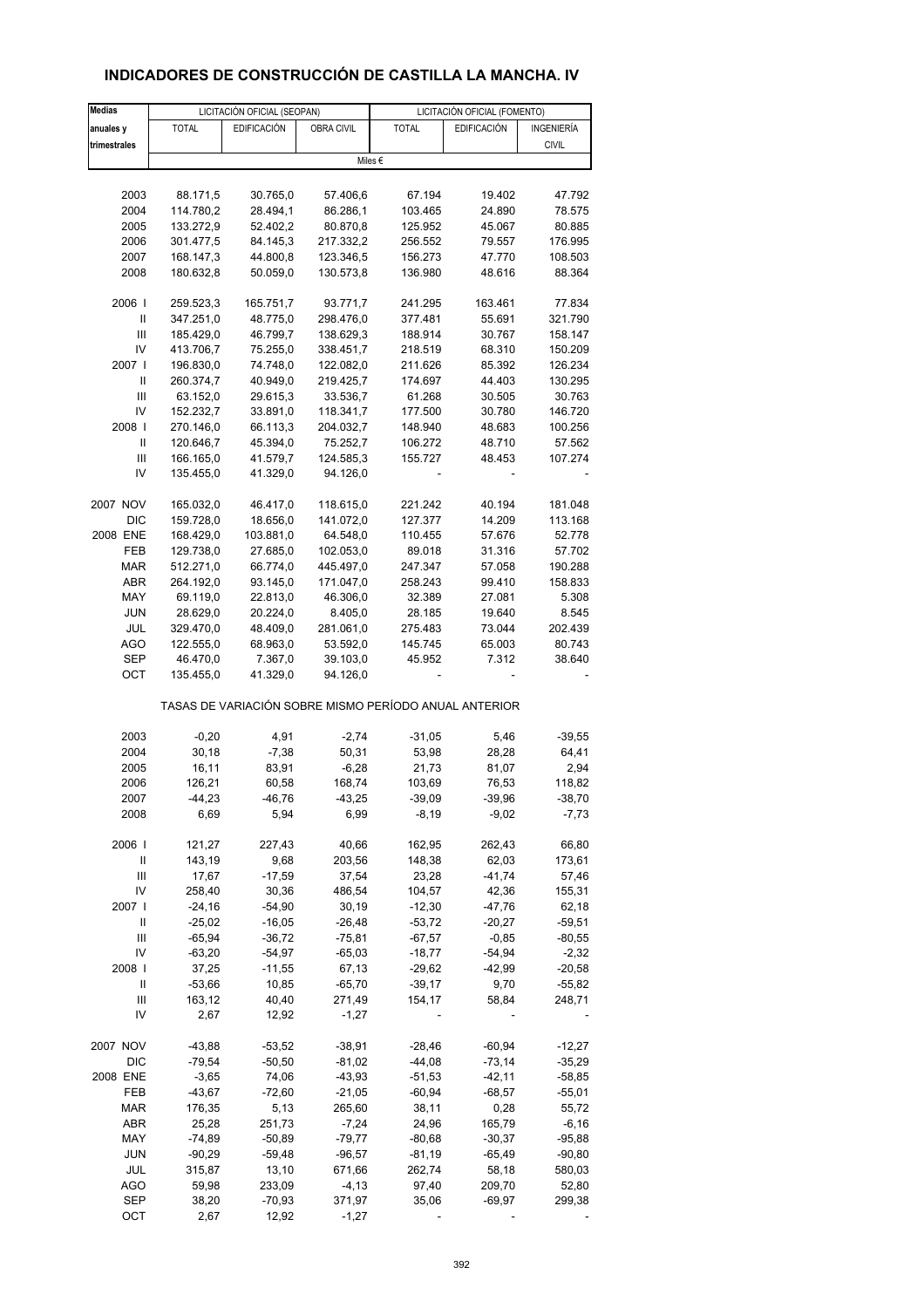# INDICADORES DE CONSTRUCCIÓN DE CASTILLA LA MANCHA. IV

| Medias anuales y trimestrales | LICITACIÓN OFICIAL (SEOPAN) | | | LICITACIÓN OFICIAL (FOMENTO) | | |
|---|---|---|---|---|---|---|
| | TOTAL | EDIFICACIÓN | OBRA CIVIL | TOTAL | EDIFICACIÓN | INGENIERÍA CIVIL |
| | Miles € | | | | | |
| 2003 | 88.171,5 | 30.765,0 | 57.406,6 | 67.194 | 19.402 | 47.792 |
| 2004 | 114.780,2 | 28.494,1 | 86.286,1 | 103.465 | 24.890 | 78.575 |
| 2005 | 133.272,9 | 52.402,2 | 80.870,8 | 125.952 | 45.067 | 80.885 |
| 2006 | 301.477,5 | 84.145,3 | 217.332,2 | 256.552 | 79.557 | 176.995 |
| 2007 | 168.147,3 | 44.800,8 | 123.346,5 | 156.273 | 47.770 | 108.503 |
| 2008 | 180.632,8 | 50.059,0 | 130.573,8 | 136.980 | 48.616 | 88.364 |
| 2006 I | 259.523,3 | 165.751,7 | 93.771,7 | 241.295 | 163.461 | 77.834 |
| II | 347.251,0 | 48.775,0 | 298.476,0 | 377.481 | 55.691 | 321.790 |
| III | 185.429,0 | 46.799,7 | 138.629,3 | 188.914 | 30.767 | 158.147 |
| IV | 413.706,7 | 75.255,0 | 338.451,7 | 218.519 | 68.310 | 150.209 |
| 2007 I | 196.830,0 | 74.748,0 | 122.082,0 | 211.626 | 85.392 | 126.234 |
| II | 260.374,7 | 40.949,0 | 219.425,7 | 174.697 | 44.403 | 130.295 |
| III | 63.152,0 | 29.615,3 | 33.536,7 | 61.268 | 30.505 | 30.763 |
| IV | 152.232,7 | 33.891,0 | 118.341,7 | 177.500 | 30.780 | 146.720 |
| 2008 I | 270.146,0 | 66.113,3 | 204.032,7 | 148.940 | 48.683 | 100.256 |
| II | 120.646,7 | 45.394,0 | 75.252,7 | 106.272 | 48.710 | 57.562 |
| III | 166.165,0 | 41.579,7 | 124.585,3 | 155.727 | 48.453 | 107.274 |
| IV | 135.455,0 | 41.329,0 | 94.126,0 | - | - | - |
| 2007 NOV | 165.032,0 | 46.417,0 | 118.615,0 | 221.242 | 40.194 | 181.048 |
| DIC | 159.728,0 | 18.656,0 | 141.072,0 | 127.377 | 14.209 | 113.168 |
| 2008 ENE | 168.429,0 | 103.881,0 | 64.548,0 | 110.455 | 57.676 | 52.778 |
| FEB | 129.738,0 | 27.685,0 | 102.053,0 | 89.018 | 31.316 | 57.702 |
| MAR | 512.271,0 | 66.774,0 | 445.497,0 | 247.347 | 57.058 | 190.288 |
| ABR | 264.192,0 | 93.145,0 | 171.047,0 | 258.243 | 99.410 | 158.833 |
| MAY | 69.119,0 | 22.813,0 | 46.306,0 | 32.389 | 27.081 | 5.308 |
| JUN | 28.629,0 | 20.224,0 | 8.405,0 | 28.185 | 19.640 | 8.545 |
| JUL | 329.470,0 | 48.409,0 | 281.061,0 | 275.483 | 73.044 | 202.439 |
| AGO | 122.555,0 | 68.963,0 | 53.592,0 | 145.745 | 65.003 | 80.743 |
| SEP | 46.470,0 | 7.367,0 | 39.103,0 | 45.952 | 7.312 | 38.640 |
| OCT | 135.455,0 | 41.329,0 | 94.126,0 | - | - | - |
| TASAS DE VARIACIÓN SOBRE MISMO PERÍODO ANUAL ANTERIOR | | | | | | |
| 2003 | -0,20 | 4,91 | -2,74 | -31,05 | 5,46 | -39,55 |
| 2004 | 30,18 | -7,38 | 50,31 | 53,98 | 28,28 | 64,41 |
| 2005 | 16,11 | 83,91 | -6,28 | 21,73 | 81,07 | 2,94 |
| 2006 | 126,21 | 60,58 | 168,74 | 103,69 | 76,53 | 118,82 |
| 2007 | -44,23 | -46,76 | -43,25 | -39,09 | -39,96 | -38,70 |
| 2008 | 6,69 | 5,94 | 6,99 | -8,19 | -9,02 | -7,73 |
| 2006 I | 121,27 | 227,43 | 40,66 | 162,95 | 262,43 | 66,80 |
| II | 143,19 | 9,68 | 203,56 | 148,38 | 62,03 | 173,61 |
| III | 17,67 | -17,59 | 37,54 | 23,28 | -41,74 | 57,46 |
| IV | 258,40 | 30,36 | 486,54 | 104,57 | 42,36 | 155,31 |
| 2007 I | -24,16 | -54,90 | 30,19 | -12,30 | -47,76 | 62,18 |
| II | -25,02 | -16,05 | -26,48 | -53,72 | -20,27 | -59,51 |
| III | -65,94 | -36,72 | -75,81 | -67,57 | -0,85 | -80,55 |
| IV | -63,20 | -54,97 | -65,03 | -18,77 | -54,94 | -2,32 |
| 2008 I | 37,25 | -11,55 | 67,13 | -29,62 | -42,99 | -20,58 |
| II | -53,66 | 10,85 | -65,70 | -39,17 | 9,70 | -55,82 |
| III | 163,12 | 40,40 | 271,49 | 154,17 | 58,84 | 248,71 |
| IV | 2,67 | 12,92 | -1,27 | - | - | - |
| 2007 NOV | -43,88 | -53,52 | -38,91 | -28,46 | -60,94 | -12,27 |
| DIC | -79,54 | -50,50 | -81,02 | -44,08 | -73,14 | -35,29 |
| 2008 ENE | -3,65 | 74,06 | -43,93 | -51,53 | -42,11 | -58,85 |
| FEB | -43,67 | -72,60 | -21,05 | -60,94 | -68,57 | -55,01 |
| MAR | 176,35 | 5,13 | 265,60 | 38,11 | 0,28 | 55,72 |
| ABR | 25,28 | 251,73 | -7,24 | 24,96 | 165,79 | -6,16 |
| MAY | -74,89 | -50,89 | -79,77 | -80,68 | -30,37 | -95,88 |
| JUN | -90,29 | -59,48 | -96,57 | -81,19 | -65,49 | -90,80 |
| JUL | 315,87 | 13,10 | 671,66 | 262,74 | 58,18 | 580,03 |
| AGO | 59,98 | 233,09 | -4,13 | 97,40 | 209,70 | 52,80 |
| SEP | 38,20 | -70,93 | 371,97 | 35,06 | -69,97 | 299,38 |
| OCT | 2,67 | 12,92 | -1,27 | - | - | - |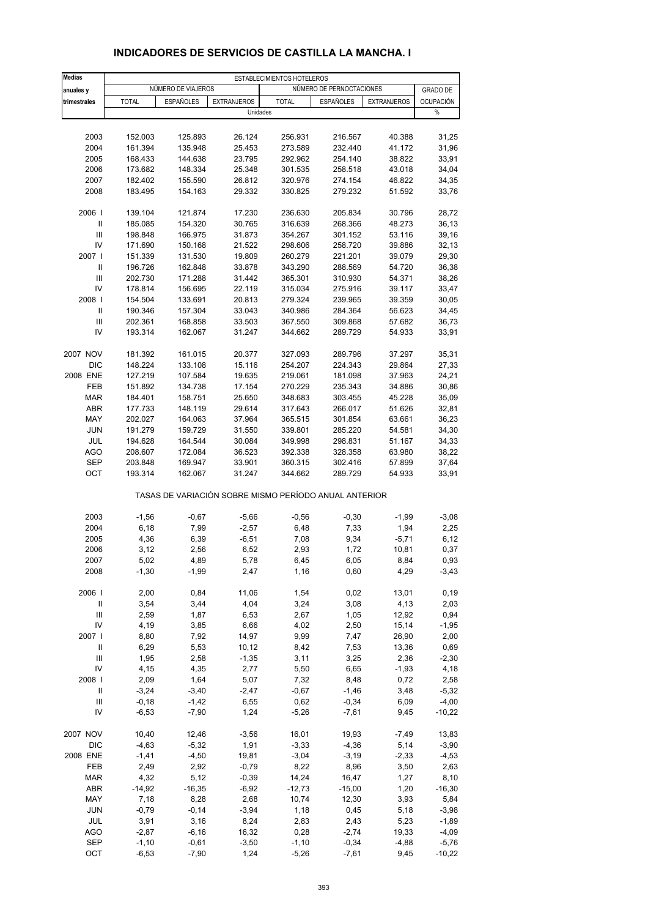# INDICADORES DE SERVICIOS DE CASTILLA LA MANCHA. I

| Medias anuales y trimestrales | ESTABLECIMIENTOS HOTELEROS | | | | | | |
|---|---|---|---|---|---|---|---|
| | NÚMERO DE VIAJEROS | | | NÚMERO DE PERNOCTACIONES | | | GRADO DE OCUPACIÓN |
| | TOTAL | ESPAÑOLES | EXTRANJEROS | TOTAL | ESPAÑOLES | EXTRANJEROS | |
| | Unidades | | | | | | % |
| 2003 | 152.003 | 125.893 | 26.124 | 256.931 | 216.567 | 40.388 | 31,25 |
| 2004 | 161.394 | 135.948 | 25.453 | 273.589 | 232.440 | 41.172 | 31,96 |
| 2005 | 168.433 | 144.638 | 23.795 | 292.962 | 254.140 | 38.822 | 33,91 |
| 2006 | 173.682 | 148.334 | 25.348 | 301.535 | 258.518 | 43.018 | 34,04 |
| 2007 | 182.402 | 155.590 | 26.812 | 320.976 | 274.154 | 46.822 | 34,35 |
| 2008 | 183.495 | 154.163 | 29.332 | 330.825 | 279.232 | 51.592 | 33,76 |
| 2006 I | 139.104 | 121.874 | 17.230 | 236.630 | 205.834 | 30.796 | 28,72 |
| II | 185.085 | 154.320 | 30.765 | 316.639 | 268.366 | 48.273 | 36,13 |
| III | 198.848 | 166.975 | 31.873 | 354.267 | 301.152 | 53.116 | 39,16 |
| IV | 171.690 | 150.168 | 21.522 | 298.606 | 258.720 | 39.886 | 32,13 |
| 2007 I | 151.339 | 131.530 | 19.809 | 260.279 | 221.201 | 39.079 | 29,30 |
| II | 196.726 | 162.848 | 33.878 | 343.290 | 288.569 | 54.720 | 36,38 |
| III | 202.730 | 171.288 | 31.442 | 365.301 | 310.930 | 54.371 | 38,26 |
| IV | 178.814 | 156.695 | 22.119 | 315.034 | 275.916 | 39.117 | 33,47 |
| 2008 I | 154.504 | 133.691 | 20.813 | 279.324 | 239.965 | 39.359 | 30,05 |
| II | 190.346 | 157.304 | 33.043 | 340.986 | 284.364 | 56.623 | 34,45 |
| III | 202.361 | 168.858 | 33.503 | 367.550 | 309.868 | 57.682 | 36,73 |
| IV | 193.314 | 162.067 | 31.247 | 344.662 | 289.729 | 54.933 | 33,91 |
| 2007 NOV | 181.392 | 161.015 | 20.377 | 327.093 | 289.796 | 37.297 | 35,31 |
| DIC | 148.224 | 133.108 | 15.116 | 254.207 | 224.343 | 29.864 | 27,33 |
| 2008 ENE | 127.219 | 107.584 | 19.635 | 219.061 | 181.098 | 37.963 | 24,21 |
| FEB | 151.892 | 134.738 | 17.154 | 270.229 | 235.343 | 34.886 | 30,86 |
| MAR | 184.401 | 158.751 | 25.650 | 348.683 | 303.455 | 45.228 | 35,09 |
| ABR | 177.733 | 148.119 | 29.614 | 317.643 | 266.017 | 51.626 | 32,81 |
| MAY | 202.027 | 164.063 | 37.964 | 365.515 | 301.854 | 63.661 | 36,23 |
| JUN | 191.279 | 159.729 | 31.550 | 339.801 | 285.220 | 54.581 | 34,30 |
| JUL | 194.628 | 164.544 | 30.084 | 349.998 | 298.831 | 51.167 | 34,33 |
| AGO | 208.607 | 172.084 | 36.523 | 392.338 | 328.358 | 63.980 | 38,22 |
| SEP | 203.848 | 169.947 | 33.901 | 360.315 | 302.416 | 57.899 | 37,64 |
| OCT | 193.314 | 162.067 | 31.247 | 344.662 | 289.729 | 54.933 | 33,91 |
| | TASAS DE VARIACIÓN SOBRE MISMO PERÍODO ANUAL ANTERIOR | | | | | | |
| 2003 | -1,56 | -0,67 | -5,66 | -0,56 | -0,30 | -1,99 | -3,08 |
| 2004 | 6,18 | 7,99 | -2,57 | 6,48 | 7,33 | 1,94 | 2,25 |
| 2005 | 4,36 | 6,39 | -6,51 | 7,08 | 9,34 | -5,71 | 6,12 |
| 2006 | 3,12 | 2,56 | 6,52 | 2,93 | 1,72 | 10,81 | 0,37 |
| 2007 | 5,02 | 4,89 | 5,78 | 6,45 | 6,05 | 8,84 | 0,93 |
| 2008 | -1,30 | -1,99 | 2,47 | 1,16 | 0,60 | 4,29 | -3,43 |
| 2006 I | 2,00 | 0,84 | 11,06 | 1,54 | 0,02 | 13,01 | 0,19 |
| II | 3,54 | 3,44 | 4,04 | 3,24 | 3,08 | 4,13 | 2,03 |
| III | 2,59 | 1,87 | 6,53 | 2,67 | 1,05 | 12,92 | 0,94 |
| IV | 4,19 | 3,85 | 6,66 | 4,02 | 2,50 | 15,14 | -1,95 |
| 2007 I | 8,80 | 7,92 | 14,97 | 9,99 | 7,47 | 26,90 | 2,00 |
| II | 6,29 | 5,53 | 10,12 | 8,42 | 7,53 | 13,36 | 0,69 |
| III | 1,95 | 2,58 | -1,35 | 3,11 | 3,25 | 2,36 | -2,30 |
| IV | 4,15 | 4,35 | 2,77 | 5,50 | 6,65 | -1,93 | 4,18 |
| 2008 I | 2,09 | 1,64 | 5,07 | 7,32 | 8,48 | 0,72 | 2,58 |
| II | -3,24 | -3,40 | -2,47 | -0,67 | -1,46 | 3,48 | -5,32 |
| III | -0,18 | -1,42 | 6,55 | 0,62 | -0,34 | 6,09 | -4,00 |
| IV | -6,53 | -7,90 | 1,24 | -5,26 | -7,61 | 9,45 | -10,22 |
| 2007 NOV | 10,40 | 12,46 | -3,56 | 16,01 | 19,93 | -7,49 | 13,83 |
| DIC | -4,63 | -5,32 | 1,91 | -3,33 | -4,36 | 5,14 | -3,90 |
| 2008 ENE | -1,41 | -4,50 | 19,81 | -3,04 | -3,19 | -2,33 | -4,53 |
| FEB | 2,49 | 2,92 | -0,79 | 8,22 | 8,96 | 3,50 | 2,63 |
| MAR | 4,32 | 5,12 | -0,39 | 14,24 | 16,47 | 1,27 | 8,10 |
| ABR | -14,92 | -16,35 | -6,92 | -12,73 | -15,00 | 1,20 | -16,30 |
| MAY | 7,18 | 8,28 | 2,68 | 10,74 | 12,30 | 3,93 | 5,84 |
| JUN | -0,79 | -0,14 | -3,94 | 1,18 | 0,45 | 5,18 | -3,98 |
| JUL | 3,91 | 3,16 | 8,24 | 2,83 | 2,43 | 5,23 | -1,89 |
| AGO | -2,87 | -6,16 | 16,32 | 0,28 | -2,74 | 19,33 | -4,09 |
| SEP | -1,10 | -0,61 | -3,50 | -1,10 | -0,34 | -4,88 | -5,76 |
| OCT | -6,53 | -7,90 | 1,24 | -5,26 | -7,61 | 9,45 | -10,22 |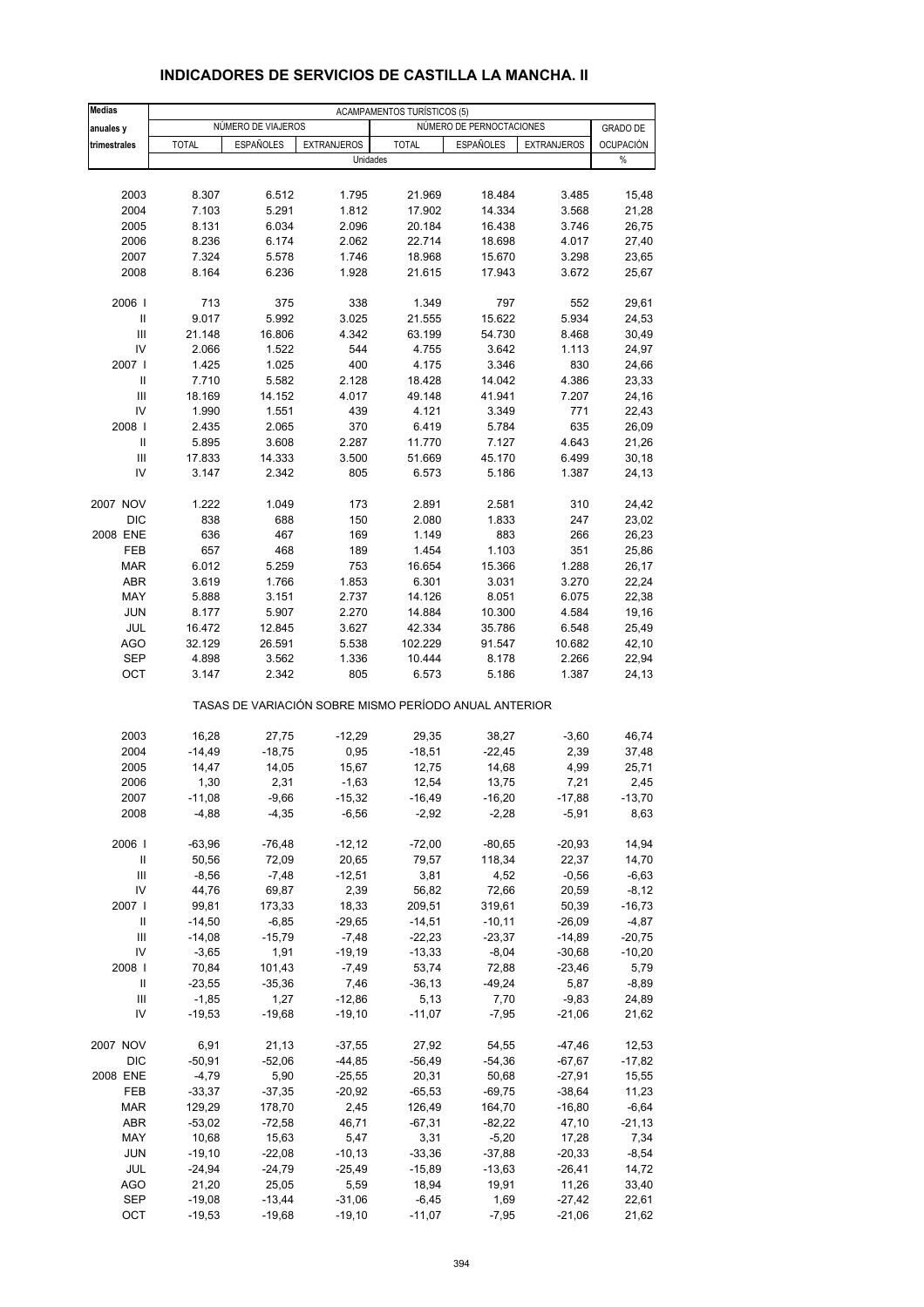## INDICADORES DE SERVICIOS DE CASTILLA LA MANCHA. II

| Medias anuales y trimestrales | ACAMPAMENTOS TURÍSTICOS (5) | | | | | | |
|---|---|---|---|---|---|---|---|
| | NÚMERO DE VIAJEROS | | | NÚMERO DE PERNOCTACIONES | | | GRADO DE OCUPACIÓN |
| | TOTAL | ESPAÑOLES | EXTRANJEROS | TOTAL | ESPAÑOLES | EXTRANJEROS | |
| | Unidades | | | | | | % |
| 2003 | 8.307 | 6.512 | 1.795 | 21.969 | 18.484 | 3.485 | 15,48 |
| 2004 | 7.103 | 5.291 | 1.812 | 17.902 | 14.334 | 3.568 | 21,28 |
| 2005 | 8.131 | 6.034 | 2.096 | 20.184 | 16.438 | 3.746 | 26,75 |
| 2006 | 8.236 | 6.174 | 2.062 | 22.714 | 18.698 | 4.017 | 27,40 |
| 2007 | 7.324 | 5.578 | 1.746 | 18.968 | 15.670 | 3.298 | 23,65 |
| 2008 | 8.164 | 6.236 | 1.928 | 21.615 | 17.943 | 3.672 | 25,67 |
| 2006 I | 713 | 375 | 338 | 1.349 | 797 | 552 | 29,61 |
| II | 9.017 | 5.992 | 3.025 | 21.555 | 15.622 | 5.934 | 24,53 |
| III | 21.148 | 16.806 | 4.342 | 63.199 | 54.730 | 8.468 | 30,49 |
| IV | 2.066 | 1.522 | 544 | 4.755 | 3.642 | 1.113 | 24,97 |
| 2007 I | 1.425 | 1.025 | 400 | 4.175 | 3.346 | 830 | 24,66 |
| II | 7.710 | 5.582 | 2.128 | 18.428 | 14.042 | 4.386 | 23,33 |
| III | 18.169 | 14.152 | 4.017 | 49.148 | 41.941 | 7.207 | 24,16 |
| IV | 1.990 | 1.551 | 439 | 4.121 | 3.349 | 771 | 22,43 |
| 2008 I | 2.435 | 2.065 | 370 | 6.419 | 5.784 | 635 | 26,09 |
| II | 5.895 | 3.608 | 2.287 | 11.770 | 7.127 | 4.643 | 21,26 |
| III | 17.833 | 14.333 | 3.500 | 51.669 | 45.170 | 6.499 | 30,18 |
| IV | 3.147 | 2.342 | 805 | 6.573 | 5.186 | 1.387 | 24,13 |
| 2007 NOV | 1.222 | 1.049 | 173 | 2.891 | 2.581 | 310 | 24,42 |
| DIC | 838 | 688 | 150 | 2.080 | 1.833 | 247 | 23,02 |
| 2008 ENE | 636 | 467 | 169 | 1.149 | 883 | 266 | 26,23 |
| FEB | 657 | 468 | 189 | 1.454 | 1.103 | 351 | 25,86 |
| MAR | 6.012 | 5.259 | 753 | 16.654 | 15.366 | 1.288 | 26,17 |
| ABR | 3.619 | 1.766 | 1.853 | 6.301 | 3.031 | 3.270 | 22,24 |
| MAY | 5.888 | 3.151 | 2.737 | 14.126 | 8.051 | 6.075 | 22,38 |
| JUN | 8.177 | 5.907 | 2.270 | 14.884 | 10.300 | 4.584 | 19,16 |
| JUL | 16.472 | 12.845 | 3.627 | 42.334 | 35.786 | 6.548 | 25,49 |
| AGO | 32.129 | 26.591 | 5.538 | 102.229 | 91.547 | 10.682 | 42,10 |
| SEP | 4.898 | 3.562 | 1.336 | 10.444 | 8.178 | 2.266 | 22,94 |
| OCT | 3.147 | 2.342 | 805 | 6.573 | 5.186 | 1.387 | 24,13 |
| | TASAS DE VARIACIÓN SOBRE MISMO PERÍODO ANUAL ANTERIOR | | | | | | |
| 2003 | 16,28 | 27,75 | -12,29 | 29,35 | 38,27 | -3,60 | 46,74 |
| 2004 | -14,49 | -18,75 | 0,95 | -18,51 | -22,45 | 2,39 | 37,48 |
| 2005 | 14,47 | 14,05 | 15,67 | 12,75 | 14,68 | 4,99 | 25,71 |
| 2006 | 1,30 | 2,31 | -1,63 | 12,54 | 13,75 | 7,21 | 2,45 |
| 2007 | -11,08 | -9,66 | -15,32 | -16,49 | -16,20 | -17,88 | -13,70 |
| 2008 | -4,88 | -4,35 | -6,56 | -2,92 | -2,28 | -5,91 | 8,63 |
| 2006 I | -63,96 | -76,48 | -12,12 | -72,00 | -80,65 | -20,93 | 14,94 |
| II | 50,56 | 72,09 | 20,65 | 79,57 | 118,34 | 22,37 | 14,70 |
| III | -8,56 | -7,48 | -12,51 | 3,81 | 4,52 | -0,56 | -6,63 |
| IV | 44,76 | 69,87 | 2,39 | 56,82 | 72,66 | 20,59 | -8,12 |
| 2007 I | 99,81 | 173,33 | 18,33 | 209,51 | 319,61 | 50,39 | -16,73 |
| II | -14,50 | -6,85 | -29,65 | -14,51 | -10,11 | -26,09 | -4,87 |
| III | -14,08 | -15,79 | -7,48 | -22,23 | -23,37 | -14,89 | -20,75 |
| IV | -3,65 | 1,91 | -19,19 | -13,33 | -8,04 | -30,68 | -10,20 |
| 2008 I | 70,84 | 101,43 | -7,49 | 53,74 | 72,88 | -23,46 | 5,79 |
| II | -23,55 | -35,36 | 7,46 | -36,13 | -49,24 | 5,87 | -8,89 |
| III | -1,85 | 1,27 | -12,86 | 5,13 | 7,70 | -9,83 | 24,89 |
| IV | -19,53 | -19,68 | -19,10 | -11,07 | -7,95 | -21,06 | 21,62 |
| 2007 NOV | 6,91 | 21,13 | -37,55 | 27,92 | 54,55 | -47,46 | 12,53 |
| DIC | -50,91 | -52,06 | -44,85 | -56,49 | -54,36 | -67,67 | -17,82 |
| 2008 ENE | -4,79 | 5,90 | -25,55 | 20,31 | 50,68 | -27,91 | 15,55 |
| FEB | -33,37 | -37,35 | -20,92 | -65,53 | -69,75 | -38,64 | 11,23 |
| MAR | 129,29 | 178,70 | 2,45 | 126,49 | 164,70 | -16,80 | -6,64 |
| ABR | -53,02 | -72,58 | 46,71 | -67,31 | -82,22 | 47,10 | -21,13 |
| MAY | 10,68 | 15,63 | 5,47 | 3,31 | -5,20 | 17,28 | 7,34 |
| JUN | -19,10 | -22,08 | -10,13 | -33,36 | -37,88 | -20,33 | -8,54 |
| JUL | -24,94 | -24,79 | -25,49 | -15,89 | -13,63 | -26,41 | 14,72 |
| AGO | 21,20 | 25,05 | 5,59 | 18,94 | 19,91 | 11,26 | 33,40 |
| SEP | -19,08 | -13,44 | -31,06 | -6,45 | 1,69 | -27,42 | 22,61 |
| OCT | -19,53 | -19,68 | -19,10 | -11,07 | -7,95 | -21,06 | 21,62 |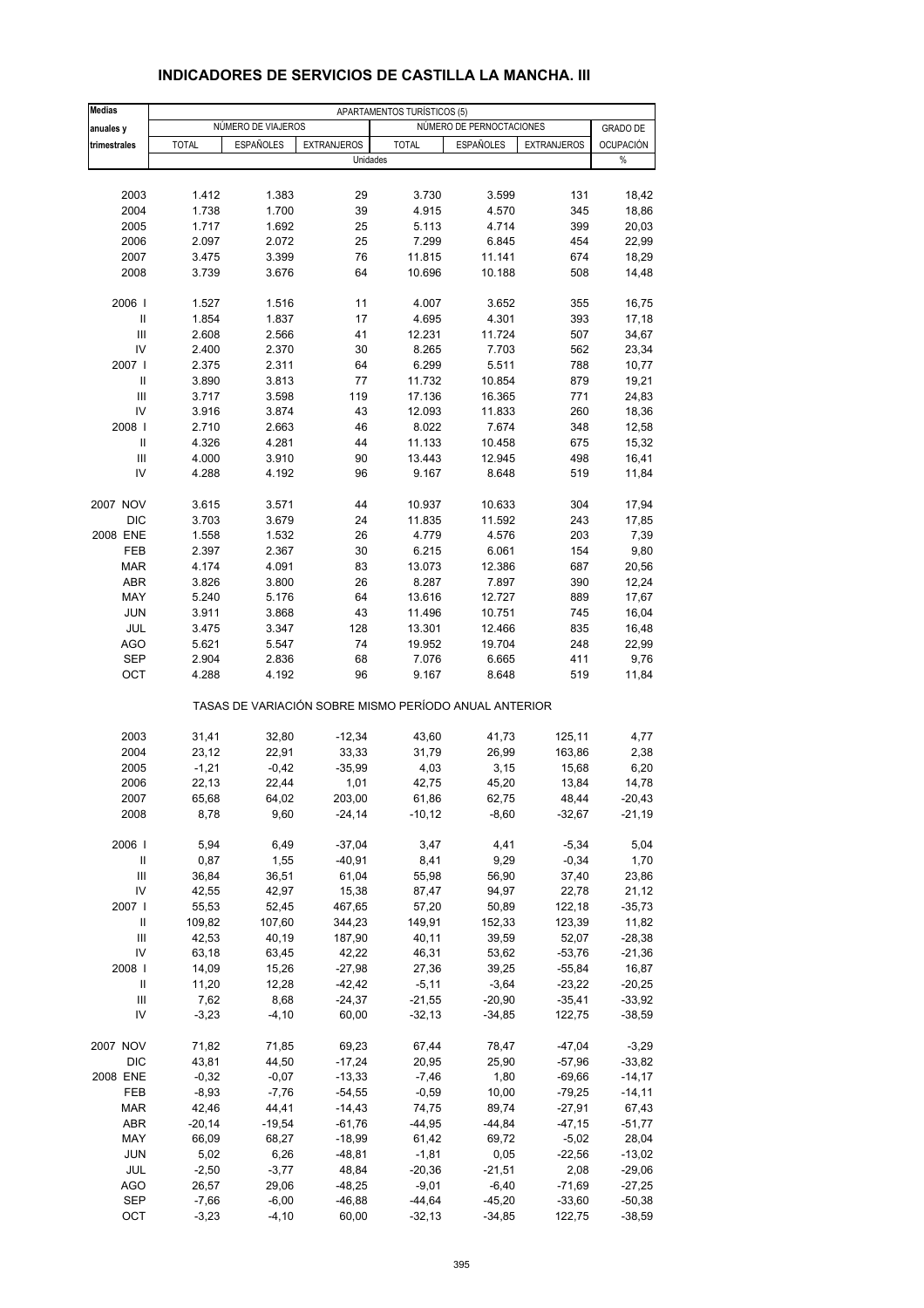# INDICADORES DE SERVICIOS DE CASTILLA LA MANCHA. III

| Medias anuales y trimestrales | APARTAMENTOS TURÍSTICOS (5) | | | | | | |
|---|---|---|---|---|---|---|---|
| | NÚMERO DE VIAJEROS | | | NÚMERO DE PERNOCTACIONES | | | GRADO DE OCUPACIÓN |
| | TOTAL | ESPAÑOLES | EXTRANJEROS | TOTAL | ESPAÑOLES | EXTRANJEROS | |
| | Unidades | | | | | | % |
| 2003 | 1.412 | 1.383 | 29 | 3.730 | 3.599 | 131 | 18,42 |
| 2004 | 1.738 | 1.700 | 39 | 4.915 | 4.570 | 345 | 18,86 |
| 2005 | 1.717 | 1.692 | 25 | 5.113 | 4.714 | 399 | 20,03 |
| 2006 | 2.097 | 2.072 | 25 | 7.299 | 6.845 | 454 | 22,99 |
| 2007 | 3.475 | 3.399 | 76 | 11.815 | 11.141 | 674 | 18,29 |
| 2008 | 3.739 | 3.676 | 64 | 10.696 | 10.188 | 508 | 14,48 |
| 2006 I | 1.527 | 1.516 | 11 | 4.007 | 3.652 | 355 | 16,75 |
| II | 1.854 | 1.837 | 17 | 4.695 | 4.301 | 393 | 17,18 |
| III | 2.608 | 2.566 | 41 | 12.231 | 11.724 | 507 | 34,67 |
| IV | 2.400 | 2.370 | 30 | 8.265 | 7.703 | 562 | 23,34 |
| 2007 I | 2.375 | 2.311 | 64 | 6.299 | 5.511 | 788 | 10,77 |
| II | 3.890 | 3.813 | 77 | 11.732 | 10.854 | 879 | 19,21 |
| III | 3.717 | 3.598 | 119 | 17.136 | 16.365 | 771 | 24,83 |
| IV | 3.916 | 3.874 | 43 | 12.093 | 11.833 | 260 | 18,36 |
| 2008 I | 2.710 | 2.663 | 46 | 8.022 | 7.674 | 348 | 12,58 |
| II | 4.326 | 4.281 | 44 | 11.133 | 10.458 | 675 | 15,32 |
| III | 4.000 | 3.910 | 90 | 13.443 | 12.945 | 498 | 16,41 |
| IV | 4.288 | 4.192 | 96 | 9.167 | 8.648 | 519 | 11,84 |
| 2007 NOV | 3.615 | 3.571 | 44 | 10.937 | 10.633 | 304 | 17,94 |
| DIC | 3.703 | 3.679 | 24 | 11.835 | 11.592 | 243 | 17,85 |
| 2008 ENE | 1.558 | 1.532 | 26 | 4.779 | 4.576 | 203 | 7,39 |
| FEB | 2.397 | 2.367 | 30 | 6.215 | 6.061 | 154 | 9,80 |
| MAR | 4.174 | 4.091 | 83 | 13.073 | 12.386 | 687 | 20,56 |
| ABR | 3.826 | 3.800 | 26 | 8.287 | 7.897 | 390 | 12,24 |
| MAY | 5.240 | 5.176 | 64 | 13.616 | 12.727 | 889 | 17,67 |
| JUN | 3.911 | 3.868 | 43 | 11.496 | 10.751 | 745 | 16,04 |
| JUL | 3.475 | 3.347 | 128 | 13.301 | 12.466 | 835 | 16,48 |
| AGO | 5.621 | 5.547 | 74 | 19.952 | 19.704 | 248 | 22,99 |
| SEP | 2.904 | 2.836 | 68 | 7.076 | 6.665 | 411 | 9,76 |
| OCT | 4.288 | 4.192 | 96 | 9.167 | 8.648 | 519 | 11,84 |
| | TASAS DE VARIACIÓN SOBRE MISMO PERÍODO ANUAL ANTERIOR | | | | | | |
| 2003 | 31,41 | 32,80 | -12,34 | 43,60 | 41,73 | 125,11 | 4,77 |
| 2004 | 23,12 | 22,91 | 33,33 | 31,79 | 26,99 | 163,86 | 2,38 |
| 2005 | -1,21 | -0,42 | -35,99 | 4,03 | 3,15 | 15,68 | 6,20 |
| 2006 | 22,13 | 22,44 | 1,01 | 42,75 | 45,20 | 13,84 | 14,78 |
| 2007 | 65,68 | 64,02 | 203,00 | 61,86 | 62,75 | 48,44 | -20,43 |
| 2008 | 8,78 | 9,60 | -24,14 | -10,12 | -8,60 | -32,67 | -21,19 |
| 2006 I | 5,94 | 6,49 | -37,04 | 3,47 | 4,41 | -5,34 | 5,04 |
| II | 0,87 | 1,55 | -40,91 | 8,41 | 9,29 | -0,34 | 1,70 |
| III | 36,84 | 36,51 | 61,04 | 55,98 | 56,90 | 37,40 | 23,86 |
| IV | 42,55 | 42,97 | 15,38 | 87,47 | 94,97 | 22,78 | 21,12 |
| 2007 I | 55,53 | 52,45 | 467,65 | 57,20 | 50,89 | 122,18 | -35,73 |
| II | 109,82 | 107,60 | 344,23 | 149,91 | 152,33 | 123,39 | 11,82 |
| III | 42,53 | 40,19 | 187,90 | 40,11 | 39,59 | 52,07 | -28,38 |
| IV | 63,18 | 63,45 | 42,22 | 46,31 | 53,62 | -53,76 | -21,36 |
| 2008 I | 14,09 | 15,26 | -27,98 | 27,36 | 39,25 | -55,84 | 16,87 |
| II | 11,20 | 12,28 | -42,42 | -5,11 | -3,64 | -23,22 | -20,25 |
| III | 7,62 | 8,68 | -24,37 | -21,55 | -20,90 | -35,41 | -33,92 |
| IV | -3,23 | -4,10 | 60,00 | -32,13 | -34,85 | 122,75 | -38,59 |
| 2007 NOV | 71,82 | 71,85 | 69,23 | 67,44 | 78,47 | -47,04 | -3,29 |
| DIC | 43,81 | 44,50 | -17,24 | 20,95 | 25,90 | -57,96 | -33,82 |
| 2008 ENE | -0,32 | -0,07 | -13,33 | -7,46 | 1,80 | -69,66 | -14,17 |
| FEB | -8,93 | -7,76 | -54,55 | -0,59 | 10,00 | -79,25 | -14,11 |
| MAR | 42,46 | 44,41 | -14,43 | 74,75 | 89,74 | -27,91 | 67,43 |
| ABR | -20,14 | -19,54 | -61,76 | -44,95 | -44,84 | -47,15 | -51,77 |
| MAY | 66,09 | 68,27 | -18,99 | 61,42 | 69,72 | -5,02 | 28,04 |
| JUN | 5,02 | 6,26 | -48,81 | -1,81 | 0,05 | -22,56 | -13,02 |
| JUL | -2,50 | -3,77 | 48,84 | -20,36 | -21,51 | 2,08 | -29,06 |
| AGO | 26,57 | 29,06 | -48,25 | -9,01 | -6,40 | -71,69 | -27,25 |
| SEP | -7,66 | -6,00 | -46,88 | -44,64 | -45,20 | -33,60 | -50,38 |
| OCT | -3,23 | -4,10 | 60,00 | -32,13 | -34,85 | 122,75 | -38,59 |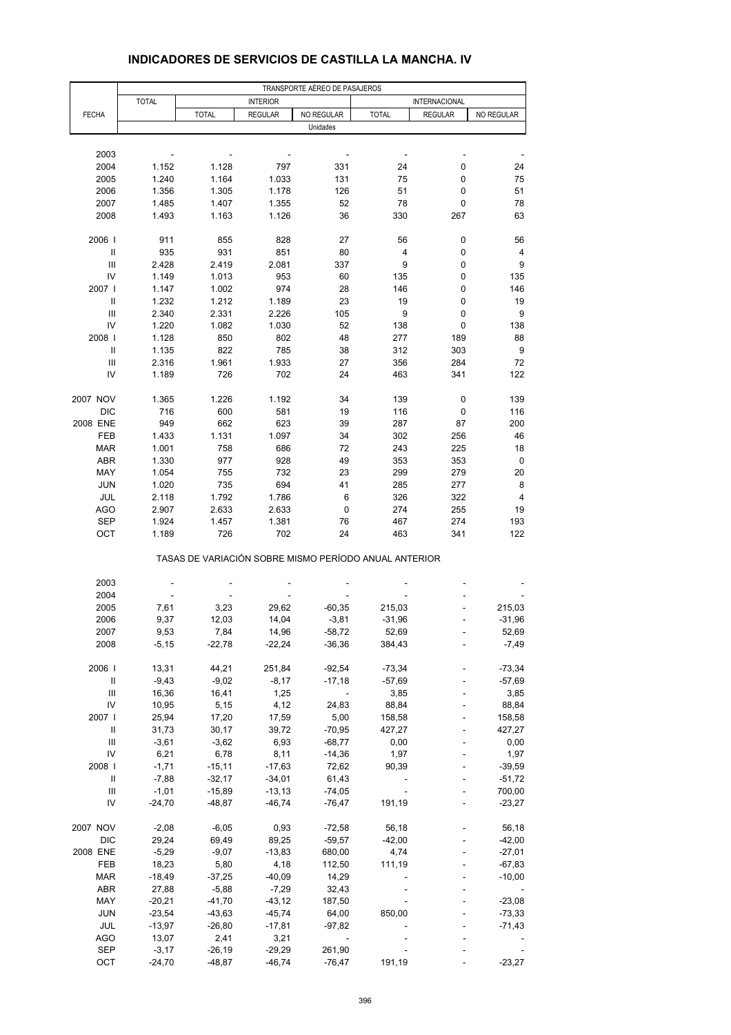# INDICADORES DE SERVICIOS DE CASTILLA LA MANCHA. IV

| FECHA | TRANSPORTE AÉREO DE PASAJEROS | | | | | | |
|---|---|---|---|---|---|---|---|
| | TOTAL | INTERIOR | | | INTERNACIONAL | | |
| | | TOTAL | REGULAR | NO REGULAR | TOTAL | REGULAR | NO REGULAR |
| | Unidades | | | | | | |
| 2003 | - | - | - | - | - | - | - |
| 2004 | 1.152 | 1.128 | 797 | 331 | 24 | 0 | 24 |
| 2005 | 1.240 | 1.164 | 1.033 | 131 | 75 | 0 | 75 |
| 2006 | 1.356 | 1.305 | 1.178 | 126 | 51 | 0 | 51 |
| 2007 | 1.485 | 1.407 | 1.355 | 52 | 78 | 0 | 78 |
| 2008 | 1.493 | 1.163 | 1.126 | 36 | 330 | 267 | 63 |
| 2006 I | 911 | 855 | 828 | 27 | 56 | 0 | 56 |
| II | 935 | 931 | 851 | 80 | 4 | 0 | 4 |
| III | 2.428 | 2.419 | 2.081 | 337 | 9 | 0 | 9 |
| IV | 1.149 | 1.013 | 953 | 60 | 135 | 0 | 135 |
| 2007 I | 1.147 | 1.002 | 974 | 28 | 146 | 0 | 146 |
| II | 1.232 | 1.212 | 1.189 | 23 | 19 | 0 | 19 |
| III | 2.340 | 2.331 | 2.226 | 105 | 9 | 0 | 9 |
| IV | 1.220 | 1.082 | 1.030 | 52 | 138 | 0 | 138 |
| 2008 I | 1.128 | 850 | 802 | 48 | 277 | 189 | 88 |
| II | 1.135 | 822 | 785 | 38 | 312 | 303 | 9 |
| III | 2.316 | 1.961 | 1.933 | 27 | 356 | 284 | 72 |
| IV | 1.189 | 726 | 702 | 24 | 463 | 341 | 122 |
| 2007 NOV | 1.365 | 1.226 | 1.192 | 34 | 139 | 0 | 139 |
| DIC | 716 | 600 | 581 | 19 | 116 | 0 | 116 |
| 2008 ENE | 949 | 662 | 623 | 39 | 287 | 87 | 200 |
| FEB | 1.433 | 1.131 | 1.097 | 34 | 302 | 256 | 46 |
| MAR | 1.001 | 758 | 686 | 72 | 243 | 225 | 18 |
| ABR | 1.330 | 977 | 928 | 49 | 353 | 353 | 0 |
| MAY | 1.054 | 755 | 732 | 23 | 299 | 279 | 20 |
| JUN | 1.020 | 735 | 694 | 41 | 285 | 277 | 8 |
| JUL | 2.118 | 1.792 | 1.786 | 6 | 326 | 322 | 4 |
| AGO | 2.907 | 2.633 | 2.633 | 0 | 274 | 255 | 19 |
| SEP | 1.924 | 1.457 | 1.381 | 76 | 467 | 274 | 193 |
| OCT | 1.189 | 726 | 702 | 24 | 463 | 341 | 122 |

TASAS DE VARIACIÓN SOBRE MISMO PERÍODO ANUAL ANTERIOR

| FECHA | TOTAL | INTERIOR TOTAL | INTERIOR REGULAR | INTERIOR NO REGULAR | INTERNACIONAL TOTAL | INTERNACIONAL REGULAR | INTERNACIONAL NO REGULAR |
|---|---|---|---|---|---|---|---|
| 2003 | - | - | - | - | - | - | - |
| 2004 | - | - | - | - | - | - | - |
| 2005 | 7,61 | 3,23 | 29,62 | -60,35 | 215,03 | - | 215,03 |
| 2006 | 9,37 | 12,03 | 14,04 | -3,81 | -31,96 | - | -31,96 |
| 2007 | 9,53 | 7,84 | 14,96 | -58,72 | 52,69 | - | 52,69 |
| 2008 | -5,15 | -22,78 | -22,24 | -36,36 | 384,43 | - | -7,49 |
| 2006 I | 13,31 | 44,21 | 251,84 | -92,54 | -73,34 | - | -73,34 |
| II | -9,43 | -9,02 | -8,17 | -17,18 | -57,69 | - | -57,69 |
| III | 16,36 | 16,41 | 1,25 | - | 3,85 | - | 3,85 |
| IV | 10,95 | 5,15 | 4,12 | 24,83 | 88,84 | - | 88,84 |
| 2007 I | 25,94 | 17,20 | 17,59 | 5,00 | 158,58 | - | 158,58 |
| II | 31,73 | 30,17 | 39,72 | -70,95 | 427,27 | - | 427,27 |
| III | -3,61 | -3,62 | 6,93 | -68,77 | 0,00 | - | 0,00 |
| IV | 6,21 | 6,78 | 8,11 | -14,36 | 1,97 | - | 1,97 |
| 2008 I | -1,71 | -15,11 | -17,63 | 72,62 | 90,39 | - | -39,59 |
| II | -7,88 | -32,17 | -34,01 | 61,43 | - | - | -51,72 |
| III | -1,01 | -15,89 | -13,13 | -74,05 | - | - | 700,00 |
| IV | -24,70 | -48,87 | -46,74 | -76,47 | 191,19 | - | -23,27 |
| 2007 NOV | -2,08 | -6,05 | 0,93 | -72,58 | 56,18 | - | 56,18 |
| DIC | 29,24 | 69,49 | 89,25 | -59,57 | -42,00 | - | -42,00 |
| 2008 ENE | -5,29 | -9,07 | -13,83 | 680,00 | 4,74 | - | -27,01 |
| FEB | 18,23 | 5,80 | 4,18 | 112,50 | 111,19 | - | -67,83 |
| MAR | -18,49 | -37,25 | -40,09 | 14,29 | - | - | -10,00 |
| ABR | 27,88 | -5,88 | -7,29 | 32,43 | - | - | - |
| MAY | -20,21 | -41,70 | -43,12 | 187,50 | - | - | -23,08 |
| JUN | -23,54 | -43,63 | -45,74 | 64,00 | 850,00 | - | -73,33 |
| JUL | -13,97 | -26,80 | -17,81 | -97,82 | - | - | -71,43 |
| AGO | 13,07 | 2,41 | 3,21 | - | - | - | - |
| SEP | -3,17 | -26,19 | -29,29 | 261,90 | - | - | - |
| OCT | -24,70 | -48,87 | -46,74 | -76,47 | 191,19 | - | -23,27 |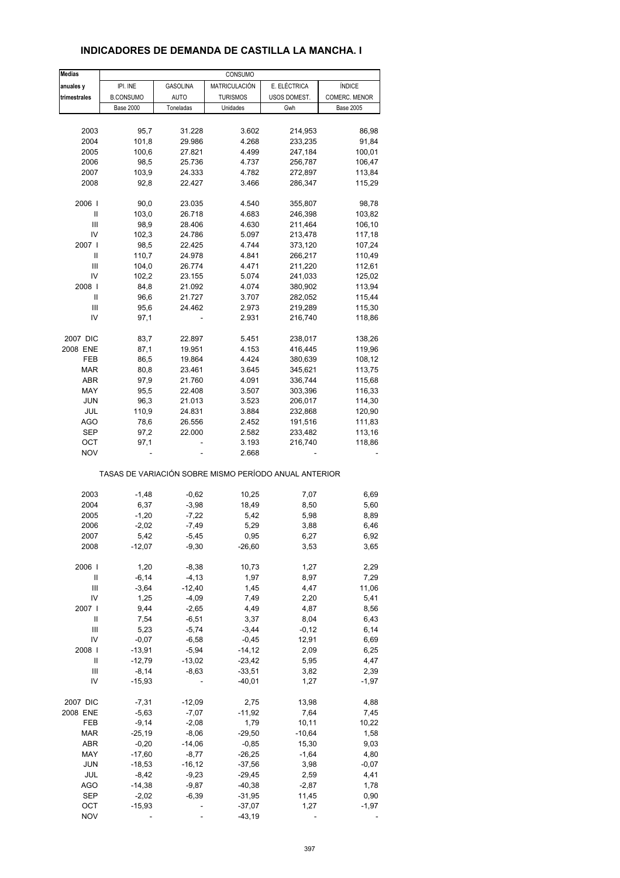# INDICADORES DE DEMANDA DE CASTILLA LA MANCHA. I

| Medias anuales y trimestrales | CONSUMO | | | | |
|---|---|---|---|---|---|
| | IPI. INE B.CONSUMO | GASOLINA AUTO | MATRICULACIÓN TURISMOS | E. ELÉCTRICA USOS DOMEST. | ÍNDICE COMERC. MENOR |
| | Base 2000 | Toneladas | Unidades | Gwh | Base 2005 |
| 2003 | 95,7 | 31.228 | 3.602 | 214,953 | 86,98 |
| 2004 | 101,8 | 29.986 | 4.268 | 233,235 | 91,84 |
| 2005 | 100,6 | 27.821 | 4.499 | 247,184 | 100,01 |
| 2006 | 98,5 | 25.736 | 4.737 | 256,787 | 106,47 |
| 2007 | 103,9 | 24.333 | 4.782 | 272,897 | 113,84 |
| 2008 | 92,8 | 22.427 | 3.466 | 286,347 | 115,29 |
| 2006 I | 90,0 | 23.035 | 4.540 | 355,807 | 98,78 |
| II | 103,0 | 26.718 | 4.683 | 246,398 | 103,82 |
| III | 98,9 | 28.406 | 4.630 | 211,464 | 106,10 |
| IV | 102,3 | 24.786 | 5.097 | 213,478 | 117,18 |
| 2007 I | 98,5 | 22.425 | 4.744 | 373,120 | 107,24 |
| II | 110,7 | 24.978 | 4.841 | 266,217 | 110,49 |
| III | 104,0 | 26.774 | 4.471 | 211,220 | 112,61 |
| IV | 102,2 | 23.155 | 5.074 | 241,033 | 125,02 |
| 2008 I | 84,8 | 21.092 | 4.074 | 380,902 | 113,94 |
| II | 96,6 | 21.727 | 3.707 | 282,052 | 115,44 |
| III | 95,6 | 24.462 | 2.973 | 219,289 | 115,30 |
| IV | 97,1 | - | 2.931 | 216,740 | 118,86 |
| 2007 DIC | 83,7 | 22.897 | 5.451 | 238,017 | 138,26 |
| 2008 ENE | 87,1 | 19.951 | 4.153 | 416,445 | 119,96 |
| FEB | 86,5 | 19.864 | 4.424 | 380,639 | 108,12 |
| MAR | 80,8 | 23.461 | 3.645 | 345,621 | 113,75 |
| ABR | 97,9 | 21.760 | 4.091 | 336,744 | 115,68 |
| MAY | 95,5 | 22.408 | 3.507 | 303,396 | 116,33 |
| JUN | 96,3 | 21.013 | 3.523 | 206,017 | 114,30 |
| JUL | 110,9 | 24.831 | 3.884 | 232,868 | 120,90 |
| AGO | 78,6 | 26.556 | 2.452 | 191,516 | 111,83 |
| SEP | 97,2 | 22.000 | 2.582 | 233,482 | 113,16 |
| OCT | 97,1 | - | 3.193 | 216,740 | 118,86 |
| NOV | - | - | 2.668 | - | - |
| TASAS DE VARIACIÓN SOBRE MISMO PERÍODO ANUAL ANTERIOR | | | | | |
| 2003 | -1,48 | -0,62 | 10,25 | 7,07 | 6,69 |
| 2004 | 6,37 | -3,98 | 18,49 | 8,50 | 5,60 |
| 2005 | -1,20 | -7,22 | 5,42 | 5,98 | 8,89 |
| 2006 | -2,02 | -7,49 | 5,29 | 3,88 | 6,46 |
| 2007 | 5,42 | -5,45 | 0,95 | 6,27 | 6,92 |
| 2008 | -12,07 | -9,30 | -26,60 | 3,53 | 3,65 |
| 2006 I | 1,20 | -8,38 | 10,73 | 1,27 | 2,29 |
| II | -6,14 | -4,13 | 1,97 | 8,97 | 7,29 |
| III | -3,64 | -12,40 | 1,45 | 4,47 | 11,06 |
| IV | 1,25 | -4,09 | 7,49 | 2,20 | 5,41 |
| 2007 I | 9,44 | -2,65 | 4,49 | 4,87 | 8,56 |
| II | 7,54 | -6,51 | 3,37 | 8,04 | 6,43 |
| III | 5,23 | -5,74 | -3,44 | -0,12 | 6,14 |
| IV | -0,07 | -6,58 | -0,45 | 12,91 | 6,69 |
| 2008 I | -13,91 | -5,94 | -14,12 | 2,09 | 6,25 |
| II | -12,79 | -13,02 | -23,42 | 5,95 | 4,47 |
| III | -8,14 | -8,63 | -33,51 | 3,82 | 2,39 |
| IV | -15,93 | - | -40,01 | 1,27 | -1,97 |
| 2007 DIC | -7,31 | -12,09 | 2,75 | 13,98 | 4,88 |
| 2008 ENE | -5,63 | -7,07 | -11,92 | 7,64 | 7,45 |
| FEB | -9,14 | -2,08 | 1,79 | 10,11 | 10,22 |
| MAR | -25,19 | -8,06 | -29,50 | -10,64 | 1,58 |
| ABR | -0,20 | -14,06 | -0,85 | 15,30 | 9,03 |
| MAY | -17,60 | -8,77 | -26,25 | -1,64 | 4,80 |
| JUN | -18,53 | -16,12 | -37,56 | 3,98 | -0,07 |
| JUL | -8,42 | -9,23 | -29,45 | 2,59 | 4,41 |
| AGO | -14,38 | -9,87 | -40,38 | -2,87 | 1,78 |
| SEP | -2,02 | -6,39 | -31,95 | 11,45 | 0,90 |
| OCT | -15,93 | - | -37,07 | 1,27 | -1,97 |
| NOV | - | - | -43,19 | - | - |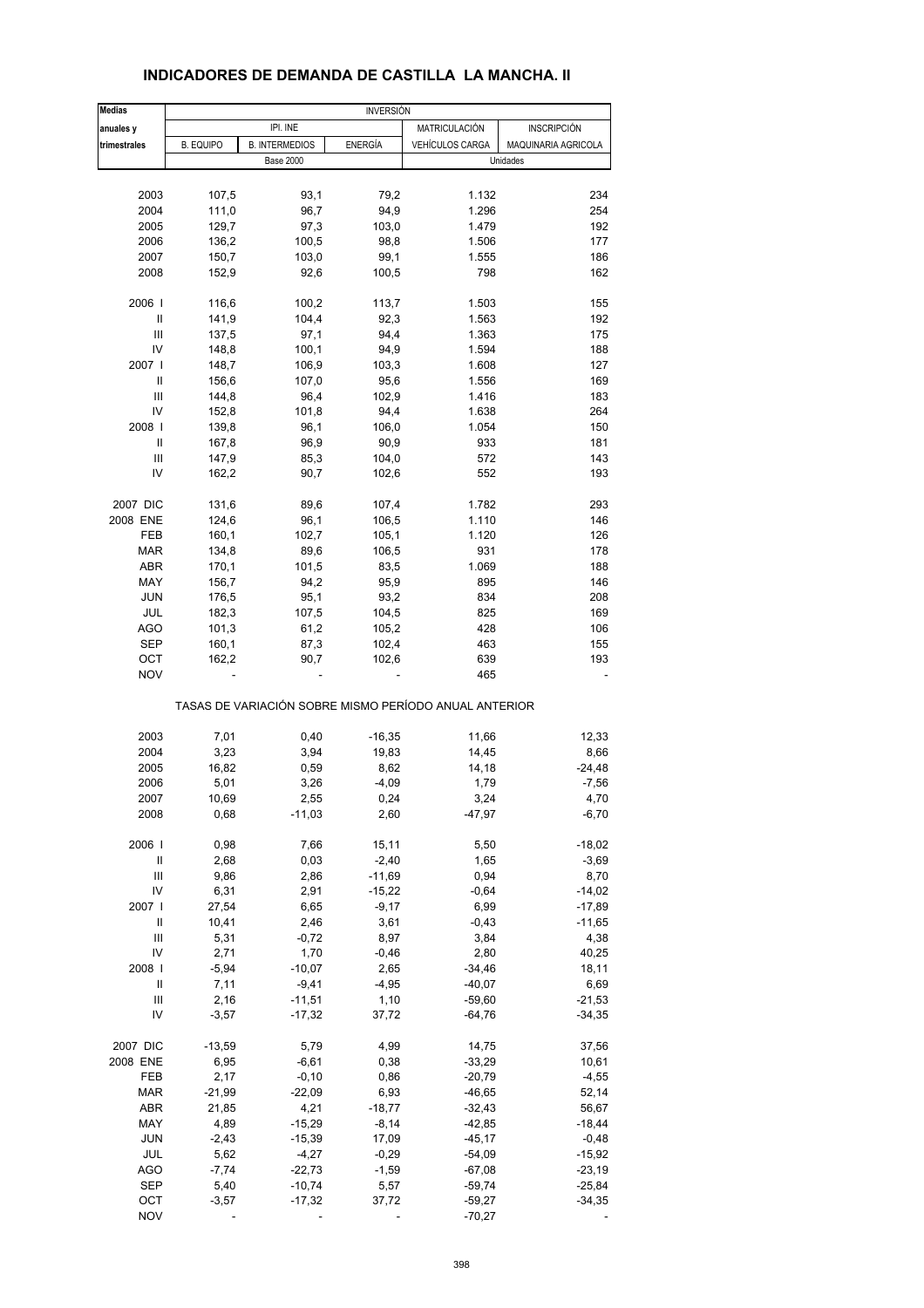# INDICADORES DE DEMANDA DE CASTILLA LA MANCHA. II

| Medias anuales y trimestrales | INVERSIÓN | | | | |
|---|---|---|---|---|---|
| | IPI. INE | | | MATRICULACIÓN | INSCRIPCIÓN |
| | B. EQUIPO | B. INTERMEDIOS | ENERGÍA | VEHÍCULOS CARGA | MAQUINARIA AGRICOLA |
| | Base 2000 | | | Unidades | |
| 2003 | 107,5 | 93,1 | 79,2 | 1.132 | 234 |
| 2004 | 111,0 | 96,7 | 94,9 | 1.296 | 254 |
| 2005 | 129,7 | 97,3 | 103,0 | 1.479 | 192 |
| 2006 | 136,2 | 100,5 | 98,8 | 1.506 | 177 |
| 2007 | 150,7 | 103,0 | 99,1 | 1.555 | 186 |
| 2008 | 152,9 | 92,6 | 100,5 | 798 | 162 |
| 2006 I | 116,6 | 100,2 | 113,7 | 1.503 | 155 |
| II | 141,9 | 104,4 | 92,3 | 1.563 | 192 |
| III | 137,5 | 97,1 | 94,4 | 1.363 | 175 |
| IV | 148,8 | 100,1 | 94,9 | 1.594 | 188 |
| 2007 I | 148,7 | 106,9 | 103,3 | 1.608 | 127 |
| II | 156,6 | 107,0 | 95,6 | 1.556 | 169 |
| III | 144,8 | 96,4 | 102,9 | 1.416 | 183 |
| IV | 152,8 | 101,8 | 94,4 | 1.638 | 264 |
| 2008 I | 139,8 | 96,1 | 106,0 | 1.054 | 150 |
| II | 167,8 | 96,9 | 90,9 | 933 | 181 |
| III | 147,9 | 85,3 | 104,0 | 572 | 143 |
| IV | 162,2 | 90,7 | 102,6 | 552 | 193 |
| 2007 DIC | 131,6 | 89,6 | 107,4 | 1.782 | 293 |
| 2008 ENE | 124,6 | 96,1 | 106,5 | 1.110 | 146 |
| FEB | 160,1 | 102,7 | 105,1 | 1.120 | 126 |
| MAR | 134,8 | 89,6 | 106,5 | 931 | 178 |
| ABR | 170,1 | 101,5 | 83,5 | 1.069 | 188 |
| MAY | 156,7 | 94,2 | 95,9 | 895 | 146 |
| JUN | 176,5 | 95,1 | 93,2 | 834 | 208 |
| JUL | 182,3 | 107,5 | 104,5 | 825 | 169 |
| AGO | 101,3 | 61,2 | 105,2 | 428 | 106 |
| SEP | 160,1 | 87,3 | 102,4 | 463 | 155 |
| OCT | 162,2 | 90,7 | 102,6 | 639 | 193 |
| NOV | - | - | - | 465 | - |
| | TASAS DE VARIACIÓN SOBRE MISMO PERÍODO ANUAL ANTERIOR | | | | |
| 2003 | 7,01 | 0,40 | -16,35 | 11,66 | 12,33 |
| 2004 | 3,23 | 3,94 | 19,83 | 14,45 | 8,66 |
| 2005 | 16,82 | 0,59 | 8,62 | 14,18 | -24,48 |
| 2006 | 5,01 | 3,26 | -4,09 | 1,79 | -7,56 |
| 2007 | 10,69 | 2,55 | 0,24 | 3,24 | 4,70 |
| 2008 | 0,68 | -11,03 | 2,60 | -47,97 | -6,70 |
| 2006 I | 0,98 | 7,66 | 15,11 | 5,50 | -18,02 |
| II | 2,68 | 0,03 | -2,40 | 1,65 | -3,69 |
| III | 9,86 | 2,86 | -11,69 | 0,94 | 8,70 |
| IV | 6,31 | 2,91 | -15,22 | -0,64 | -14,02 |
| 2007 I | 27,54 | 6,65 | -9,17 | 6,99 | -17,89 |
| II | 10,41 | 2,46 | 3,61 | -0,43 | -11,65 |
| III | 5,31 | -0,72 | 8,97 | 3,84 | 4,38 |
| IV | 2,71 | 1,70 | -0,46 | 2,80 | 40,25 |
| 2008 I | -5,94 | -10,07 | 2,65 | -34,46 | 18,11 |
| II | 7,11 | -9,41 | -4,95 | -40,07 | 6,69 |
| III | 2,16 | -11,51 | 1,10 | -59,60 | -21,53 |
| IV | -3,57 | -17,32 | 37,72 | -64,76 | -34,35 |
| 2007 DIC | -13,59 | 5,79 | 4,99 | 14,75 | 37,56 |
| 2008 ENE | 6,95 | -6,61 | 0,38 | -33,29 | 10,61 |
| FEB | 2,17 | -0,10 | 0,86 | -20,79 | -4,55 |
| MAR | -21,99 | -22,09 | 6,93 | -46,65 | 52,14 |
| ABR | 21,85 | 4,21 | -18,77 | -32,43 | 56,67 |
| MAY | 4,89 | -15,29 | -8,14 | -42,85 | -18,44 |
| JUN | -2,43 | -15,39 | 17,09 | -45,17 | -0,48 |
| JUL | 5,62 | -4,27 | -0,29 | -54,09 | -15,92 |
| AGO | -7,74 | -22,73 | -1,59 | -67,08 | -23,19 |
| SEP | 5,40 | -10,74 | 5,57 | -59,74 | -25,84 |
| OCT | -3,57 | -17,32 | 37,72 | -59,27 | -34,35 |
| NOV | - | - | - | -70,27 | - |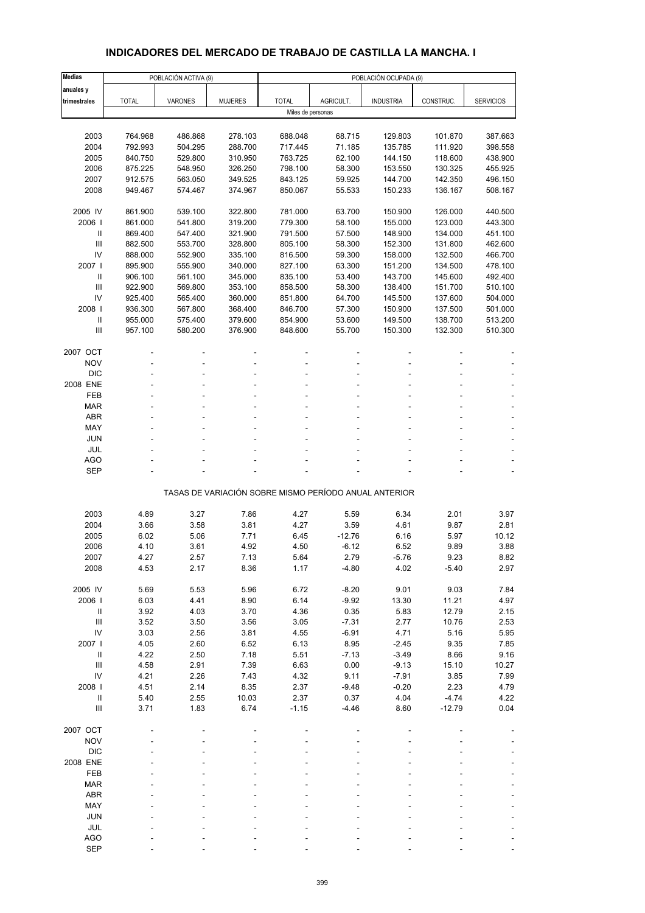# INDICADORES DEL MERCADO DE TRABAJO DE CASTILLA LA MANCHA. I

| Medias anuales y trimestrales | POBLACIÓN ACTIVA (9) | | | POBLACIÓN OCUPADA (9) | | | | |
|---|---|---|---|---|---|---|---|---|
| | TOTAL | VARONES | MUJERES | TOTAL | AGRICULT. | INDUSTRIA | CONSTRUC. | SERVICIOS |
| | Miles de personas | | | | | | | |
| 2003 | 764.968 | 486.868 | 278.103 | 688.048 | 68.715 | 129.803 | 101.870 | 387.663 |
| 2004 | 792.993 | 504.295 | 288.700 | 717.445 | 71.185 | 135.785 | 111.920 | 398.558 |
| 2005 | 840.750 | 529.800 | 310.950 | 763.725 | 62.100 | 144.150 | 118.600 | 438.900 |
| 2006 | 875.225 | 548.950 | 326.250 | 798.100 | 58.300 | 153.550 | 130.325 | 455.925 |
| 2007 | 912.575 | 563.050 | 349.525 | 843.125 | 59.925 | 144.700 | 142.350 | 496.150 |
| 2008 | 949.467 | 574.467 | 374.967 | 850.067 | 55.533 | 150.233 | 136.167 | 508.167 |
| 2005 IV | 861.900 | 539.100 | 322.800 | 781.000 | 63.700 | 150.900 | 126.000 | 440.500 |
| 2006 I | 861.000 | 541.800 | 319.200 | 779.300 | 58.100 | 155.000 | 123.000 | 443.300 |
| II | 869.400 | 547.400 | 321.900 | 791.500 | 57.500 | 148.900 | 134.000 | 451.100 |
| III | 882.500 | 553.700 | 328.800 | 805.100 | 58.300 | 152.300 | 131.800 | 462.600 |
| IV | 888.000 | 552.900 | 335.100 | 816.500 | 59.300 | 158.000 | 132.500 | 466.700 |
| 2007 I | 895.900 | 555.900 | 340.000 | 827.100 | 63.300 | 151.200 | 134.500 | 478.100 |
| II | 906.100 | 561.100 | 345.000 | 835.100 | 53.400 | 143.700 | 145.600 | 492.400 |
| III | 922.900 | 569.800 | 353.100 | 858.500 | 58.300 | 138.400 | 151.700 | 510.100 |
| IV | 925.400 | 565.400 | 360.000 | 851.800 | 64.700 | 145.500 | 137.600 | 504.000 |
| 2008 I | 936.300 | 567.800 | 368.400 | 846.700 | 57.300 | 150.900 | 137.500 | 501.000 |
| II | 955.000 | 575.400 | 379.600 | 854.900 | 53.600 | 149.500 | 138.700 | 513.200 |
| III | 957.100 | 580.200 | 376.900 | 848.600 | 55.700 | 150.300 | 132.300 | 510.300 |
| 2007 OCT | - | - | - | - | - | - | - | - |
| NOV | - | - | - | - | - | - | - | - |
| DIC | - | - | - | - | - | - | - | - |
| 2008 ENE | - | - | - | - | - | - | - | - |
| FEB | - | - | - | - | - | - | - | - |
| MAR | - | - | - | - | - | - | - | - |
| ABR | - | - | - | - | - | - | - | - |
| MAY | - | - | - | - | - | - | - | - |
| JUN | - | - | - | - | - | - | - | - |
| JUL | - | - | - | - | - | - | - | - |
| AGO | - | - | - | - | - | - | - | - |
| SEP | - | - | - | - | - | - | - | - |
| | TASAS DE VARIACIÓN SOBRE MISMO PERÍODO ANUAL ANTERIOR | | | | | | | |
| 2003 | 4.89 | 3.27 | 7.86 | 4.27 | 5.59 | 6.34 | 2.01 | 3.97 |
| 2004 | 3.66 | 3.58 | 3.81 | 4.27 | 3.59 | 4.61 | 9.87 | 2.81 |
| 2005 | 6.02 | 5.06 | 7.71 | 6.45 | -12.76 | 6.16 | 5.97 | 10.12 |
| 2006 | 4.10 | 3.61 | 4.92 | 4.50 | -6.12 | 6.52 | 9.89 | 3.88 |
| 2007 | 4.27 | 2.57 | 7.13 | 5.64 | 2.79 | -5.76 | 9.23 | 8.82 |
| 2008 | 4.53 | 2.17 | 8.36 | 1.17 | -4.80 | 4.02 | -5.40 | 2.97 |
| 2005 IV | 5.69 | 5.53 | 5.96 | 6.72 | -8.20 | 9.01 | 9.03 | 7.84 |
| 2006 I | 6.03 | 4.41 | 8.90 | 6.14 | -9.92 | 13.30 | 11.21 | 4.97 |
| II | 3.92 | 4.03 | 3.70 | 4.36 | 0.35 | 5.83 | 12.79 | 2.15 |
| III | 3.52 | 3.50 | 3.56 | 3.05 | -7.31 | 2.77 | 10.76 | 2.53 |
| IV | 3.03 | 2.56 | 3.81 | 4.55 | -6.91 | 4.71 | 5.16 | 5.95 |
| 2007 I | 4.05 | 2.60 | 6.52 | 6.13 | 8.95 | -2.45 | 9.35 | 7.85 |
| II | 4.22 | 2.50 | 7.18 | 5.51 | -7.13 | -3.49 | 8.66 | 9.16 |
| III | 4.58 | 2.91 | 7.39 | 6.63 | 0.00 | -9.13 | 15.10 | 10.27 |
| IV | 4.21 | 2.26 | 7.43 | 4.32 | 9.11 | -7.91 | 3.85 | 7.99 |
| 2008 I | 4.51 | 2.14 | 8.35 | 2.37 | -9.48 | -0.20 | 2.23 | 4.79 |
| II | 5.40 | 2.55 | 10.03 | 2.37 | 0.37 | 4.04 | -4.74 | 4.22 |
| III | 3.71 | 1.83 | 6.74 | -1.15 | -4.46 | 8.60 | -12.79 | 0.04 |
| 2007 OCT | - | - | - | - | - | - | - | - |
| NOV | - | - | - | - | - | - | - | - |
| DIC | - | - | - | - | - | - | - | - |
| 2008 ENE | - | - | - | - | - | - | - | - |
| FEB | - | - | - | - | - | - | - | - |
| MAR | - | - | - | - | - | - | - | - |
| ABR | - | - | - | - | - | - | - | - |
| MAY | - | - | - | - | - | - | - | - |
| JUN | - | - | - | - | - | - | - | - |
| JUL | - | - | - | - | - | - | - | - |
| AGO | - | - | - | - | - | - | - | - |
| SEP | - | - | - | - | - | - | - | - |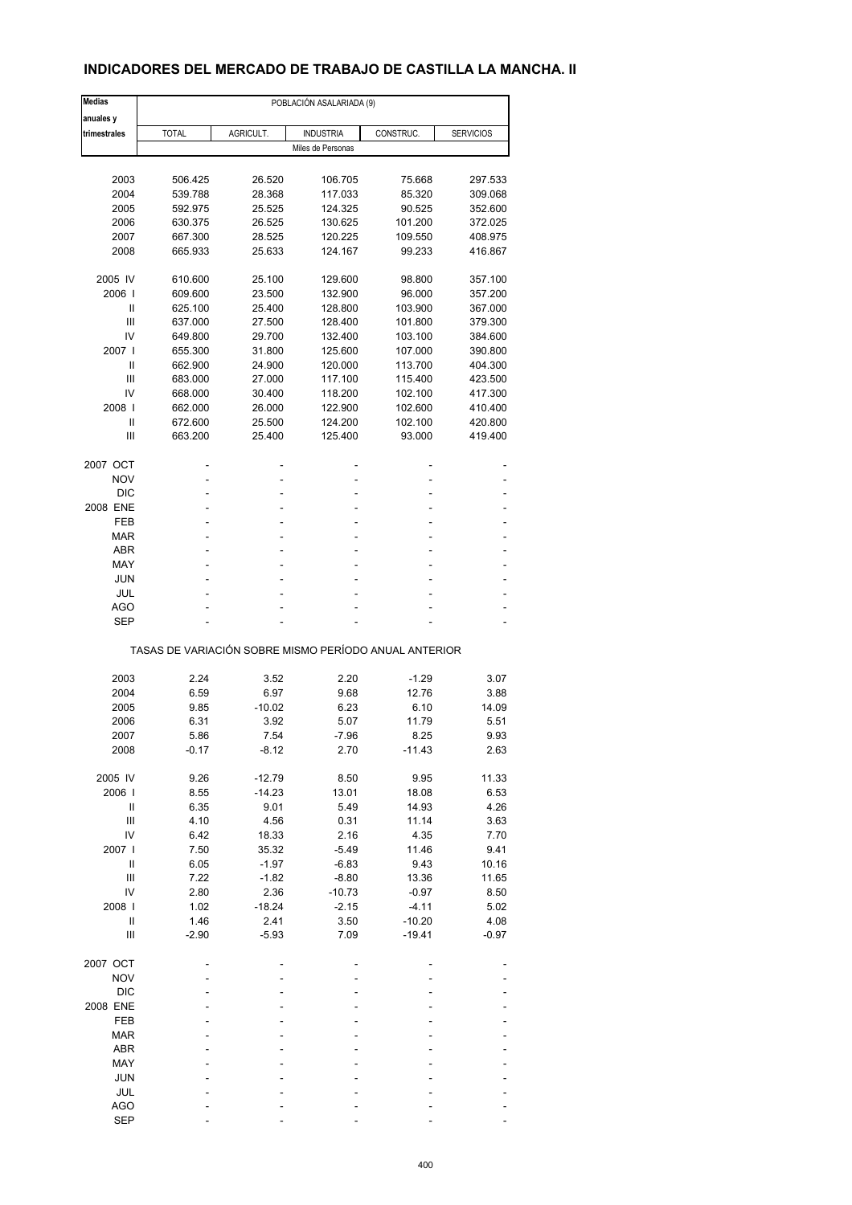## INDICADORES DEL MERCADO DE TRABAJO DE CASTILLA LA MANCHA. II

| Medias anuales y trimestrales | POBLACIÓN ASALARIADA (9) | | | | |
|---|---|---|---|---|---|
| | TOTAL | AGRICULT. | INDUSTRIA | CONSTRUC. | SERVICIOS |
| | Miles de Personas | | | | |
| 2003 | 506.425 | 26.520 | 106.705 | 75.668 | 297.533 |
| 2004 | 539.788 | 28.368 | 117.033 | 85.320 | 309.068 |
| 2005 | 592.975 | 25.525 | 124.325 | 90.525 | 352.600 |
| 2006 | 630.375 | 26.525 | 130.625 | 101.200 | 372.025 |
| 2007 | 667.300 | 28.525 | 120.225 | 109.550 | 408.975 |
| 2008 | 665.933 | 25.633 | 124.167 | 99.233 | 416.867 |
| 2005 IV | 610.600 | 25.100 | 129.600 | 98.800 | 357.100 |
| 2006 I | 609.600 | 23.500 | 132.900 | 96.000 | 357.200 |
| II | 625.100 | 25.400 | 128.800 | 103.900 | 367.000 |
| III | 637.000 | 27.500 | 128.400 | 101.800 | 379.300 |
| IV | 649.800 | 29.700 | 132.400 | 103.100 | 384.600 |
| 2007 I | 655.300 | 31.800 | 125.600 | 107.000 | 390.800 |
| II | 662.900 | 24.900 | 120.000 | 113.700 | 404.300 |
| III | 683.000 | 27.000 | 117.100 | 115.400 | 423.500 |
| IV | 668.000 | 30.400 | 118.200 | 102.100 | 417.300 |
| 2008 I | 662.000 | 26.000 | 122.900 | 102.600 | 410.400 |
| II | 672.600 | 25.500 | 124.200 | 102.100 | 420.800 |
| III | 663.200 | 25.400 | 125.400 | 93.000 | 419.400 |
| 2007 OCT | - | - | - | - | - |
| NOV | - | - | - | - | - |
| DIC | - | - | - | - | - |
| 2008 ENE | - | - | - | - | - |
| FEB | - | - | - | - | - |
| MAR | - | - | - | - | - |
| ABR | - | - | - | - | - |
| MAY | - | - | - | - | - |
| JUN | - | - | - | - | - |
| JUL | - | - | - | - | - |
| AGO | - | - | - | - | - |
| SEP | - | - | - | - | - |
| | TASAS DE VARIACIÓN SOBRE MISMO PERÍODO ANUAL ANTERIOR | | | | |
| 2003 | 2.24 | 3.52 | 2.20 | -1.29 | 3.07 |
| 2004 | 6.59 | 6.97 | 9.68 | 12.76 | 3.88 |
| 2005 | 9.85 | -10.02 | 6.23 | 6.10 | 14.09 |
| 2006 | 6.31 | 3.92 | 5.07 | 11.79 | 5.51 |
| 2007 | 5.86 | 7.54 | -7.96 | 8.25 | 9.93 |
| 2008 | -0.17 | -8.12 | 2.70 | -11.43 | 2.63 |
| 2005 IV | 9.26 | -12.79 | 8.50 | 9.95 | 11.33 |
| 2006 I | 8.55 | -14.23 | 13.01 | 18.08 | 6.53 |
| II | 6.35 | 9.01 | 5.49 | 14.93 | 4.26 |
| III | 4.10 | 4.56 | 0.31 | 11.14 | 3.63 |
| IV | 6.42 | 18.33 | 2.16 | 4.35 | 7.70 |
| 2007 I | 7.50 | 35.32 | -5.49 | 11.46 | 9.41 |
| II | 6.05 | -1.97 | -6.83 | 9.43 | 10.16 |
| III | 7.22 | -1.82 | -8.80 | 13.36 | 11.65 |
| IV | 2.80 | 2.36 | -10.73 | -0.97 | 8.50 |
| 2008 I | 1.02 | -18.24 | -2.15 | -4.11 | 5.02 |
| II | 1.46 | 2.41 | 3.50 | -10.20 | 4.08 |
| III | -2.90 | -5.93 | 7.09 | -19.41 | -0.97 |
| 2007 OCT | - | - | - | - | - |
| NOV | - | - | - | - | - |
| DIC | - | - | - | - | - |
| 2008 ENE | - | - | - | - | - |
| FEB | - | - | - | - | - |
| MAR | - | - | - | - | - |
| ABR | - | - | - | - | - |
| MAY | - | - | - | - | - |
| JUN | - | - | - | - | - |
| JUL | - | - | - | - | - |
| AGO | - | - | - | - | - |
| SEP | - | - | - | - | - |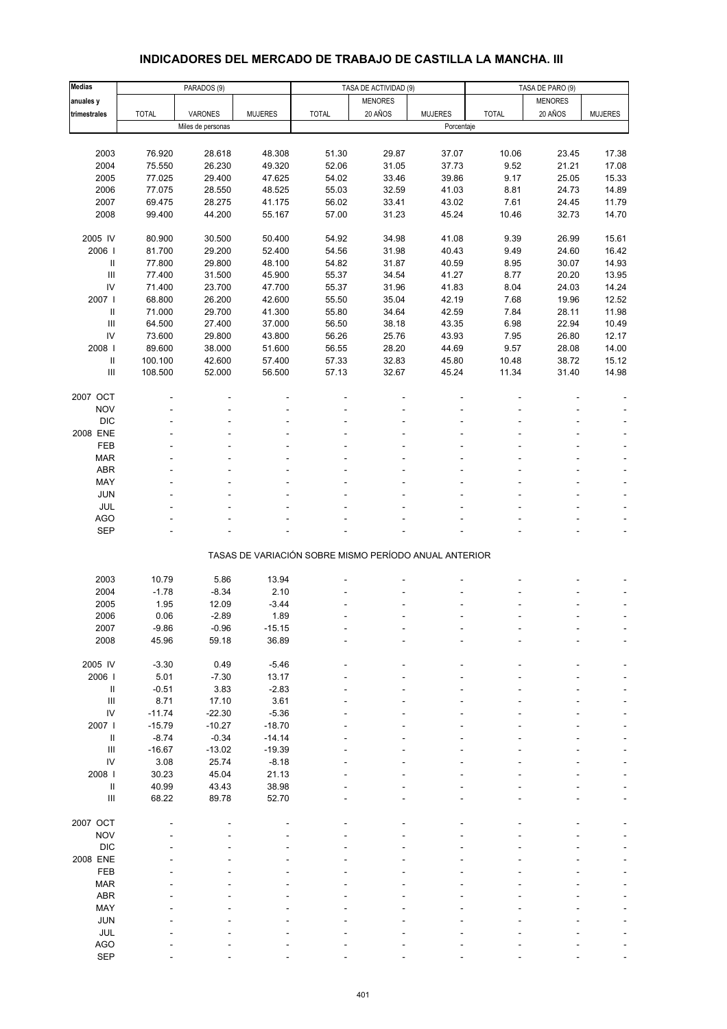## INDICADORES DEL MERCADO DE TRABAJO DE CASTILLA LA MANCHA. III

| Medias anuales y trimestrales | PARADOS (9) | | | TASA DE ACTIVIDAD (9) | | | TASA DE PARO (9) | | |
|---|---|---|---|---|---|---|---|---|---|
| | TOTAL | VARONES | MUJERES | TOTAL | MENORES 20 AÑOS | MUJERES | TOTAL | MENORES 20 AÑOS | MUJERES |
| | Miles de personas | | | Porcentaje | | | | | |
| 2003 | 76.920 | 28.618 | 48.308 | 51.30 | 29.87 | 37.07 | 10.06 | 23.45 | 17.38 |
| 2004 | 75.550 | 26.230 | 49.320 | 52.06 | 31.05 | 37.73 | 9.52 | 21.21 | 17.08 |
| 2005 | 77.025 | 29.400 | 47.625 | 54.02 | 33.46 | 39.86 | 9.17 | 25.05 | 15.33 |
| 2006 | 77.075 | 28.550 | 48.525 | 55.03 | 32.59 | 41.03 | 8.81 | 24.73 | 14.89 |
| 2007 | 69.475 | 28.275 | 41.175 | 56.02 | 33.41 | 43.02 | 7.61 | 24.45 | 11.79 |
| 2008 | 99.400 | 44.200 | 55.167 | 57.00 | 31.23 | 45.24 | 10.46 | 32.73 | 14.70 |
| 2005 IV | 80.900 | 30.500 | 50.400 | 54.92 | 34.98 | 41.08 | 9.39 | 26.99 | 15.61 |
| 2006 I | 81.700 | 29.200 | 52.400 | 54.56 | 31.98 | 40.43 | 9.49 | 24.60 | 16.42 |
| II | 77.800 | 29.800 | 48.100 | 54.82 | 31.87 | 40.59 | 8.95 | 30.07 | 14.93 |
| III | 77.400 | 31.500 | 45.900 | 55.37 | 34.54 | 41.27 | 8.77 | 20.20 | 13.95 |
| IV | 71.400 | 23.700 | 47.700 | 55.37 | 31.96 | 41.83 | 8.04 | 24.03 | 14.24 |
| 2007 I | 68.800 | 26.200 | 42.600 | 55.50 | 35.04 | 42.19 | 7.68 | 19.96 | 12.52 |
| II | 71.000 | 29.700 | 41.300 | 55.80 | 34.64 | 42.59 | 7.84 | 28.11 | 11.98 |
| III | 64.500 | 27.400 | 37.000 | 56.50 | 38.18 | 43.35 | 6.98 | 22.94 | 10.49 |
| IV | 73.600 | 29.800 | 43.800 | 56.26 | 25.76 | 43.93 | 7.95 | 26.80 | 12.17 |
| 2008 I | 89.600 | 38.000 | 51.600 | 56.55 | 28.20 | 44.69 | 9.57 | 28.08 | 14.00 |
| II | 100.100 | 42.600 | 57.400 | 57.33 | 32.83 | 45.80 | 10.48 | 38.72 | 15.12 |
| III | 108.500 | 52.000 | 56.500 | 57.13 | 32.67 | 45.24 | 11.34 | 31.40 | 14.98 |
| 2007 OCT | - | - | - | - | - | - | - | - | - |
| NOV | - | - | - | - | - | - | - | - | - |
| DIC | - | - | - | - | - | - | - | - | - |
| 2008 ENE | - | - | - | - | - | - | - | - | - |
| FEB | - | - | - | - | - | - | - | - | - |
| MAR | - | - | - | - | - | - | - | - | - |
| ABR | - | - | - | - | - | - | - | - | - |
| MAY | - | - | - | - | - | - | - | - | - |
| JUN | - | - | - | - | - | - | - | - | - |
| JUL | - | - | - | - | - | - | - | - | - |
| AGO | - | - | - | - | - | - | - | - | - |
| SEP | - | - | - | - | - | - | - | - | - |
| | TASAS DE VARIACIÓN SOBRE MISMO PERÍODO ANUAL ANTERIOR | | | | | | | | |
| 2003 | 10.79 | 5.86 | 13.94 | - | - | - | - | - | - |
| 2004 | -1.78 | -8.34 | 2.10 | - | - | - | - | - | - |
| 2005 | 1.95 | 12.09 | -3.44 | - | - | - | - | - | - |
| 2006 | 0.06 | -2.89 | 1.89 | - | - | - | - | - | - |
| 2007 | -9.86 | -0.96 | -15.15 | - | - | - | - | - | - |
| 2008 | 45.96 | 59.18 | 36.89 | - | - | - | - | - | - |
| 2005 IV | -3.30 | 0.49 | -5.46 | - | - | - | - | - | - |
| 2006 I | 5.01 | -7.30 | 13.17 | - | - | - | - | - | - |
| II | -0.51 | 3.83 | -2.83 | - | - | - | - | - | - |
| III | 8.71 | 17.10 | 3.61 | - | - | - | - | - | - |
| IV | -11.74 | -22.30 | -5.36 | - | - | - | - | - | - |
| 2007 I | -15.79 | -10.27 | -18.70 | - | - | - | - | - | - |
| II | -8.74 | -0.34 | -14.14 | - | - | - | - | - | - |
| III | -16.67 | -13.02 | -19.39 | - | - | - | - | - | - |
| IV | 3.08 | 25.74 | -8.18 | - | - | - | - | - | - |
| 2008 I | 30.23 | 45.04 | 21.13 | - | - | - | - | - | - |
| II | 40.99 | 43.43 | 38.98 | - | - | - | - | - | - |
| III | 68.22 | 89.78 | 52.70 | - | - | - | - | - | - |
| 2007 OCT | - | - | - | - | - | - | - | - | - |
| NOV | - | - | - | - | - | - | - | - | - |
| DIC | - | - | - | - | - | - | - | - | - |
| 2008 ENE | - | - | - | - | - | - | - | - | - |
| FEB | - | - | - | - | - | - | - | - | - |
| MAR | - | - | - | - | - | - | - | - | - |
| ABR | - | - | - | - | - | - | - | - | - |
| MAY | - | - | - | - | - | - | - | - | - |
| JUN | - | - | - | - | - | - | - | - | - |
| JUL | - | - | - | - | - | - | - | - | - |
| AGO | - | - | - | - | - | - | - | - | - |
| SEP | - | - | - | - | - | - | - | - | - |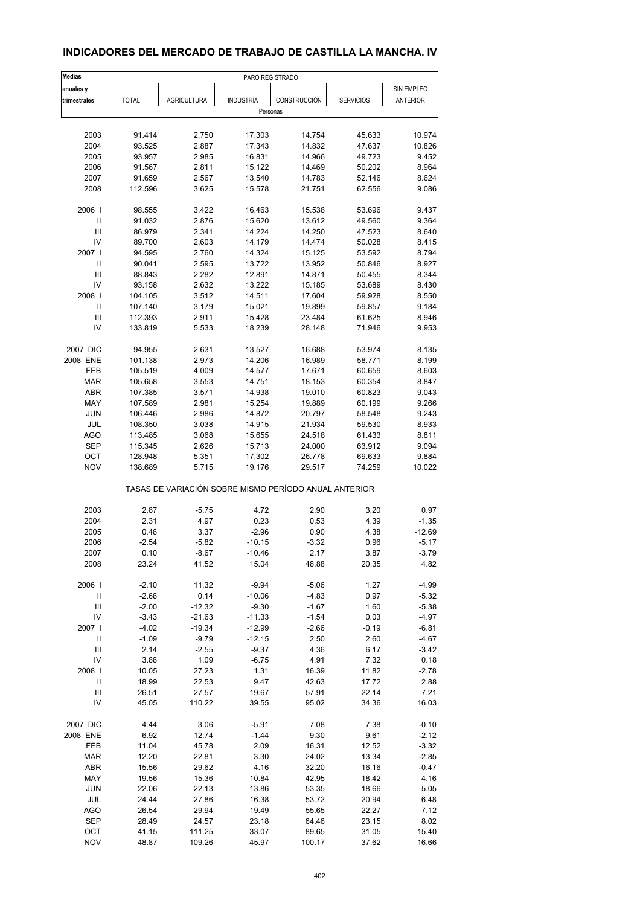## INDICADORES DEL MERCADO DE TRABAJO DE CASTILLA LA MANCHA. IV

| Medias anuales y trimestrales | PARO REGISTRADO | | | | | |
|---|---|---|---|---|---|---|
| | TOTAL | AGRICULTURA | INDUSTRIA | CONSTRUCCIÓN | SERVICIOS | SIN EMPLEO ANTERIOR |
| | Personas | | | | | |
| 2003 | 91.414 | 2.750 | 17.303 | 14.754 | 45.633 | 10.974 |
| 2004 | 93.525 | 2.887 | 17.343 | 14.832 | 47.637 | 10.826 |
| 2005 | 93.957 | 2.985 | 16.831 | 14.966 | 49.723 | 9.452 |
| 2006 | 91.567 | 2.811 | 15.122 | 14.469 | 50.202 | 8.964 |
| 2007 | 91.659 | 2.567 | 13.540 | 14.783 | 52.146 | 8.624 |
| 2008 | 112.596 | 3.625 | 15.578 | 21.751 | 62.556 | 9.086 |
| 2006 I | 98.555 | 3.422 | 16.463 | 15.538 | 53.696 | 9.437 |
| II | 91.032 | 2.876 | 15.620 | 13.612 | 49.560 | 9.364 |
| III | 86.979 | 2.341 | 14.224 | 14.250 | 47.523 | 8.640 |
| IV | 89.700 | 2.603 | 14.179 | 14.474 | 50.028 | 8.415 |
| 2007 I | 94.595 | 2.760 | 14.324 | 15.125 | 53.592 | 8.794 |
| II | 90.041 | 2.595 | 13.722 | 13.952 | 50.846 | 8.927 |
| III | 88.843 | 2.282 | 12.891 | 14.871 | 50.455 | 8.344 |
| IV | 93.158 | 2.632 | 13.222 | 15.185 | 53.689 | 8.430 |
| 2008 I | 104.105 | 3.512 | 14.511 | 17.604 | 59.928 | 8.550 |
| II | 107.140 | 3.179 | 15.021 | 19.899 | 59.857 | 9.184 |
| III | 112.393 | 2.911 | 15.428 | 23.484 | 61.625 | 8.946 |
| IV | 133.819 | 5.533 | 18.239 | 28.148 | 71.946 | 9.953 |
| 2007 DIC | 94.955 | 2.631 | 13.527 | 16.688 | 53.974 | 8.135 |
| 2008 ENE | 101.138 | 2.973 | 14.206 | 16.989 | 58.771 | 8.199 |
| FEB | 105.519 | 4.009 | 14.577 | 17.671 | 60.659 | 8.603 |
| MAR | 105.658 | 3.553 | 14.751 | 18.153 | 60.354 | 8.847 |
| ABR | 107.385 | 3.571 | 14.938 | 19.010 | 60.823 | 9.043 |
| MAY | 107.589 | 2.981 | 15.254 | 19.889 | 60.199 | 9.266 |
| JUN | 106.446 | 2.986 | 14.872 | 20.797 | 58.548 | 9.243 |
| JUL | 108.350 | 3.038 | 14.915 | 21.934 | 59.530 | 8.933 |
| AGO | 113.485 | 3.068 | 15.655 | 24.518 | 61.433 | 8.811 |
| SEP | 115.345 | 2.626 | 15.713 | 24.000 | 63.912 | 9.094 |
| OCT | 128.948 | 5.351 | 17.302 | 26.778 | 69.633 | 9.884 |
| NOV | 138.689 | 5.715 | 19.176 | 29.517 | 74.259 | 10.022 |
| | TASAS DE VARIACIÓN SOBRE MISMO PERÍODO ANUAL ANTERIOR | | | | | |
| 2003 | 2.87 | -5.75 | 4.72 | 2.90 | 3.20 | 0.97 |
| 2004 | 2.31 | 4.97 | 0.23 | 0.53 | 4.39 | -1.35 |
| 2005 | 0.46 | 3.37 | -2.96 | 0.90 | 4.38 | -12.69 |
| 2006 | -2.54 | -5.82 | -10.15 | -3.32 | 0.96 | -5.17 |
| 2007 | 0.10 | -8.67 | -10.46 | 2.17 | 3.87 | -3.79 |
| 2008 | 23.24 | 41.52 | 15.04 | 48.88 | 20.35 | 4.82 |
| 2006 I | -2.10 | 11.32 | -9.94 | -5.06 | 1.27 | -4.99 |
| II | -2.66 | 0.14 | -10.06 | -4.83 | 0.97 | -5.32 |
| III | -2.00 | -12.32 | -9.30 | -1.67 | 1.60 | -5.38 |
| IV | -3.43 | -21.63 | -11.33 | -1.54 | 0.03 | -4.97 |
| 2007 I | -4.02 | -19.34 | -12.99 | -2.66 | -0.19 | -6.81 |
| II | -1.09 | -9.79 | -12.15 | 2.50 | 2.60 | -4.67 |
| III | 2.14 | -2.55 | -9.37 | 4.36 | 6.17 | -3.42 |
| IV | 3.86 | 1.09 | -6.75 | 4.91 | 7.32 | 0.18 |
| 2008 I | 10.05 | 27.23 | 1.31 | 16.39 | 11.82 | -2.78 |
| II | 18.99 | 22.53 | 9.47 | 42.63 | 17.72 | 2.88 |
| III | 26.51 | 27.57 | 19.67 | 57.91 | 22.14 | 7.21 |
| IV | 45.05 | 110.22 | 39.55 | 95.02 | 34.36 | 16.03 |
| 2007 DIC | 4.44 | 3.06 | -5.91 | 7.08 | 7.38 | -0.10 |
| 2008 ENE | 6.92 | 12.74 | -1.44 | 9.30 | 9.61 | -2.12 |
| FEB | 11.04 | 45.78 | 2.09 | 16.31 | 12.52 | -3.32 |
| MAR | 12.20 | 22.81 | 3.30 | 24.02 | 13.34 | -2.85 |
| ABR | 15.56 | 29.62 | 4.16 | 32.20 | 16.16 | -0.47 |
| MAY | 19.56 | 15.36 | 10.84 | 42.95 | 18.42 | 4.16 |
| JUN | 22.06 | 22.13 | 13.86 | 53.35 | 18.66 | 5.05 |
| JUL | 24.44 | 27.86 | 16.38 | 53.72 | 20.94 | 6.48 |
| AGO | 26.54 | 29.94 | 19.49 | 55.65 | 22.27 | 7.12 |
| SEP | 28.49 | 24.57 | 23.18 | 64.46 | 23.15 | 8.02 |
| OCT | 41.15 | 111.25 | 33.07 | 89.65 | 31.05 | 15.40 |
| NOV | 48.87 | 109.26 | 45.97 | 100.17 | 37.62 | 16.66 |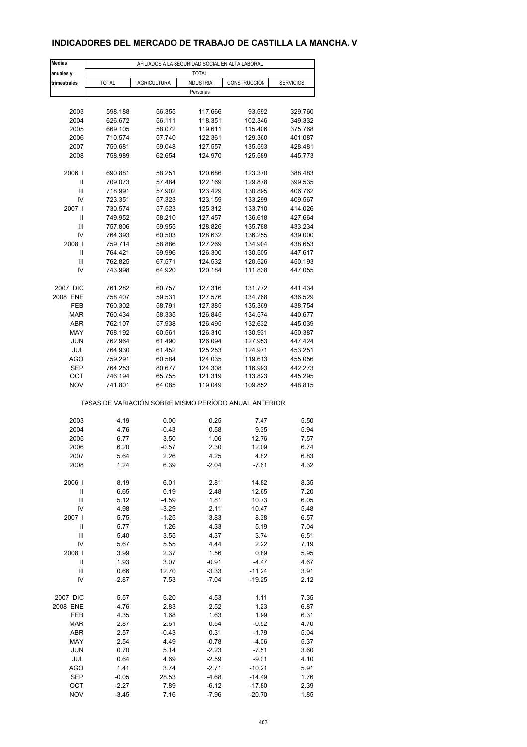# INDICADORES DEL MERCADO DE TRABAJO DE CASTILLA LA MANCHA. V

| Medias anuales y trimestrales | AFILIADOS A LA SEGURIDAD SOCIAL EN ALTA LABORAL | | | | |
|---|---|---|---|---|---|
| | TOTAL | | | | |
| | TOTAL | AGRICULTURA | INDUSTRIA | CONSTRUCCIÓN | SERVICIOS |
| | Personas | | | | |
| 2003 | 598.188 | 56.355 | 117.666 | 93.592 | 329.760 |
| 2004 | 626.672 | 56.111 | 118.351 | 102.346 | 349.332 |
| 2005 | 669.105 | 58.072 | 119.611 | 115.406 | 375.768 |
| 2006 | 710.574 | 57.740 | 122.361 | 129.360 | 401.087 |
| 2007 | 750.681 | 59.048 | 127.557 | 135.593 | 428.481 |
| 2008 | 758.989 | 62.654 | 124.970 | 125.589 | 445.773 |
| 2006 I | 690.881 | 58.251 | 120.686 | 123.370 | 388.483 |
| II | 709.073 | 57.484 | 122.169 | 129.878 | 399.535 |
| III | 718.991 | 57.902 | 123.429 | 130.895 | 406.762 |
| IV | 723.351 | 57.323 | 123.159 | 133.299 | 409.567 |
| 2007 I | 730.574 | 57.523 | 125.312 | 133.710 | 414.026 |
| II | 749.952 | 58.210 | 127.457 | 136.618 | 427.664 |
| III | 757.806 | 59.955 | 128.826 | 135.788 | 433.234 |
| IV | 764.393 | 60.503 | 128.632 | 136.255 | 439.000 |
| 2008 I | 759.714 | 58.886 | 127.269 | 134.904 | 438.653 |
| II | 764.421 | 59.996 | 126.300 | 130.505 | 447.617 |
| III | 762.825 | 67.571 | 124.532 | 120.526 | 450.193 |
| IV | 743.998 | 64.920 | 120.184 | 111.838 | 447.055 |
| 2007 DIC | 761.282 | 60.757 | 127.316 | 131.772 | 441.434 |
| 2008 ENE | 758.407 | 59.531 | 127.576 | 134.768 | 436.529 |
| FEB | 760.302 | 58.791 | 127.385 | 135.369 | 438.754 |
| MAR | 760.434 | 58.335 | 126.845 | 134.574 | 440.677 |
| ABR | 762.107 | 57.938 | 126.495 | 132.632 | 445.039 |
| MAY | 768.192 | 60.561 | 126.310 | 130.931 | 450.387 |
| JUN | 762.964 | 61.490 | 126.094 | 127.953 | 447.424 |
| JUL | 764.930 | 61.452 | 125.253 | 124.971 | 453.251 |
| AGO | 759.291 | 60.584 | 124.035 | 119.613 | 455.056 |
| SEP | 764.253 | 80.677 | 124.308 | 116.993 | 442.273 |
| OCT | 746.194 | 65.755 | 121.319 | 113.823 | 445.295 |
| NOV | 741.801 | 64.085 | 119.049 | 109.852 | 448.815 |
| | TASAS DE VARIACIÓN SOBRE MISMO PERÍODO ANUAL ANTERIOR | | | | |
| 2003 | 4.19 | 0.00 | 0.25 | 7.47 | 5.50 |
| 2004 | 4.76 | -0.43 | 0.58 | 9.35 | 5.94 |
| 2005 | 6.77 | 3.50 | 1.06 | 12.76 | 7.57 |
| 2006 | 6.20 | -0.57 | 2.30 | 12.09 | 6.74 |
| 2007 | 5.64 | 2.26 | 4.25 | 4.82 | 6.83 |
| 2008 | 1.24 | 6.39 | -2.04 | -7.61 | 4.32 |
| 2006 I | 8.19 | 6.01 | 2.81 | 14.82 | 8.35 |
| II | 6.65 | 0.19 | 2.48 | 12.65 | 7.20 |
| III | 5.12 | -4.59 | 1.81 | 10.73 | 6.05 |
| IV | 4.98 | -3.29 | 2.11 | 10.47 | 5.48 |
| 2007 I | 5.75 | -1.25 | 3.83 | 8.38 | 6.57 |
| II | 5.77 | 1.26 | 4.33 | 5.19 | 7.04 |
| III | 5.40 | 3.55 | 4.37 | 3.74 | 6.51 |
| IV | 5.67 | 5.55 | 4.44 | 2.22 | 7.19 |
| 2008 I | 3.99 | 2.37 | 1.56 | 0.89 | 5.95 |
| II | 1.93 | 3.07 | -0.91 | -4.47 | 4.67 |
| III | 0.66 | 12.70 | -3.33 | -11.24 | 3.91 |
| IV | -2.87 | 7.53 | -7.04 | -19.25 | 2.12 |
| 2007 DIC | 5.57 | 5.20 | 4.53 | 1.11 | 7.35 |
| 2008 ENE | 4.76 | 2.83 | 2.52 | 1.23 | 6.87 |
| FEB | 4.35 | 1.68 | 1.63 | 1.99 | 6.31 |
| MAR | 2.87 | 2.61 | 0.54 | -0.52 | 4.70 |
| ABR | 2.57 | -0.43 | 0.31 | -1.79 | 5.04 |
| MAY | 2.54 | 4.49 | -0.78 | -4.06 | 5.37 |
| JUN | 0.70 | 5.14 | -2.23 | -7.51 | 3.60 |
| JUL | 0.64 | 4.69 | -2.59 | -9.01 | 4.10 |
| AGO | 1.41 | 3.74 | -2.71 | -10.21 | 5.91 |
| SEP | -0.05 | 28.53 | -4.68 | -14.49 | 1.76 |
| OCT | -2.27 | 7.89 | -6.12 | -17.80 | 2.39 |
| NOV | -3.45 | 7.16 | -7.96 | -20.70 | 1.85 |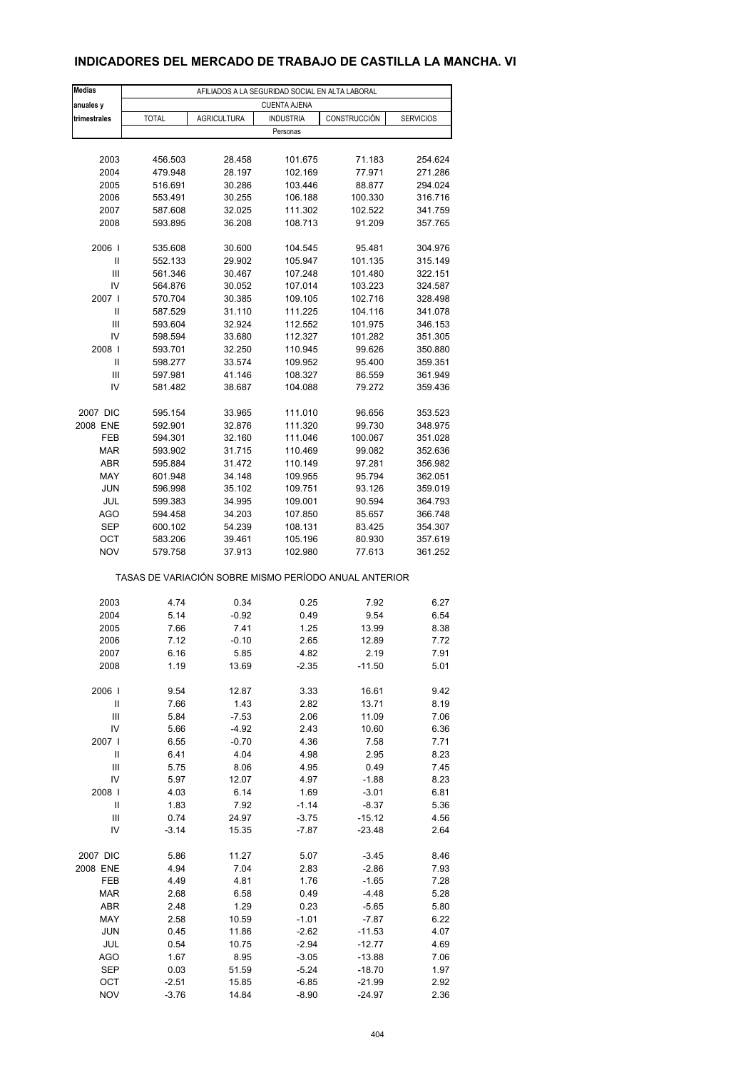## INDICADORES DEL MERCADO DE TRABAJO DE CASTILLA LA MANCHA. VI

| Medias anuales y trimestrales | AFILIADOS A LA SEGURIDAD SOCIAL EN ALTA LABORAL | | | | |
|---|---|---|---|---|---|
| | CUENTA AJENA | | | | |
| | TOTAL | AGRICULTURA | INDUSTRIA | CONSTRUCCIÓN | SERVICIOS |
| | Personas | | | | |
| 2003 | 456.503 | 28.458 | 101.675 | 71.183 | 254.624 |
| 2004 | 479.948 | 28.197 | 102.169 | 77.971 | 271.286 |
| 2005 | 516.691 | 30.286 | 103.446 | 88.877 | 294.024 |
| 2006 | 553.491 | 30.255 | 106.188 | 100.330 | 316.716 |
| 2007 | 587.608 | 32.025 | 111.302 | 102.522 | 341.759 |
| 2008 | 593.895 | 36.208 | 108.713 | 91.209 | 357.765 |
| 2006 I | 535.608 | 30.600 | 104.545 | 95.481 | 304.976 |
| II | 552.133 | 29.902 | 105.947 | 101.135 | 315.149 |
| III | 561.346 | 30.467 | 107.248 | 101.480 | 322.151 |
| IV | 564.876 | 30.052 | 107.014 | 103.223 | 324.587 |
| 2007 I | 570.704 | 30.385 | 109.105 | 102.716 | 328.498 |
| II | 587.529 | 31.110 | 111.225 | 104.116 | 341.078 |
| III | 593.604 | 32.924 | 112.552 | 101.975 | 346.153 |
| IV | 598.594 | 33.680 | 112.327 | 101.282 | 351.305 |
| 2008 I | 593.701 | 32.250 | 110.945 | 99.626 | 350.880 |
| II | 598.277 | 33.574 | 109.952 | 95.400 | 359.351 |
| III | 597.981 | 41.146 | 108.327 | 86.559 | 361.949 |
| IV | 581.482 | 38.687 | 104.088 | 79.272 | 359.436 |
| 2007 DIC | 595.154 | 33.965 | 111.010 | 96.656 | 353.523 |
| 2008 ENE | 592.901 | 32.876 | 111.320 | 99.730 | 348.975 |
| FEB | 594.301 | 32.160 | 111.046 | 100.067 | 351.028 |
| MAR | 593.902 | 31.715 | 110.469 | 99.082 | 352.636 |
| ABR | 595.884 | 31.472 | 110.149 | 97.281 | 356.982 |
| MAY | 601.948 | 34.148 | 109.955 | 95.794 | 362.051 |
| JUN | 596.998 | 35.102 | 109.751 | 93.126 | 359.019 |
| JUL | 599.383 | 34.995 | 109.001 | 90.594 | 364.793 |
| AGO | 594.458 | 34.203 | 107.850 | 85.657 | 366.748 |
| SEP | 600.102 | 54.239 | 108.131 | 83.425 | 354.307 |
| OCT | 583.206 | 39.461 | 105.196 | 80.930 | 357.619 |
| NOV | 579.758 | 37.913 | 102.980 | 77.613 | 361.252 |
| | TASAS DE VARIACIÓN SOBRE MISMO PERÍODO ANUAL ANTERIOR | | | | |
| 2003 | 4.74 | 0.34 | 0.25 | 7.92 | 6.27 |
| 2004 | 5.14 | -0.92 | 0.49 | 9.54 | 6.54 |
| 2005 | 7.66 | 7.41 | 1.25 | 13.99 | 8.38 |
| 2006 | 7.12 | -0.10 | 2.65 | 12.89 | 7.72 |
| 2007 | 6.16 | 5.85 | 4.82 | 2.19 | 7.91 |
| 2008 | 1.19 | 13.69 | -2.35 | -11.50 | 5.01 |
| 2006 I | 9.54 | 12.87 | 3.33 | 16.61 | 9.42 |
| II | 7.66 | 1.43 | 2.82 | 13.71 | 8.19 |
| III | 5.84 | -7.53 | 2.06 | 11.09 | 7.06 |
| IV | 5.66 | -4.92 | 2.43 | 10.60 | 6.36 |
| 2007 I | 6.55 | -0.70 | 4.36 | 7.58 | 7.71 |
| II | 6.41 | 4.04 | 4.98 | 2.95 | 8.23 |
| III | 5.75 | 8.06 | 4.95 | 0.49 | 7.45 |
| IV | 5.97 | 12.07 | 4.97 | -1.88 | 8.23 |
| 2008 I | 4.03 | 6.14 | 1.69 | -3.01 | 6.81 |
| II | 1.83 | 7.92 | -1.14 | -8.37 | 5.36 |
| III | 0.74 | 24.97 | -3.75 | -15.12 | 4.56 |
| IV | -3.14 | 15.35 | -7.87 | -23.48 | 2.64 |
| 2007 DIC | 5.86 | 11.27 | 5.07 | -3.45 | 8.46 |
| 2008 ENE | 4.94 | 7.04 | 2.83 | -2.86 | 7.93 |
| FEB | 4.49 | 4.81 | 1.76 | -1.65 | 7.28 |
| MAR | 2.68 | 6.58 | 0.49 | -4.48 | 5.28 |
| ABR | 2.48 | 1.29 | 0.23 | -5.65 | 5.80 |
| MAY | 2.58 | 10.59 | -1.01 | -7.87 | 6.22 |
| JUN | 0.45 | 11.86 | -2.62 | -11.53 | 4.07 |
| JUL | 0.54 | 10.75 | -2.94 | -12.77 | 4.69 |
| AGO | 1.67 | 8.95 | -3.05 | -13.88 | 7.06 |
| SEP | 0.03 | 51.59 | -5.24 | -18.70 | 1.97 |
| OCT | -2.51 | 15.85 | -6.85 | -21.99 | 2.92 |
| NOV | -3.76 | 14.84 | -8.90 | -24.97 | 2.36 |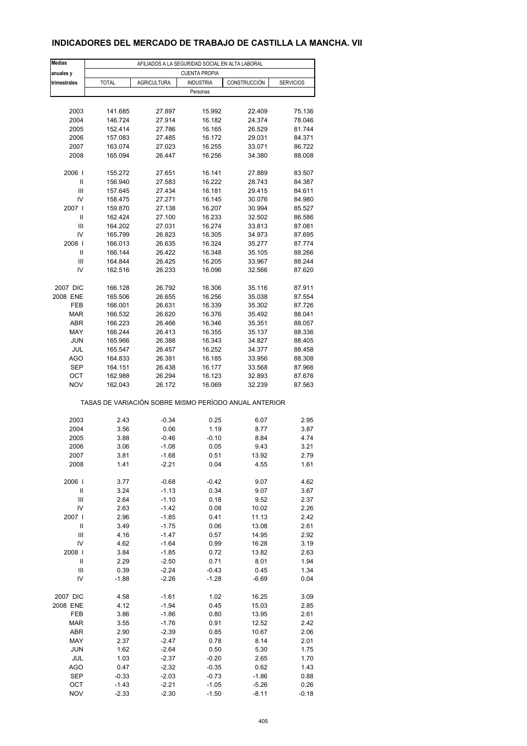## INDICADORES DEL MERCADO DE TRABAJO DE CASTILLA LA MANCHA. VII

| Medias anuales y trimestrales | AFILIADOS A LA SEGURIDAD SOCIAL EN ALTA LABORAL | | | | |
|---|---|---|---|---|---|
| | CUENTA PROPIA | | | | |
| | TOTAL | AGRICULTURA | INDUSTRIA | CONSTRUCCIÓN | SERVICIOS |
| | Personas | | | | |
| 2003 | 141.685 | 27.897 | 15.992 | 22.409 | 75.136 |
| 2004 | 146.724 | 27.914 | 16.182 | 24.374 | 78.046 |
| 2005 | 152.414 | 27.786 | 16.165 | 26.529 | 81.744 |
| 2006 | 157.083 | 27.485 | 16.172 | 29.031 | 84.371 |
| 2007 | 163.074 | 27.023 | 16.255 | 33.071 | 86.722 |
| 2008 | 165.094 | 26.447 | 16.256 | 34.380 | 88.008 |
| 2006 I | 155.272 | 27.651 | 16.141 | 27.889 | 83.507 |
| II | 156.940 | 27.583 | 16.222 | 28.743 | 84.387 |
| III | 157.645 | 27.434 | 16.181 | 29.415 | 84.611 |
| IV | 158.475 | 27.271 | 16.145 | 30.076 | 84.980 |
| 2007 I | 159.870 | 27.138 | 16.207 | 30.994 | 85.527 |
| II | 162.424 | 27.100 | 16.233 | 32.502 | 86.586 |
| III | 164.202 | 27.031 | 16.274 | 33.813 | 87.081 |
| IV | 165.799 | 26.823 | 16.305 | 34.973 | 87.695 |
| 2008 I | 166.013 | 26.635 | 16.324 | 35.277 | 87.774 |
| II | 166.144 | 26.422 | 16.348 | 35.105 | 88.266 |
| III | 164.844 | 26.425 | 16.205 | 33.967 | 88.244 |
| IV | 162.516 | 26.233 | 16.096 | 32.566 | 87.620 |
| 2007 DIC | 166.128 | 26.792 | 16.306 | 35.116 | 87.911 |
| 2008 ENE | 165.506 | 26.655 | 16.256 | 35.038 | 87.554 |
| FEB | 166.001 | 26.631 | 16.339 | 35.302 | 87.726 |
| MAR | 166.532 | 26.620 | 16.376 | 35.492 | 88.041 |
| ABR | 166.223 | 26.466 | 16.346 | 35.351 | 88.057 |
| MAY | 166.244 | 26.413 | 16.355 | 35.137 | 88.336 |
| JUN | 165.966 | 26.388 | 16.343 | 34.827 | 88.405 |
| JUL | 165.547 | 26.457 | 16.252 | 34.377 | 88.458 |
| AGO | 164.833 | 26.381 | 16.185 | 33.956 | 88.308 |
| SEP | 164.151 | 26.438 | 16.177 | 33.568 | 87.966 |
| OCT | 162.988 | 26.294 | 16.123 | 32.893 | 87.676 |
| NOV | 162.043 | 26.172 | 16.069 | 32.239 | 87.563 |
| | TASAS DE VARIACIÓN SOBRE MISMO PERÍODO ANUAL ANTERIOR | | | | |
| 2003 | 2.43 | -0.34 | 0.25 | 6.07 | 2.95 |
| 2004 | 3.56 | 0.06 | 1.19 | 8.77 | 3.87 |
| 2005 | 3.88 | -0.46 | -0.10 | 8.84 | 4.74 |
| 2006 | 3.06 | -1.08 | 0.05 | 9.43 | 3.21 |
| 2007 | 3.81 | -1.68 | 0.51 | 13.92 | 2.79 |
| 2008 | 1.41 | -2.21 | 0.04 | 4.55 | 1.61 |
| 2006 I | 3.77 | -0.68 | -0.42 | 9.07 | 4.62 |
| II | 3.24 | -1.13 | 0.34 | 9.07 | 3.67 |
| III | 2.64 | -1.10 | 0.18 | 9.52 | 2.37 |
| IV | 2.63 | -1.42 | 0.08 | 10.02 | 2.26 |
| 2007 I | 2.96 | -1.85 | 0.41 | 11.13 | 2.42 |
| II | 3.49 | -1.75 | 0.06 | 13.08 | 2.61 |
| III | 4.16 | -1.47 | 0.57 | 14.95 | 2.92 |
| IV | 4.62 | -1.64 | 0.99 | 16.28 | 3.19 |
| 2008 I | 3.84 | -1.85 | 0.72 | 13.82 | 2.63 |
| II | 2.29 | -2.50 | 0.71 | 8.01 | 1.94 |
| III | 0.39 | -2.24 | -0.43 | 0.45 | 1.34 |
| IV | -1.88 | -2.26 | -1.28 | -6.69 | 0.04 |
| 2007 DIC | 4.58 | -1.61 | 1.02 | 16.25 | 3.09 |
| 2008 ENE | 4.12 | -1.94 | 0.45 | 15.03 | 2.85 |
| FEB | 3.86 | -1.86 | 0.80 | 13.95 | 2.61 |
| MAR | 3.55 | -1.76 | 0.91 | 12.52 | 2.42 |
| ABR | 2.90 | -2.39 | 0.85 | 10.67 | 2.06 |
| MAY | 2.37 | -2.47 | 0.78 | 8.14 | 2.01 |
| JUN | 1.62 | -2.64 | 0.50 | 5.30 | 1.75 |
| JUL | 1.03 | -2.37 | -0.20 | 2.65 | 1.70 |
| AGO | 0.47 | -2.32 | -0.35 | 0.62 | 1.43 |
| SEP | -0.33 | -2.03 | -0.73 | -1.86 | 0.88 |
| OCT | -1.43 | -2.21 | -1.05 | -5.26 | 0.26 |
| NOV | -2.33 | -2.30 | -1.50 | -8.11 | -0.18 |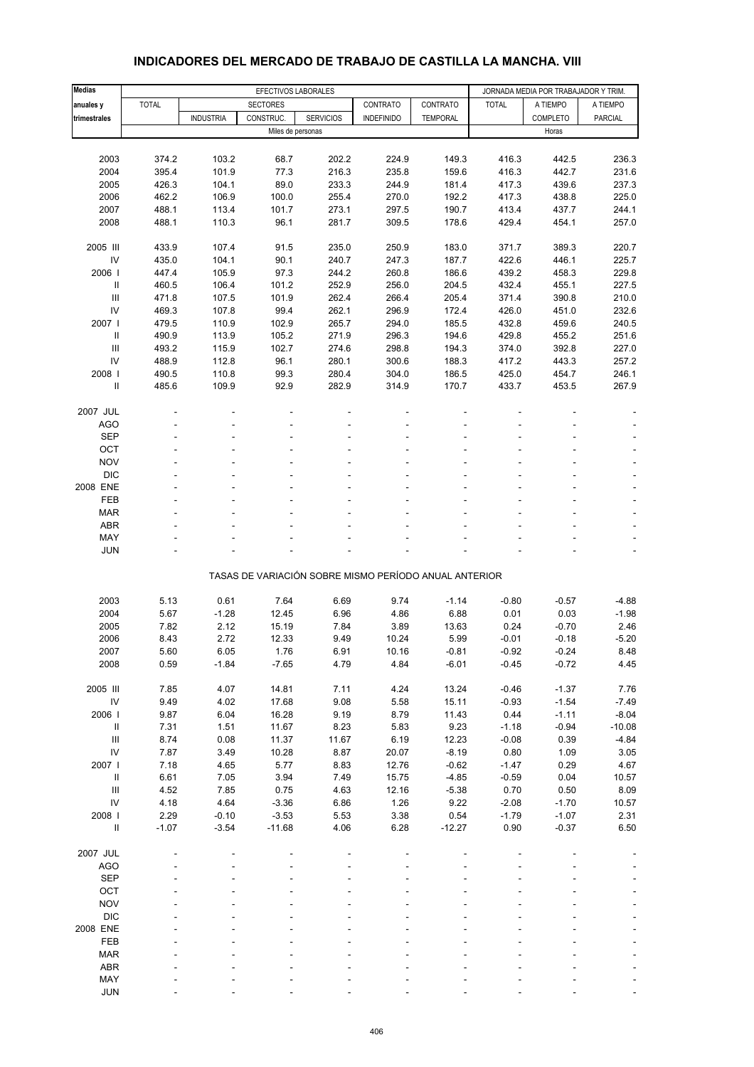## INDICADORES DEL MERCADO DE TRABAJO DE CASTILLA LA MANCHA. VIII

| Medias anuales y trimestrales | EFECTIVOS LABORALES | | | | | | JORNADA MEDIA POR TRABAJADOR Y TRIM. | | |
|---|---|---|---|---|---|---|---|---|---|
| | TOTAL | SECTORES | | | CONTRATO | CONTRATO | TOTAL | A TIEMPO | A TIEMPO |
| | | INDUSTRIA | CONSTRUC. | SERVICIOS | INDEFINIDO | TEMPORAL | | COMPLETO | PARCIAL |
| | Miles de personas | | | | | | Horas | | |
| 2003 | 374.2 | 103.2 | 68.7 | 202.2 | 224.9 | 149.3 | 416.3 | 442.5 | 236.3 |
| 2004 | 395.4 | 101.9 | 77.3 | 216.3 | 235.8 | 159.6 | 416.3 | 442.7 | 231.6 |
| 2005 | 426.3 | 104.1 | 89.0 | 233.3 | 244.9 | 181.4 | 417.3 | 439.6 | 237.3 |
| 2006 | 462.2 | 106.9 | 100.0 | 255.4 | 270.0 | 192.2 | 417.3 | 438.8 | 225.0 |
| 2007 | 488.1 | 113.4 | 101.7 | 273.1 | 297.5 | 190.7 | 413.4 | 437.7 | 244.1 |
| 2008 | 488.1 | 110.3 | 96.1 | 281.7 | 309.5 | 178.6 | 429.4 | 454.1 | 257.0 |
| 2005 III | 433.9 | 107.4 | 91.5 | 235.0 | 250.9 | 183.0 | 371.7 | 389.3 | 220.7 |
| IV | 435.0 | 104.1 | 90.1 | 240.7 | 247.3 | 187.7 | 422.6 | 446.1 | 225.7 |
| 2006 I | 447.4 | 105.9 | 97.3 | 244.2 | 260.8 | 186.6 | 439.2 | 458.3 | 229.8 |
| II | 460.5 | 106.4 | 101.2 | 252.9 | 256.0 | 204.5 | 432.4 | 455.1 | 227.5 |
| III | 471.8 | 107.5 | 101.9 | 262.4 | 266.4 | 205.4 | 371.4 | 390.8 | 210.0 |
| IV | 469.3 | 107.8 | 99.4 | 262.1 | 296.9 | 172.4 | 426.0 | 451.0 | 232.6 |
| 2007 I | 479.5 | 110.9 | 102.9 | 265.7 | 294.0 | 185.5 | 432.8 | 459.6 | 240.5 |
| II | 490.9 | 113.9 | 105.2 | 271.9 | 296.3 | 194.6 | 429.8 | 455.2 | 251.6 |
| III | 493.2 | 115.9 | 102.7 | 274.6 | 298.8 | 194.3 | 374.0 | 392.8 | 227.0 |
| IV | 488.9 | 112.8 | 96.1 | 280.1 | 300.6 | 188.3 | 417.2 | 443.3 | 257.2 |
| 2008 I | 490.5 | 110.8 | 99.3 | 280.4 | 304.0 | 186.5 | 425.0 | 454.7 | 246.1 |
| II | 485.6 | 109.9 | 92.9 | 282.9 | 314.9 | 170.7 | 433.7 | 453.5 | 267.9 |
| 2007 JUL | - | - | - | - | - | - | - | - | - |
| AGO | - | - | - | - | - | - | - | - | - |
| SEP | - | - | - | - | - | - | - | - | - |
| OCT | - | - | - | - | - | - | - | - | - |
| NOV | - | - | - | - | - | - | - | - | - |
| DIC | - | - | - | - | - | - | - | - | - |
| 2008 ENE | - | - | - | - | - | - | - | - | - |
| FEB | - | - | - | - | - | - | - | - | - |
| MAR | - | - | - | - | - | - | - | - | - |
| ABR | - | - | - | - | - | - | - | - | - |
| MAY | - | - | - | - | - | - | - | - | - |
| JUN | - | - | - | - | - | - | - | - | - |
| | TASAS DE VARIACIÓN SOBRE MISMO PERÍODO ANUAL ANTERIOR | | | | | | | | |
| 2003 | 5.13 | 0.61 | 7.64 | 6.69 | 9.74 | -1.14 | -0.80 | -0.57 | -4.88 |
| 2004 | 5.67 | -1.28 | 12.45 | 6.96 | 4.86 | 6.88 | 0.01 | 0.03 | -1.98 |
| 2005 | 7.82 | 2.12 | 15.19 | 7.84 | 3.89 | 13.63 | 0.24 | -0.70 | 2.46 |
| 2006 | 8.43 | 2.72 | 12.33 | 9.49 | 10.24 | 5.99 | -0.01 | -0.18 | -5.20 |
| 2007 | 5.60 | 6.05 | 1.76 | 6.91 | 10.16 | -0.81 | -0.92 | -0.24 | 8.48 |
| 2008 | 0.59 | -1.84 | -7.65 | 4.79 | 4.84 | -6.01 | -0.45 | -0.72 | 4.45 |
| 2005 III | 7.85 | 4.07 | 14.81 | 7.11 | 4.24 | 13.24 | -0.46 | -1.37 | 7.76 |
| IV | 9.49 | 4.02 | 17.68 | 9.08 | 5.58 | 15.11 | -0.93 | -1.54 | -7.49 |
| 2006 I | 9.87 | 6.04 | 16.28 | 9.19 | 8.79 | 11.43 | 0.44 | -1.11 | -8.04 |
| II | 7.31 | 1.51 | 11.67 | 8.23 | 5.83 | 9.23 | -1.18 | -0.94 | -10.08 |
| III | 8.74 | 0.08 | 11.37 | 11.67 | 6.19 | 12.23 | -0.08 | 0.39 | -4.84 |
| IV | 7.87 | 3.49 | 10.28 | 8.87 | 20.07 | -8.19 | 0.80 | 1.09 | 3.05 |
| 2007 I | 7.18 | 4.65 | 5.77 | 8.83 | 12.76 | -0.62 | -1.47 | 0.29 | 4.67 |
| II | 6.61 | 7.05 | 3.94 | 7.49 | 15.75 | -4.85 | -0.59 | 0.04 | 10.57 |
| III | 4.52 | 7.85 | 0.75 | 4.63 | 12.16 | -5.38 | 0.70 | 0.50 | 8.09 |
| IV | 4.18 | 4.64 | -3.36 | 6.86 | 1.26 | 9.22 | -2.08 | -1.70 | 10.57 |
| 2008 I | 2.29 | -0.10 | -3.53 | 5.53 | 3.38 | 0.54 | -1.79 | -1.07 | 2.31 |
| II | -1.07 | -3.54 | -11.68 | 4.06 | 6.28 | -12.27 | 0.90 | -0.37 | 6.50 |
| 2007 JUL | - | - | - | - | - | - | - | - | - |
| AGO | - | - | - | - | - | - | - | - | - |
| SEP | - | - | - | - | - | - | - | - | - |
| OCT | - | - | - | - | - | - | - | - | - |
| NOV | - | - | - | - | - | - | - | - | - |
| DIC | - | - | - | - | - | - | - | - | - |
| 2008 ENE | - | - | - | - | - | - | - | - | - |
| FEB | - | - | - | - | - | - | - | - | - |
| MAR | - | - | - | - | - | - | - | - | - |
| ABR | - | - | - | - | - | - | - | - | - |
| MAY | - | - | - | - | - | - | - | - | - |
| JUN | - | - | - | - | - | - | - | - | - |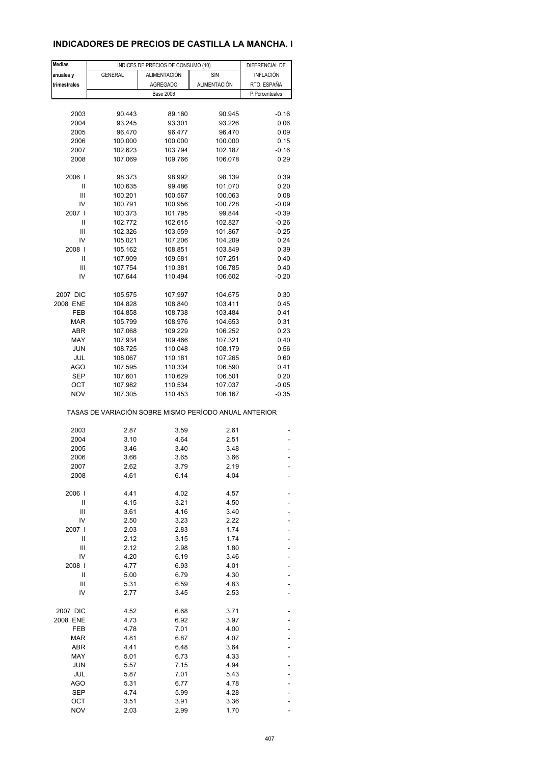# INDICADORES DE PRECIOS DE CASTILLA LA MANCHA. I

| Medias anuales y trimestrales | INDICES DE PRECIOS DE CONSUMO (10) | | | DIFERENCIAL DE INFLACIÓN RTO. ESPAÑA |
|---|---|---|---|---|
| | GENERAL | ALIMENTACIÓN AGREGADO | SIN ALIMENTACIÓN | |
| | Base 2006 | | | P.Porcentuales |
| 2003 | 90.443 | 89.160 | 90.945 | -0.16 |
| 2004 | 93.245 | 93.301 | 93.226 | 0.06 |
| 2005 | 96.470 | 96.477 | 96.470 | 0.09 |
| 2006 | 100.000 | 100.000 | 100.000 | 0.15 |
| 2007 | 102.623 | 103.794 | 102.187 | -0.16 |
| 2008 | 107.069 | 109.766 | 106.078 | 0.29 |
| 2006 I | 98.373 | 98.992 | 98.139 | 0.39 |
| II | 100.635 | 99.486 | 101.070 | 0.20 |
| III | 100.201 | 100.567 | 100.063 | 0.08 |
| IV | 100.791 | 100.956 | 100.728 | -0.09 |
| 2007 I | 100.373 | 101.795 | 99.844 | -0.39 |
| II | 102.772 | 102.615 | 102.827 | -0.26 |
| III | 102.326 | 103.559 | 101.867 | -0.25 |
| IV | 105.021 | 107.206 | 104.209 | 0.24 |
| 2008 I | 105.162 | 108.851 | 103.849 | 0.39 |
| II | 107.909 | 109.581 | 107.251 | 0.40 |
| III | 107.754 | 110.381 | 106.785 | 0.40 |
| IV | 107.644 | 110.494 | 106.602 | -0.20 |
| 2007 DIC | 105.575 | 107.997 | 104.675 | 0.30 |
| 2008 ENE | 104.828 | 108.840 | 103.411 | 0.45 |
| FEB | 104.858 | 108.738 | 103.484 | 0.41 |
| MAR | 105.799 | 108.976 | 104.653 | 0.31 |
| ABR | 107.068 | 109.229 | 106.252 | 0.23 |
| MAY | 107.934 | 109.466 | 107.321 | 0.40 |
| JUN | 108.725 | 110.048 | 108.179 | 0.56 |
| JUL | 108.067 | 110.181 | 107.265 | 0.60 |
| AGO | 107.595 | 110.334 | 106.590 | 0.41 |
| SEP | 107.601 | 110.629 | 106.501 | 0.20 |
| OCT | 107.982 | 110.534 | 107.037 | -0.05 |
| NOV | 107.305 | 110.453 | 106.167 | -0.35 |
| TASAS DE VARIACIÓN SOBRE MISMO PERÍODO ANUAL ANTERIOR | | | | |
| 2003 | 2.87 | 3.59 | 2.61 | - |
| 2004 | 3.10 | 4.64 | 2.51 | - |
| 2005 | 3.46 | 3.40 | 3.48 | - |
| 2006 | 3.66 | 3.65 | 3.66 | - |
| 2007 | 2.62 | 3.79 | 2.19 | - |
| 2008 | 4.61 | 6.14 | 4.04 | - |
| 2006 I | 4.41 | 4.02 | 4.57 | - |
| II | 4.15 | 3.21 | 4.50 | - |
| III | 3.61 | 4.16 | 3.40 | - |
| IV | 2.50 | 3.23 | 2.22 | - |
| 2007 I | 2.03 | 2.83 | 1.74 | - |
| II | 2.12 | 3.15 | 1.74 | - |
| III | 2.12 | 2.98 | 1.80 | - |
| IV | 4.20 | 6.19 | 3.46 | - |
| 2008 I | 4.77 | 6.93 | 4.01 | - |
| II | 5.00 | 6.79 | 4.30 | - |
| III | 5.31 | 6.59 | 4.83 | - |
| IV | 2.77 | 3.45 | 2.53 | - |
| 2007 DIC | 4.52 | 6.68 | 3.71 | - |
| 2008 ENE | 4.73 | 6.92 | 3.97 | - |
| FEB | 4.78 | 7.01 | 4.00 | - |
| MAR | 4.81 | 6.87 | 4.07 | - |
| ABR | 4.41 | 6.48 | 3.64 | - |
| MAY | 5.01 | 6.73 | 4.33 | - |
| JUN | 5.57 | 7.15 | 4.94 | - |
| JUL | 5.87 | 7.01 | 5.43 | - |
| AGO | 5.31 | 6.77 | 4.78 | - |
| SEP | 4.74 | 5.99 | 4.28 | - |
| OCT | 3.51 | 3.91 | 3.36 | - |
| NOV | 2.03 | 2.99 | 1.70 | - |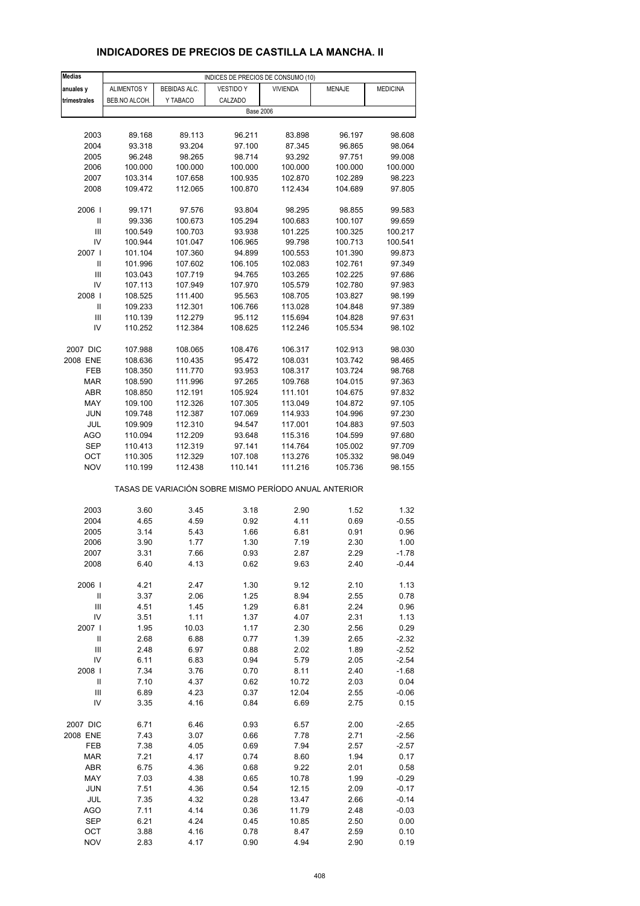## INDICADORES DE PRECIOS DE CASTILLA LA MANCHA. II

| Medias anuales y trimestrales | INDICES DE PRECIOS DE CONSUMO (10) | | | | | |
|---|---|---|---|---|---|---|
| | ALIMENTOS Y BEB.NO ALCOH. | BEBIDAS ALC. Y TABACO | VESTIDO Y CALZADO | VIVIENDA | MENAJE | MEDICINA |
| | Base 2006 | | | | | |
| 2003 | 89.168 | 89.113 | 96.211 | 83.898 | 96.197 | 98.608 |
| 2004 | 93.318 | 93.204 | 97.100 | 87.345 | 96.865 | 98.064 |
| 2005 | 96.248 | 98.265 | 98.714 | 93.292 | 97.751 | 99.008 |
| 2006 | 100.000 | 100.000 | 100.000 | 100.000 | 100.000 | 100.000 |
| 2007 | 103.314 | 107.658 | 100.935 | 102.870 | 102.289 | 98.223 |
| 2008 | 109.472 | 112.065 | 100.870 | 112.434 | 104.689 | 97.805 |
| 2006 I | 99.171 | 97.576 | 93.804 | 98.295 | 98.855 | 99.583 |
| II | 99.336 | 100.673 | 105.294 | 100.683 | 100.107 | 99.659 |
| III | 100.549 | 100.703 | 93.938 | 101.225 | 100.325 | 100.217 |
| IV | 100.944 | 101.047 | 106.965 | 99.798 | 100.713 | 100.541 |
| 2007 I | 101.104 | 107.360 | 94.899 | 100.553 | 101.390 | 99.873 |
| II | 101.996 | 107.602 | 106.105 | 102.083 | 102.761 | 97.349 |
| III | 103.043 | 107.719 | 94.765 | 103.265 | 102.225 | 97.686 |
| IV | 107.113 | 107.949 | 107.970 | 105.579 | 102.780 | 97.983 |
| 2008 I | 108.525 | 111.400 | 95.563 | 108.705 | 103.827 | 98.199 |
| II | 109.233 | 112.301 | 106.766 | 113.028 | 104.848 | 97.389 |
| III | 110.139 | 112.279 | 95.112 | 115.694 | 104.828 | 97.631 |
| IV | 110.252 | 112.384 | 108.625 | 112.246 | 105.534 | 98.102 |
| 2007 DIC | 107.988 | 108.065 | 108.476 | 106.317 | 102.913 | 98.030 |
| 2008 ENE | 108.636 | 110.435 | 95.472 | 108.031 | 103.742 | 98.465 |
| FEB | 108.350 | 111.770 | 93.953 | 108.317 | 103.724 | 98.768 |
| MAR | 108.590 | 111.996 | 97.265 | 109.768 | 104.015 | 97.363 |
| ABR | 108.850 | 112.191 | 105.924 | 111.101 | 104.675 | 97.832 |
| MAY | 109.100 | 112.326 | 107.305 | 113.049 | 104.872 | 97.105 |
| JUN | 109.748 | 112.387 | 107.069 | 114.933 | 104.996 | 97.230 |
| JUL | 109.909 | 112.310 | 94.547 | 117.001 | 104.883 | 97.503 |
| AGO | 110.094 | 112.209 | 93.648 | 115.316 | 104.599 | 97.680 |
| SEP | 110.413 | 112.319 | 97.141 | 114.764 | 105.002 | 97.709 |
| OCT | 110.305 | 112.329 | 107.108 | 113.276 | 105.332 | 98.049 |
| NOV | 110.199 | 112.438 | 110.141 | 111.216 | 105.736 | 98.155 |
| | TASAS DE VARIACIÓN SOBRE MISMO PERÍODO ANUAL ANTERIOR | | | | | |
| 2003 | 3.60 | 3.45 | 3.18 | 2.90 | 1.52 | 1.32 |
| 2004 | 4.65 | 4.59 | 0.92 | 4.11 | 0.69 | -0.55 |
| 2005 | 3.14 | 5.43 | 1.66 | 6.81 | 0.91 | 0.96 |
| 2006 | 3.90 | 1.77 | 1.30 | 7.19 | 2.30 | 1.00 |
| 2007 | 3.31 | 7.66 | 0.93 | 2.87 | 2.29 | -1.78 |
| 2008 | 6.40 | 4.13 | 0.62 | 9.63 | 2.40 | -0.44 |
| 2006 I | 4.21 | 2.47 | 1.30 | 9.12 | 2.10 | 1.13 |
| II | 3.37 | 2.06 | 1.25 | 8.94 | 2.55 | 0.78 |
| III | 4.51 | 1.45 | 1.29 | 6.81 | 2.24 | 0.96 |
| IV | 3.51 | 1.11 | 1.37 | 4.07 | 2.31 | 1.13 |
| 2007 I | 1.95 | 10.03 | 1.17 | 2.30 | 2.56 | 0.29 |
| II | 2.68 | 6.88 | 0.77 | 1.39 | 2.65 | -2.32 |
| III | 2.48 | 6.97 | 0.88 | 2.02 | 1.89 | -2.52 |
| IV | 6.11 | 6.83 | 0.94 | 5.79 | 2.05 | -2.54 |
| 2008 I | 7.34 | 3.76 | 0.70 | 8.11 | 2.40 | -1.68 |
| II | 7.10 | 4.37 | 0.62 | 10.72 | 2.03 | 0.04 |
| III | 6.89 | 4.23 | 0.37 | 12.04 | 2.55 | -0.06 |
| IV | 3.35 | 4.16 | 0.84 | 6.69 | 2.75 | 0.15 |
| 2007 DIC | 6.71 | 6.46 | 0.93 | 6.57 | 2.00 | -2.65 |
| 2008 ENE | 7.43 | 3.07 | 0.66 | 7.78 | 2.71 | -2.56 |
| FEB | 7.38 | 4.05 | 0.69 | 7.94 | 2.57 | -2.57 |
| MAR | 7.21 | 4.17 | 0.74 | 8.60 | 1.94 | 0.17 |
| ABR | 6.75 | 4.36 | 0.68 | 9.22 | 2.01 | 0.58 |
| MAY | 7.03 | 4.38 | 0.65 | 10.78 | 1.99 | -0.29 |
| JUN | 7.51 | 4.36 | 0.54 | 12.15 | 2.09 | -0.17 |
| JUL | 7.35 | 4.32 | 0.28 | 13.47 | 2.66 | -0.14 |
| AGO | 7.11 | 4.14 | 0.36 | 11.79 | 2.48 | -0.03 |
| SEP | 6.21 | 4.24 | 0.45 | 10.85 | 2.50 | 0.00 |
| OCT | 3.88 | 4.16 | 0.78 | 8.47 | 2.59 | 0.10 |
| NOV | 2.83 | 4.17 | 0.90 | 4.94 | 2.90 | 0.19 |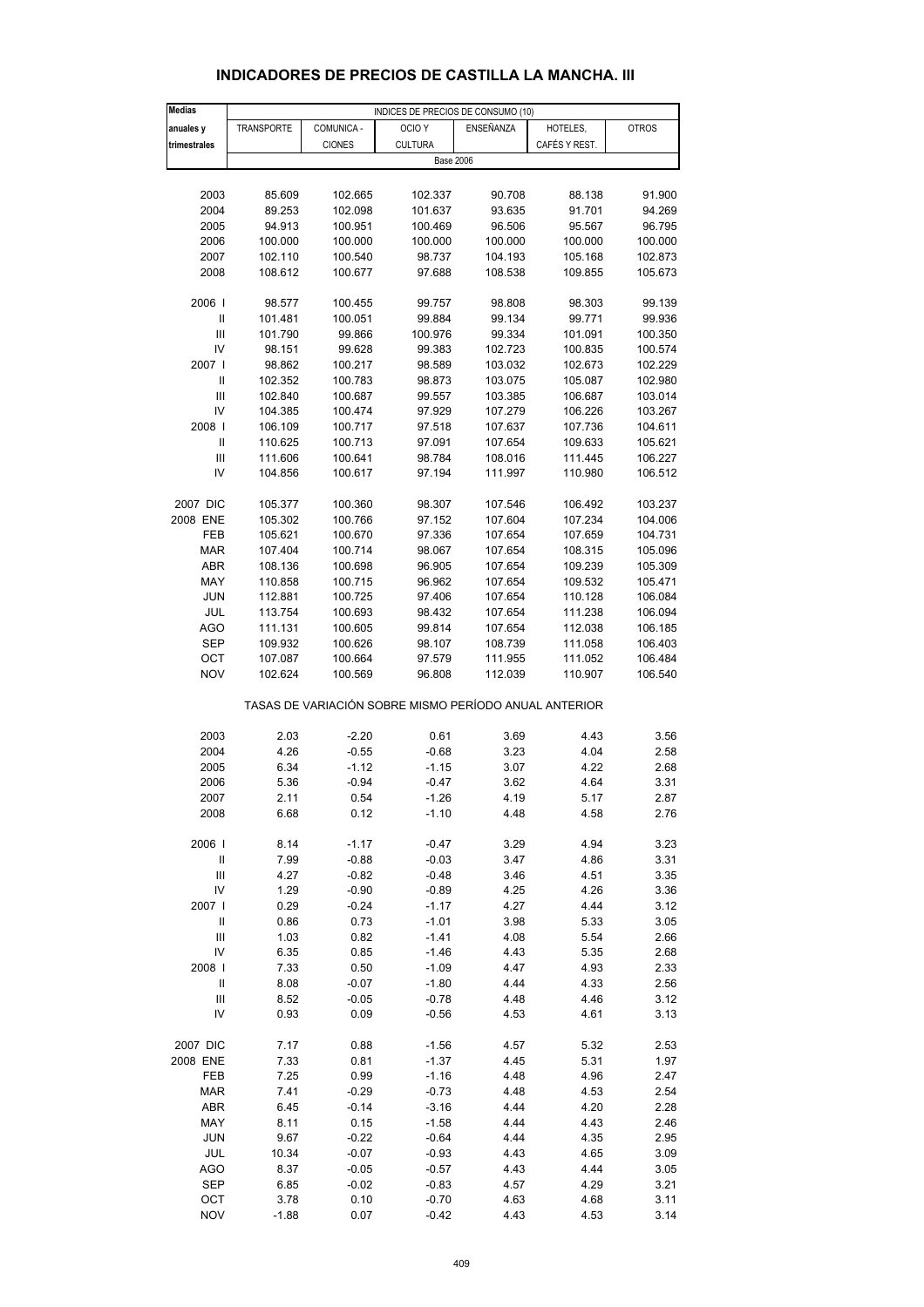# INDICADORES DE PRECIOS DE CASTILLA LA MANCHA. III

| Medias anuales y trimestrales | INDICES DE PRECIOS DE CONSUMO (10) | | | | | |
|---|---|---|---|---|---|---|
| | TRANSPORTE | COMUNICA - CIONES | OCIO Y CULTURA | ENSEÑANZA | HOTELES, CAFÉS Y REST. | OTROS |
| | Base 2006 | | | | | |
| 2003 | 85.609 | 102.665 | 102.337 | 90.708 | 88.138 | 91.900 |
| 2004 | 89.253 | 102.098 | 101.637 | 93.635 | 91.701 | 94.269 |
| 2005 | 94.913 | 100.951 | 100.469 | 96.506 | 95.567 | 96.795 |
| 2006 | 100.000 | 100.000 | 100.000 | 100.000 | 100.000 | 100.000 |
| 2007 | 102.110 | 100.540 | 98.737 | 104.193 | 105.168 | 102.873 |
| 2008 | 108.612 | 100.677 | 97.688 | 108.538 | 109.855 | 105.673 |
| 2006 I | 98.577 | 100.455 | 99.757 | 98.808 | 98.303 | 99.139 |
| II | 101.481 | 100.051 | 99.884 | 99.134 | 99.771 | 99.936 |
| III | 101.790 | 99.866 | 100.976 | 99.334 | 101.091 | 100.350 |
| IV | 98.151 | 99.628 | 99.383 | 102.723 | 100.835 | 100.574 |
| 2007 I | 98.862 | 100.217 | 98.589 | 103.032 | 102.673 | 102.229 |
| II | 102.352 | 100.783 | 98.873 | 103.075 | 105.087 | 102.980 |
| III | 102.840 | 100.687 | 99.557 | 103.385 | 106.687 | 103.014 |
| IV | 104.385 | 100.474 | 97.929 | 107.279 | 106.226 | 103.267 |
| 2008 I | 106.109 | 100.717 | 97.518 | 107.637 | 107.736 | 104.611 |
| II | 110.625 | 100.713 | 97.091 | 107.654 | 109.633 | 105.621 |
| III | 111.606 | 100.641 | 98.784 | 108.016 | 111.445 | 106.227 |
| IV | 104.856 | 100.617 | 97.194 | 111.997 | 110.980 | 106.512 |
| 2007 DIC | 105.377 | 100.360 | 98.307 | 107.546 | 106.492 | 103.237 |
| 2008 ENE | 105.302 | 100.766 | 97.152 | 107.604 | 107.234 | 104.006 |
| FEB | 105.621 | 100.670 | 97.336 | 107.654 | 107.659 | 104.731 |
| MAR | 107.404 | 100.714 | 98.067 | 107.654 | 108.315 | 105.096 |
| ABR | 108.136 | 100.698 | 96.905 | 107.654 | 109.239 | 105.309 |
| MAY | 110.858 | 100.715 | 96.962 | 107.654 | 109.532 | 105.471 |
| JUN | 112.881 | 100.725 | 97.406 | 107.654 | 110.128 | 106.084 |
| JUL | 113.754 | 100.693 | 98.432 | 107.654 | 111.238 | 106.094 |
| AGO | 111.131 | 100.605 | 99.814 | 107.654 | 112.038 | 106.185 |
| SEP | 109.932 | 100.626 | 98.107 | 108.739 | 111.058 | 106.403 |
| OCT | 107.087 | 100.664 | 97.579 | 111.955 | 111.052 | 106.484 |
| NOV | 102.624 | 100.569 | 96.808 | 112.039 | 110.907 | 106.540 |
| | TASAS DE VARIACIÓN SOBRE MISMO PERÍODO ANUAL ANTERIOR | | | | | |
| 2003 | 2.03 | -2.20 | 0.61 | 3.69 | 4.43 | 3.56 |
| 2004 | 4.26 | -0.55 | -0.68 | 3.23 | 4.04 | 2.58 |
| 2005 | 6.34 | -1.12 | -1.15 | 3.07 | 4.22 | 2.68 |
| 2006 | 5.36 | -0.94 | -0.47 | 3.62 | 4.64 | 3.31 |
| 2007 | 2.11 | 0.54 | -1.26 | 4.19 | 5.17 | 2.87 |
| 2008 | 6.68 | 0.12 | -1.10 | 4.48 | 4.58 | 2.76 |
| 2006 I | 8.14 | -1.17 | -0.47 | 3.29 | 4.94 | 3.23 |
| II | 7.99 | -0.88 | -0.03 | 3.47 | 4.86 | 3.31 |
| III | 4.27 | -0.82 | -0.48 | 3.46 | 4.51 | 3.35 |
| IV | 1.29 | -0.90 | -0.89 | 4.25 | 4.26 | 3.36 |
| 2007 I | 0.29 | -0.24 | -1.17 | 4.27 | 4.44 | 3.12 |
| II | 0.86 | 0.73 | -1.01 | 3.98 | 5.33 | 3.05 |
| III | 1.03 | 0.82 | -1.41 | 4.08 | 5.54 | 2.66 |
| IV | 6.35 | 0.85 | -1.46 | 4.43 | 5.35 | 2.68 |
| 2008 I | 7.33 | 0.50 | -1.09 | 4.47 | 4.93 | 2.33 |
| II | 8.08 | -0.07 | -1.80 | 4.44 | 4.33 | 2.56 |
| III | 8.52 | -0.05 | -0.78 | 4.48 | 4.46 | 3.12 |
| IV | 0.93 | 0.09 | -0.56 | 4.53 | 4.61 | 3.13 |
| 2007 DIC | 7.17 | 0.88 | -1.56 | 4.57 | 5.32 | 2.53 |
| 2008 ENE | 7.33 | 0.81 | -1.37 | 4.45 | 5.31 | 1.97 |
| FEB | 7.25 | 0.99 | -1.16 | 4.48 | 4.96 | 2.47 |
| MAR | 7.41 | -0.29 | -0.73 | 4.48 | 4.53 | 2.54 |
| ABR | 6.45 | -0.14 | -3.16 | 4.44 | 4.20 | 2.28 |
| MAY | 8.11 | 0.15 | -1.58 | 4.44 | 4.43 | 2.46 |
| JUN | 9.67 | -0.22 | -0.64 | 4.44 | 4.35 | 2.95 |
| JUL | 10.34 | -0.07 | -0.93 | 4.43 | 4.65 | 3.09 |
| AGO | 8.37 | -0.05 | -0.57 | 4.43 | 4.44 | 3.05 |
| SEP | 6.85 | -0.02 | -0.83 | 4.57 | 4.29 | 3.21 |
| OCT | 3.78 | 0.10 | -0.70 | 4.63 | 4.68 | 3.11 |
| NOV | -1.88 | 0.07 | -0.42 | 4.43 | 4.53 | 3.14 |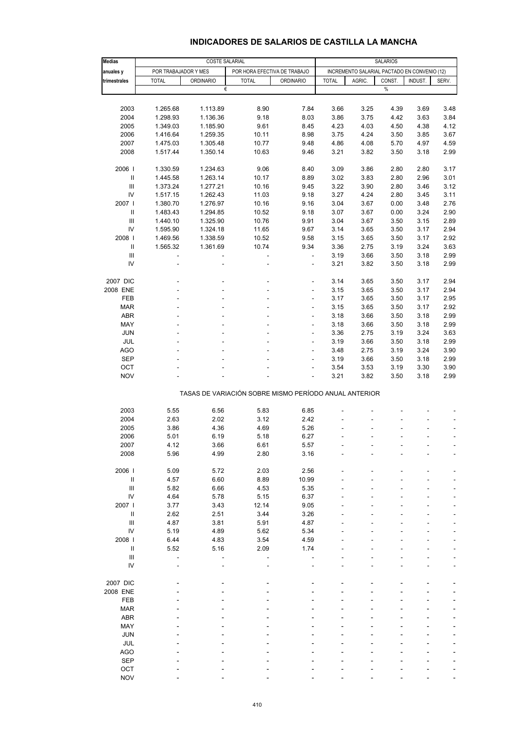# INDICADORES DE SALARIOS DE CASTILLA LA MANCHA

| Medias anuales y trimestrales | COSTE SALARIAL | | | | SALARIOS | | | | |
|---|---|---|---|---|---|---|---|---|---|
| | POR TRABAJADOR Y MES | | POR HORA EFECTIVA DE TRABAJO | | INCREMENTO SALARIAL PACTADO EN CONVENIO (12) | | | | |
| | TOTAL | ORDINARIO | TOTAL | ORDINARIO | TOTAL | AGRIC. | CONST. | INDUST. | SERV. |
| | € | | | | % | | | | |
| 2003 | 1.265.68 | 1.113.89 | 8.90 | 7.84 | 3.66 | 3.25 | 4.39 | 3.69 | 3.48 |
| 2004 | 1.298.93 | 1.136.36 | 9.18 | 8.03 | 3.86 | 3.75 | 4.42 | 3.63 | 3.84 |
| 2005 | 1.349.03 | 1.185.90 | 9.61 | 8.45 | 4.23 | 4.03 | 4.50 | 4.38 | 4.12 |
| 2006 | 1.416.64 | 1.259.35 | 10.11 | 8.98 | 3.75 | 4.24 | 3.50 | 3.85 | 3.67 |
| 2007 | 1.475.03 | 1.305.48 | 10.77 | 9.48 | 4.86 | 4.08 | 5.70 | 4.97 | 4.59 |
| 2008 | 1.517.44 | 1.350.14 | 10.63 | 9.46 | 3.21 | 3.82 | 3.50 | 3.18 | 2.99 |
| 2006 I | 1.330.59 | 1.234.63 | 9.06 | 8.40 | 3.09 | 3.86 | 2.80 | 2.80 | 3.17 |
| II | 1.445.58 | 1.263.14 | 10.17 | 8.89 | 3.02 | 3.83 | 2.80 | 2.96 | 3.01 |
| III | 1.373.24 | 1.277.21 | 10.16 | 9.45 | 3.22 | 3.90 | 2.80 | 3.46 | 3.12 |
| IV | 1.517.15 | 1.262.43 | 11.03 | 9.18 | 3.27 | 4.24 | 2.80 | 3.45 | 3.11 |
| 2007 I | 1.380.70 | 1.276.97 | 10.16 | 9.16 | 3.04 | 3.67 | 0.00 | 3.48 | 2.76 |
| II | 1.483.43 | 1.294.85 | 10.52 | 9.18 | 3.07 | 3.67 | 0.00 | 3.24 | 2.90 |
| III | 1.440.10 | 1.325.90 | 10.76 | 9.91 | 3.04 | 3.67 | 3.50 | 3.15 | 2.89 |
| IV | 1.595.90 | 1.324.18 | 11.65 | 9.67 | 3.14 | 3.65 | 3.50 | 3.17 | 2.94 |
| 2008 I | 1.469.56 | 1.338.59 | 10.52 | 9.58 | 3.15 | 3.65 | 3.50 | 3.17 | 2.92 |
| II | 1.565.32 | 1.361.69 | 10.74 | 9.34 | 3.36 | 2.75 | 3.19 | 3.24 | 3.63 |
| III | - | - | - | - | 3.19 | 3.66 | 3.50 | 3.18 | 2.99 |
| IV | - | - | - | - | 3.21 | 3.82 | 3.50 | 3.18 | 2.99 |
| 2007 DIC | - | - | - | - | 3.14 | 3.65 | 3.50 | 3.17 | 2.94 |
| 2008 ENE | - | - | - | - | 3.15 | 3.65 | 3.50 | 3.17 | 2.94 |
| FEB | - | - | - | - | 3.17 | 3.65 | 3.50 | 3.17 | 2.95 |
| MAR | - | - | - | - | 3.15 | 3.65 | 3.50 | 3.17 | 2.92 |
| ABR | - | - | - | - | 3.18 | 3.66 | 3.50 | 3.18 | 2.99 |
| MAY | - | - | - | - | 3.18 | 3.66 | 3.50 | 3.18 | 2.99 |
| JUN | - | - | - | - | 3.36 | 2.75 | 3.19 | 3.24 | 3.63 |
| JUL | - | - | - | - | 3.19 | 3.66 | 3.50 | 3.18 | 2.99 |
| AGO | - | - | - | - | 3.48 | 2.75 | 3.19 | 3.24 | 3.90 |
| SEP | - | - | - | - | 3.19 | 3.66 | 3.50 | 3.18 | 2.99 |
| OCT | - | - | - | - | 3.54 | 3.53 | 3.19 | 3.30 | 3.90 |
| NOV | - | - | - | - | 3.21 | 3.82 | 3.50 | 3.18 | 2.99 |
| **TASAS DE VARIACIÓN SOBRE MISMO PERÍODO ANUAL ANTERIOR** | | | | | | | | | |
| 2003 | 5.55 | 6.56 | 5.83 | 6.85 | - | - | - | - | - |
| 2004 | 2.63 | 2.02 | 3.12 | 2.42 | - | - | - | - | - |
| 2005 | 3.86 | 4.36 | 4.69 | 5.26 | - | - | - | - | - |
| 2006 | 5.01 | 6.19 | 5.18 | 6.27 | - | - | - | - | - |
| 2007 | 4.12 | 3.66 | 6.61 | 5.57 | - | - | - | - | - |
| 2008 | 5.96 | 4.99 | 2.80 | 3.16 | - | - | - | - | - |
| 2006 I | 5.09 | 5.72 | 2.03 | 2.56 | - | - | - | - | - |
| II | 4.57 | 6.60 | 8.89 | 10.99 | - | - | - | - | - |
| III | 5.82 | 6.66 | 4.53 | 5.35 | - | - | - | - | - |
| IV | 4.64 | 5.78 | 5.15 | 6.37 | - | - | - | - | - |
| 2007 I | 3.77 | 3.43 | 12.14 | 9.05 | - | - | - | - | - |
| II | 2.62 | 2.51 | 3.44 | 3.26 | - | - | - | - | - |
| III | 4.87 | 3.81 | 5.91 | 4.87 | - | - | - | - | - |
| IV | 5.19 | 4.89 | 5.62 | 5.34 | - | - | - | - | - |
| 2008 I | 6.44 | 4.83 | 3.54 | 4.59 | - | - | - | - | - |
| II | 5.52 | 5.16 | 2.09 | 1.74 | - | - | - | - | - |
| III | - | - | - | - | - | - | - | - | - |
| IV | - | - | - | - | - | - | - | - | - |
| 2007 DIC | - | - | - | - | - | - | - | - | - |
| 2008 ENE | - | - | - | - | - | - | - | - | - |
| FEB | - | - | - | - | - | - | - | - | - |
| MAR | - | - | - | - | - | - | - | - | - |
| ABR | - | - | - | - | - | - | - | - | - |
| MAY | - | - | - | - | - | - | - | - | - |
| JUN | - | - | - | - | - | - | - | - | - |
| JUL | - | - | - | - | - | - | - | - | - |
| AGO | - | - | - | - | - | - | - | - | - |
| SEP | - | - | - | - | - | - | - | - | - |
| OCT | - | - | - | - | - | - | - | - | - |
| NOV | - | - | - | - | - | - | - | - | - |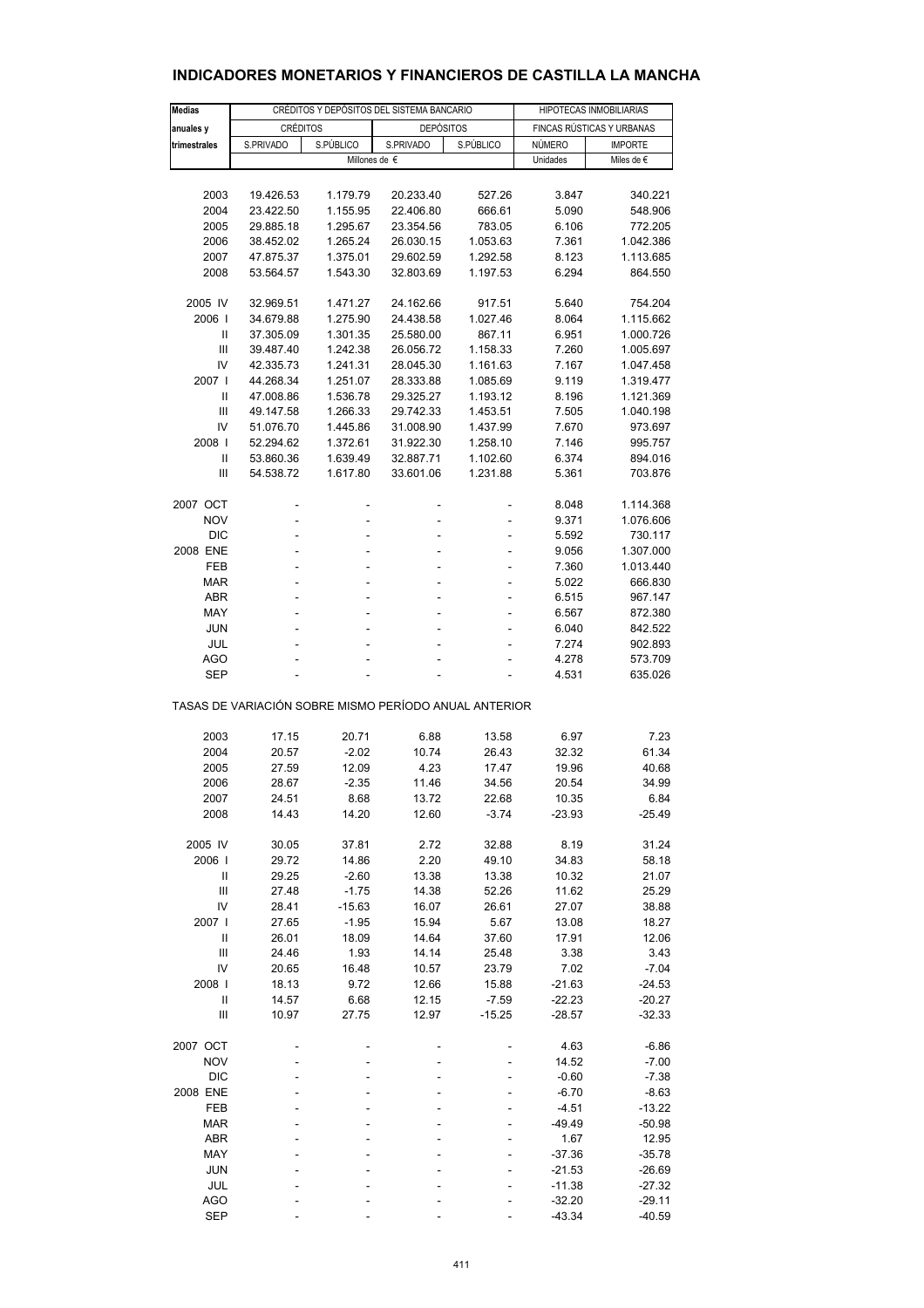# INDICADORES MONETARIOS Y FINANCIEROS DE CASTILLA LA MANCHA

| Medias anuales y trimestrales | CRÉDITOS Y DEPÓSITOS DEL SISTEMA BANCARIO | | | | HIPOTECAS INMOBILIARIAS | |
|---|---|---|---|---|---|---|
| | CRÉDITOS | | DEPÓSITOS | | FINCAS RÚSTICAS Y URBANAS | |
| | S.PRIVADO | S.PÚBLICO | S.PRIVADO | S.PÚBLICO | NÚMERO | IMPORTE |
| | Millones de € | | | | Unidades | Miles de € |
| 2003 | 19.426.53 | 1.179.79 | 20.233.40 | 527.26 | 3.847 | 340.221 |
| 2004 | 23.422.50 | 1.155.95 | 22.406.80 | 666.61 | 5.090 | 548.906 |
| 2005 | 29.885.18 | 1.295.67 | 23.354.56 | 783.05 | 6.106 | 772.205 |
| 2006 | 38.452.02 | 1.265.24 | 26.030.15 | 1.053.63 | 7.361 | 1.042.386 |
| 2007 | 47.875.37 | 1.375.01 | 29.602.59 | 1.292.58 | 8.123 | 1.113.685 |
| 2008 | 53.564.57 | 1.543.30 | 32.803.69 | 1.197.53 | 6.294 | 864.550 |
| 2005 IV | 32.969.51 | 1.471.27 | 24.162.66 | 917.51 | 5.640 | 754.204 |
| 2006 I | 34.679.88 | 1.275.90 | 24.438.58 | 1.027.46 | 8.064 | 1.115.662 |
| II | 37.305.09 | 1.301.35 | 25.580.00 | 867.11 | 6.951 | 1.000.726 |
| III | 39.487.40 | 1.242.38 | 26.056.72 | 1.158.33 | 7.260 | 1.005.697 |
| IV | 42.335.73 | 1.241.31 | 28.045.30 | 1.161.63 | 7.167 | 1.047.458 |
| 2007 I | 44.268.34 | 1.251.07 | 28.333.88 | 1.085.69 | 9.119 | 1.319.477 |
| II | 47.008.86 | 1.536.78 | 29.325.27 | 1.193.12 | 8.196 | 1.121.369 |
| III | 49.147.58 | 1.266.33 | 29.742.33 | 1.453.51 | 7.505 | 1.040.198 |
| IV | 51.076.70 | 1.445.86 | 31.008.90 | 1.437.99 | 7.670 | 973.697 |
| 2008 I | 52.294.62 | 1.372.61 | 31.922.30 | 1.258.10 | 7.146 | 995.757 |
| II | 53.860.36 | 1.639.49 | 32.887.71 | 1.102.60 | 6.374 | 894.016 |
| III | 54.538.72 | 1.617.80 | 33.601.06 | 1.231.88 | 5.361 | 703.876 |
| 2007 OCT | - | - | - | - | 8.048 | 1.114.368 |
| NOV | - | - | - | - | 9.371 | 1.076.606 |
| DIC | - | - | - | - | 5.592 | 730.117 |
| 2008 ENE | - | - | - | - | 9.056 | 1.307.000 |
| FEB | - | - | - | - | 7.360 | 1.013.440 |
| MAR | - | - | - | - | 5.022 | 666.830 |
| ABR | - | - | - | - | 6.515 | 967.147 |
| MAY | - | - | - | - | 6.567 | 872.380 |
| JUN | - | - | - | - | 6.040 | 842.522 |
| JUL | - | - | - | - | 7.274 | 902.893 |
| AGO | - | - | - | - | 4.278 | 573.709 |
| SEP | - | - | - | - | 4.531 | 635.026 |

TASAS DE VARIACIÓN SOBRE MISMO PERÍODO ANUAL ANTERIOR

| | S.PRIVADO | S.PÚBLICO | S.PRIVADO | S.PÚBLICO | NÚMERO | IMPORTE |
|---|---|---|---|---|---|---|
| 2003 | 17.15 | 20.71 | 6.88 | 13.58 | 6.97 | 7.23 |
| 2004 | 20.57 | -2.02 | 10.74 | 26.43 | 32.32 | 61.34 |
| 2005 | 27.59 | 12.09 | 4.23 | 17.47 | 19.96 | 40.68 |
| 2006 | 28.67 | -2.35 | 11.46 | 34.56 | 20.54 | 34.99 |
| 2007 | 24.51 | 8.68 | 13.72 | 22.68 | 10.35 | 6.84 |
| 2008 | 14.43 | 14.20 | 12.60 | -3.74 | -23.93 | -25.49 |
| 2005 IV | 30.05 | 37.81 | 2.72 | 32.88 | 8.19 | 31.24 |
| 2006 I | 29.72 | 14.86 | 2.20 | 49.10 | 34.83 | 58.18 |
| II | 29.25 | -2.60 | 13.38 | 13.38 | 10.32 | 21.07 |
| III | 27.48 | -1.75 | 14.38 | 52.26 | 11.62 | 25.29 |
| IV | 28.41 | -15.63 | 16.07 | 26.61 | 27.07 | 38.88 |
| 2007 I | 27.65 | -1.95 | 15.94 | 5.67 | 13.08 | 18.27 |
| II | 26.01 | 18.09 | 14.64 | 37.60 | 17.91 | 12.06 |
| III | 24.46 | 1.93 | 14.14 | 25.48 | 3.38 | 3.43 |
| IV | 20.65 | 16.48 | 10.57 | 23.79 | 7.02 | -7.04 |
| 2008 I | 18.13 | 9.72 | 12.66 | 15.88 | -21.63 | -24.53 |
| II | 14.57 | 6.68 | 12.15 | -7.59 | -22.23 | -20.27 |
| III | 10.97 | 27.75 | 12.97 | -15.25 | -28.57 | -32.33 |
| 2007 OCT | - | - | - | - | 4.63 | -6.86 |
| NOV | - | - | - | - | 14.52 | -7.00 |
| DIC | - | - | - | - | -0.60 | -7.38 |
| 2008 ENE | - | - | - | - | -6.70 | -8.63 |
| FEB | - | - | - | - | -4.51 | -13.22 |
| MAR | - | - | - | - | -49.49 | -50.98 |
| ABR | - | - | - | - | 1.67 | 12.95 |
| MAY | - | - | - | - | -37.36 | -35.78 |
| JUN | - | - | - | - | -21.53 | -26.69 |
| JUL | - | - | - | - | -11.38 | -27.32 |
| AGO | - | - | - | - | -32.20 | -29.11 |
| SEP | - | - | - | - | -43.34 | -40.59 |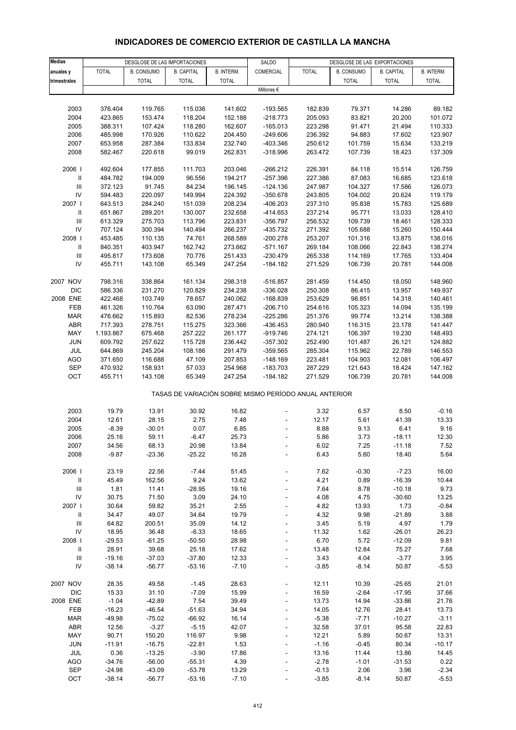# INDICADORES DE COMERCIO EXTERIOR DE CASTILLA LA MANCHA

| Medias anuales y trimestrales | DESGLOSE DE LAS IMPORTACIONES | | | | SALDO | DESGLOSE DE LAS EXPORTACIONES | | | |
|---|---|---|---|---|---|---|---|---|---|
| | TOTAL | B. CONSUMO TOTAL | B. CAPITAL TOTAL | B. INTERM. TOTAL | COMERCIAL | TOTAL | B. CONSUMO TOTAL | B. CAPITAL TOTAL | B. INTERM. TOTAL |
| | | | | | Millones € | | | | |
| 2003 | 376.404 | 119.765 | 115.036 | 141.602 | -193.565 | 182.839 | 79.371 | 14.286 | 89.182 |
| 2004 | 423.865 | 153.474 | 118.204 | 152.188 | -218.773 | 205.093 | 83.821 | 20.200 | 101.072 |
| 2005 | 388.311 | 107.424 | 118.280 | 162.607 | -165.013 | 223.298 | 91.471 | 21.494 | 110.333 |
| 2006 | 485.998 | 170.926 | 110.622 | 204.450 | -249.606 | 236.392 | 94.883 | 17.602 | 123.907 |
| 2007 | 653.958 | 287.384 | 133.834 | 232.740 | -403.346 | 250.612 | 101.759 | 15.634 | 133.219 |
| 2008 | 582.467 | 220.618 | 99.019 | 262.831 | -318.996 | 263.472 | 107.739 | 18.423 | 137.309 |
| 2006 I | 492.604 | 177.855 | 111.703 | 203.046 | -266.212 | 226.391 | 84.118 | 15.514 | 126.759 |
| II | 484.782 | 194.009 | 96.556 | 194.217 | -257.396 | 227.386 | 87.083 | 16.685 | 123.618 |
| III | 372.123 | 91.745 | 84.234 | 196.145 | -124.136 | 247.987 | 104.327 | 17.586 | 126.073 |
| IV | 594.483 | 220.097 | 149.994 | 224.392 | -350.678 | 243.805 | 104.002 | 20.624 | 119.179 |
| 2007 I | 643.513 | 284.240 | 151.039 | 208.234 | -406.203 | 237.310 | 95.838 | 15.783 | 125.689 |
| II | 651.867 | 289.201 | 130.007 | 232.658 | -414.653 | 237.214 | 95.771 | 13.033 | 128.410 |
| III | 613.329 | 275.703 | 113.796 | 223.831 | -356.797 | 256.532 | 109.739 | 18.461 | 128.333 |
| IV | 707.124 | 300.394 | 140.494 | 266.237 | -435.732 | 271.392 | 105.688 | 15.260 | 150.444 |
| 2008 I | 453.485 | 110.135 | 74.761 | 268.589 | -200.278 | 253.207 | 101.316 | 13.875 | 138.016 |
| II | 840.351 | 403.947 | 162.742 | 273.662 | -571.167 | 269.184 | 108.066 | 22.843 | 138.274 |
| III | 495.817 | 173.608 | 70.776 | 251.433 | -230.479 | 265.338 | 114.169 | 17.765 | 133.404 |
| IV | 455.711 | 143.108 | 65.349 | 247.254 | -184.182 | 271.529 | 106.739 | 20.781 | 144.008 |
| 2007 NOV | 798.316 | 338.864 | 161.134 | 298.318 | -516.857 | 281.459 | 114.450 | 18.050 | 148.960 |
| DIC | 586.336 | 231.270 | 120.829 | 234.238 | -336.028 | 250.308 | 86.415 | 13.957 | 149.937 |
| 2008 ENE | 422.468 | 103.749 | 78.657 | 240.062 | -168.839 | 253.629 | 98.851 | 14.318 | 140.461 |
| FEB | 461.326 | 110.764 | 63.090 | 287.471 | -206.710 | 254.616 | 105.323 | 14.094 | 135.199 |
| MAR | 476.662 | 115.893 | 82.536 | 278.234 | -225.286 | 251.376 | 99.774 | 13.214 | 138.388 |
| ABR | 717.393 | 278.751 | 115.275 | 323.366 | -436.453 | 280.940 | 116.315 | 23.178 | 141.447 |
| MAY | 1.193.867 | 675.468 | 257.222 | 261.177 | -919.746 | 274.121 | 106.397 | 19.230 | 148.493 |
| JUN | 609.792 | 257.622 | 115.728 | 236.442 | -357.302 | 252.490 | 101.487 | 26.121 | 124.882 |
| JUL | 644.869 | 245.204 | 108.186 | 291.479 | -359.565 | 285.304 | 115.962 | 22.789 | 146.553 |
| AGO | 371.650 | 116.688 | 47.109 | 207.853 | -148.169 | 223.481 | 104.903 | 12.081 | 106.497 |
| SEP | 470.932 | 158.931 | 57.033 | 254.968 | -183.703 | 287.229 | 121.643 | 18.424 | 147.162 |
| OCT | 455.711 | 143.108 | 65.349 | 247.254 | -184.182 | 271.529 | 106.739 | 20.781 | 144.008 |
| | | | | | TASAS DE VARIACIÓN SOBRE MISMO PERÍODO ANUAL ANTERIOR | | | | |
| 2003 | 19.79 | 13.91 | 30.92 | 16.82 | - | 3.32 | 6.57 | 8.50 | -0.16 |
| 2004 | 12.61 | 28.15 | 2.75 | 7.48 | - | 12.17 | 5.61 | 41.39 | 13.33 |
| 2005 | -8.39 | -30.01 | 0.07 | 6.85 | - | 8.88 | 9.13 | 6.41 | 9.16 |
| 2006 | 25.16 | 59.11 | -6.47 | 25.73 | - | 5.86 | 3.73 | -18.11 | 12.30 |
| 2007 | 34.56 | 68.13 | 20.98 | 13.84 | - | 6.02 | 7.25 | -11.18 | 7.52 |
| 2008 | -9.87 | -23.36 | -25.22 | 16.28 | - | 6.43 | 5.60 | 18.40 | 5.64 |
| 2006 I | 23.19 | 22.56 | -7.44 | 51.45 | - | 7.62 | -0.30 | -7.23 | 16.00 |
| II | 45.49 | 162.56 | 9.24 | 13.62 | - | 4.21 | 0.89 | -16.39 | 10.44 |
| III | 1.81 | 11.41 | -28.95 | 19.16 | - | 7.64 | 8.78 | -10.18 | 9.73 |
| IV | 30.75 | 71.50 | 3.09 | 24.10 | - | 4.08 | 4.75 | -30.60 | 13.25 |
| 2007 I | 30.64 | 59.82 | 35.21 | 2.55 | - | 4.82 | 13.93 | 1.73 | -0.84 |
| II | 34.47 | 49.07 | 34.64 | 19.79 | - | 4.32 | 9.98 | -21.89 | 3.88 |
| III | 64.82 | 200.51 | 35.09 | 14.12 | - | 3.45 | 5.19 | 4.97 | 1.79 |
| IV | 18.95 | 36.48 | -6.33 | 18.65 | - | 11.32 | 1.62 | -26.01 | 26.23 |
| 2008 I | -29.53 | -61.25 | -50.50 | 28.98 | - | 6.70 | 5.72 | -12.09 | 9.81 |
| II | 28.91 | 39.68 | 25.18 | 17.62 | - | 13.48 | 12.84 | 75.27 | 7.68 |
| III | -19.16 | -37.03 | -37.80 | 12.33 | - | 3.43 | 4.04 | -3.77 | 3.95 |
| IV | -38.14 | -56.77 | -53.16 | -7.10 | - | -3.85 | -8.14 | 50.87 | -5.53 |
| 2007 NOV | 28.35 | 49.58 | -1.45 | 28.63 | - | 12.11 | 10.39 | -25.65 | 21.01 |
| DIC | 15.33 | 31.10 | -7.09 | 15.99 | - | 16.59 | -2.64 | -17.95 | 37.66 |
| 2008 ENE | -1.04 | -42.89 | 7.54 | 39.49 | - | 13.73 | 14.94 | -33.86 | 21.76 |
| FEB | -16.23 | -46.54 | -51.63 | 34.94 | - | 14.05 | 12.76 | 28.41 | 13.73 |
| MAR | -49.98 | -75.02 | -66.92 | 16.14 | - | -5.38 | -7.71 | -10.27 | -3.11 |
| ABR | 12.56 | -3.27 | -5.15 | 42.07 | - | 32.58 | 37.01 | 95.58 | 22.83 |
| MAY | 90.71 | 150.20 | 116.97 | 9.98 | - | 12.21 | 5.89 | 50.67 | 13.31 |
| JUN | -11.91 | -16.75 | -22.81 | 1.53 | - | -1.16 | -0.45 | 80.34 | -10.17 |
| JUL | 0.36 | -13.25 | -3.90 | 17.86 | - | 13.16 | 11.44 | 13.86 | 14.45 |
| AGO | -34.76 | -56.00 | -55.31 | 4.39 | - | -2.78 | -1.01 | -31.53 | 0.22 |
| SEP | -24.98 | -43.09 | -53.78 | 13.29 | - | -0.13 | 2.06 | 3.96 | -2.34 |
| OCT | -38.14 | -56.77 | -53.16 | -7.10 | - | -3.85 | -8.14 | 50.87 | -5.53 |